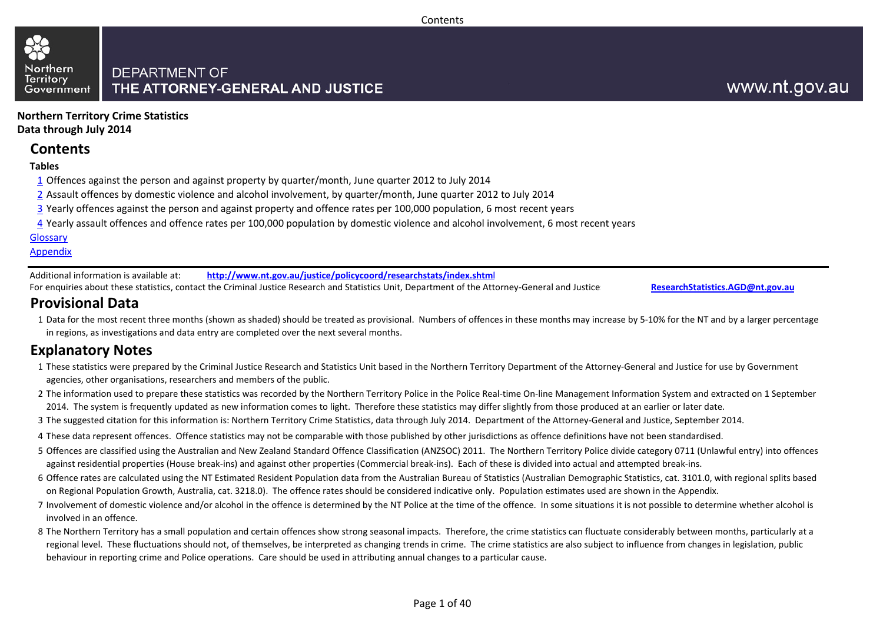DEPARTMENT OF
THE ATTORNEY-GENERAL AND JUSTICE

www.nt.gov.au

**Northern Territory Crime Statistics**
**Data through July 2014**

## Contents

**Tables**

1 Offences against the person and against property by quarter/month, June quarter 2012 to July 2014
2 Assault offences by domestic violence and alcohol involvement, by quarter/month, June quarter 2012 to July 2014
3 Yearly offences against the person and against property and offence rates per 100,000 population, 6 most recent years
4 Yearly assault offences and offence rates per 100,000 population by domestic violence and alcohol involvement, 6 most recent years

Glossary
Appendix

Additional information is available at: **http://www.nt.gov.au/justice/policycoord/researchstats/index.shtml**
For enquiries about these statistics, contact the Criminal Justice Research and Statistics Unit, Department of the Attorney-General and Justice **ResearchStatistics.AGD@nt.gov.au**

## Provisional Data

1 Data for the most recent three months (shown as shaded) should be treated as provisional. Numbers of offences in these months may increase by 5-10% for the NT and by a larger percentage in regions, as investigations and data entry are completed over the next several months.

## Explanatory Notes

1 These statistics were prepared by the Criminal Justice Research and Statistics Unit based in the Northern Territory Department of the Attorney-General and Justice for use by Government agencies, other organisations, researchers and members of the public.
2 The information used to prepare these statistics was recorded by the Northern Territory Police in the Police Real-time On-line Management Information System and extracted on 1 September 2014. The system is frequently updated as new information comes to light. Therefore these statistics may differ slightly from those produced at an earlier or later date.
3 The suggested citation for this information is: Northern Territory Crime Statistics, data through July 2014. Department of the Attorney-General and Justice, September 2014.
4 These data represent offences. Offence statistics may not be comparable with those published by other jurisdictions as offence definitions have not been standardised.
5 Offences are classified using the Australian and New Zealand Standard Offence Classification (ANZSOC) 2011. The Northern Territory Police divide category 0711 (Unlawful entry) into offences against residential properties (House break-ins) and against other properties (Commercial break-ins). Each of these is divided into actual and attempted break-ins.
6 Offence rates are calculated using the NT Estimated Resident Population data from the Australian Bureau of Statistics (Australian Demographic Statistics, cat. 3101.0, with regional splits based on Regional Population Growth, Australia, cat. 3218.0). The offence rates should be considered indicative only. Population estimates used are shown in the Appendix.
7 Involvement of domestic violence and/or alcohol in the offence is determined by the NT Police at the time of the offence. In some situations it is not possible to determine whether alcohol is involved in an offence.
8 The Northern Territory has a small population and certain offences show strong seasonal impacts. Therefore, the crime statistics can fluctuate considerably between months, particularly at a regional level. These fluctuations should not, of themselves, be interpreted as changing trends in crime. The crime statistics are also subject to influence from changes in legislation, public behaviour in reporting crime and Police operations. Care should be used in attributing annual changes to a particular cause.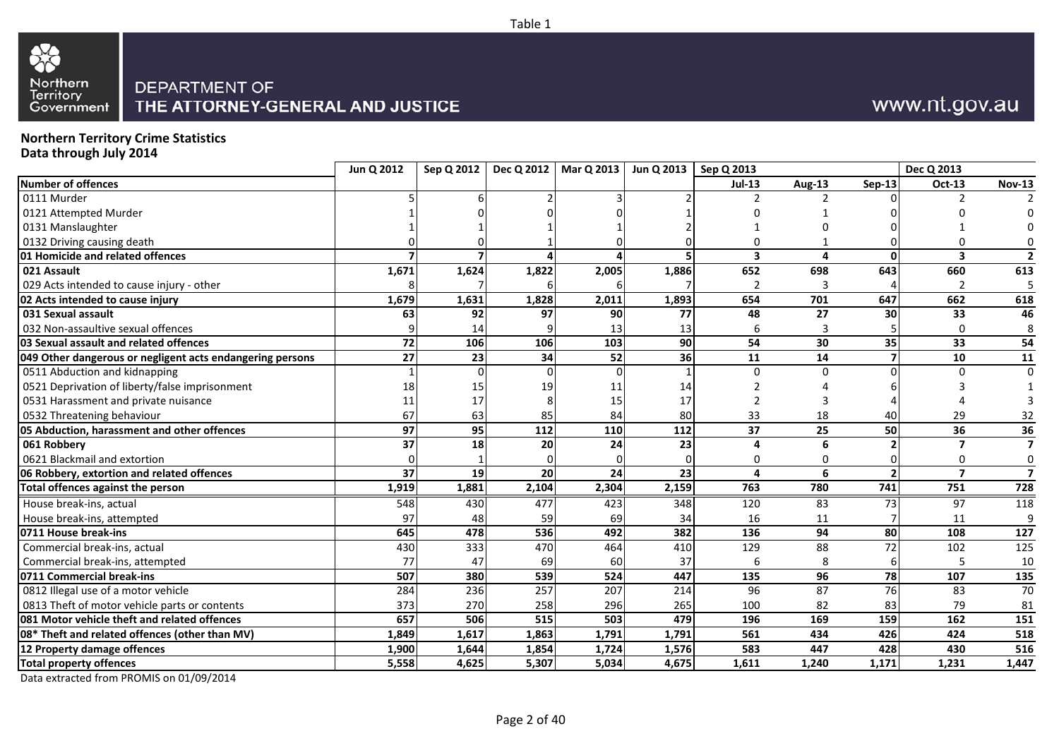Table 1

DEPARTMENT OF THE ATTORNEY-GENERAL AND JUSTICE

www.nt.gov.au

**Northern Territory Crime Statistics**
**Data through July 2014**

| | Jun Q 2012 | Sep Q 2012 | Dec Q 2012 | Mar Q 2013 | Jun Q 2013 | Sep Q 2013 | | | Dec Q 2013 | |
|---|---|---|---|---|---|---|---|---|---|---|
| **Number of offences** | | | | | | **Jul-13** | **Aug-13** | **Sep-13** | **Oct-13** | **Nov-13** |
| 0111 Murder | 5 | 6 | 2 | 3 | 2 | 2 | 2 | 0 | 2 | 2 |
| 0121 Attempted Murder | 1 | 0 | 0 | 0 | 1 | 0 | 1 | 0 | 0 | 0 |
| 0131 Manslaughter | 1 | 1 | 1 | 1 | 2 | 1 | 0 | 0 | 1 | 0 |
| 0132 Driving causing death | 0 | 0 | 1 | 0 | 0 | 0 | 1 | 0 | 0 | 0 |
| **01 Homicide and related offences** | **7** | **7** | **4** | **4** | **5** | **3** | **4** | **0** | **3** | **2** |
| **021 Assault** | **1,671** | **1,624** | **1,822** | **2,005** | **1,886** | **652** | **698** | **643** | **660** | **613** |
| 029 Acts intended to cause injury - other | 8 | 7 | 6 | 6 | 7 | 2 | 3 | 4 | 2 | 5 |
| **02 Acts intended to cause injury** | **1,679** | **1,631** | **1,828** | **2,011** | **1,893** | **654** | **701** | **647** | **662** | **618** |
| **031 Sexual assault** | **63** | **92** | **97** | **90** | **77** | **48** | **27** | **30** | **33** | **46** |
| 032 Non-assaultive sexual offences | 9 | 14 | 9 | 13 | 13 | 6 | 3 | 5 | 0 | 8 |
| **03 Sexual assault and related offences** | **72** | **106** | **106** | **103** | **90** | **54** | **30** | **35** | **33** | **54** |
| **049 Other dangerous or negligent acts endangering persons** | **27** | **23** | **34** | **52** | **36** | **11** | **14** | **7** | **10** | **11** |
| 0511 Abduction and kidnapping | 1 | 0 | 0 | 0 | 1 | 0 | 0 | 0 | 0 | 0 |
| 0521 Deprivation of liberty/false imprisonment | 18 | 15 | 19 | 11 | 14 | 2 | 4 | 6 | 3 | 1 |
| 0531 Harassment and private nuisance | 11 | 17 | 8 | 15 | 17 | 2 | 3 | 4 | 4 | 3 |
| 0532 Threatening behaviour | 67 | 63 | 85 | 84 | 80 | 33 | 18 | 40 | 29 | 32 |
| **05 Abduction, harassment and other offences** | **97** | **95** | **112** | **110** | **112** | **37** | **25** | **50** | **36** | **36** |
| **061 Robbery** | **37** | **18** | **20** | **24** | **23** | **4** | **6** | **2** | **7** | **7** |
| 0621 Blackmail and extortion | 0 | 1 | 0 | 0 | 0 | 0 | 0 | 0 | 0 | 0 |
| **06 Robbery, extortion and related offences** | **37** | **19** | **20** | **24** | **23** | **4** | **6** | **2** | **7** | **7** |
| **Total offences against the person** | **1,919** | **1,881** | **2,104** | **2,304** | **2,159** | **763** | **780** | **741** | **751** | **728** |
| House break-ins, actual | 548 | 430 | 477 | 423 | 348 | 120 | 83 | 73 | 97 | 118 |
| House break-ins, attempted | 97 | 48 | 59 | 69 | 34 | 16 | 11 | 7 | 11 | 9 |
| **0711 House break-ins** | **645** | **478** | **536** | **492** | **382** | **136** | **94** | **80** | **108** | **127** |
| Commercial break-ins, actual | 430 | 333 | 470 | 464 | 410 | 129 | 88 | 72 | 102 | 125 |
| Commercial break-ins, attempted | 77 | 47 | 69 | 60 | 37 | 6 | 8 | 6 | 5 | 10 |
| **0711 Commercial break-ins** | **507** | **380** | **539** | **524** | **447** | **135** | **96** | **78** | **107** | **135** |
| 0812 Illegal use of a motor vehicle | 284 | 236 | 257 | 207 | 214 | 96 | 87 | 76 | 83 | 70 |
| 0813 Theft of motor vehicle parts or contents | 373 | 270 | 258 | 296 | 265 | 100 | 82 | 83 | 79 | 81 |
| **081 Motor vehicle theft and related offences** | **657** | **506** | **515** | **503** | **479** | **196** | **169** | **159** | **162** | **151** |
| **08* Theft and related offences (other than MV)** | **1,849** | **1,617** | **1,863** | **1,791** | **1,791** | **561** | **434** | **426** | **424** | **518** |
| **12 Property damage offences** | **1,900** | **1,644** | **1,854** | **1,724** | **1,576** | **583** | **447** | **428** | **430** | **516** |
| **Total property offences** | **5,558** | **4,625** | **5,307** | **5,034** | **4,675** | **1,611** | **1,240** | **1,171** | **1,231** | **1,447** |

Data extracted from PROMIS on 01/09/2014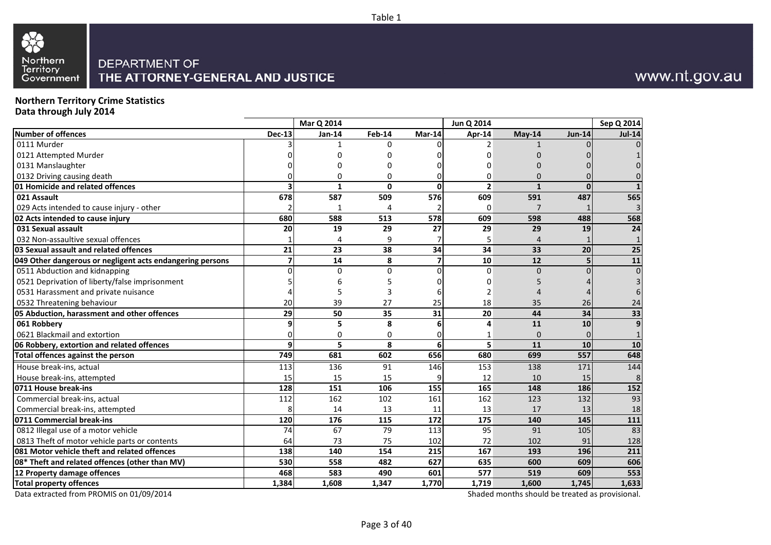Table 1

Northern Territory Government

DEPARTMENT OF THE ATTORNEY-GENERAL AND JUSTICE

www.nt.gov.au

**Northern Territory Crime Statistics**
**Data through July 2014**

| | | Mar Q 2014 | | | Jun Q 2014 | | | Sep Q 2014 |
|---|---|---|---|---|---|---|---|---|
| **Number of offences** | **Dec-13** | **Jan-14** | **Feb-14** | **Mar-14** | **Apr-14** | **May-14** | **Jun-14** | **Jul-14** |
| 0111 Murder | 3 | 1 | 0 | 0 | 2 | 1 | 0 | 0 |
| 0121 Attempted Murder | 0 | 0 | 0 | 0 | 0 | 0 | 0 | 1 |
| 0131 Manslaughter | 0 | 0 | 0 | 0 | 0 | 0 | 0 | 0 |
| 0132 Driving causing death | 0 | 0 | 0 | 0 | 0 | 0 | 0 | 0 |
| **01 Homicide and related offences** | **3** | **1** | **0** | **0** | **2** | **1** | **0** | **1** |
| **021 Assault** | **678** | **587** | **509** | **576** | **609** | **591** | **487** | **565** |
| 029 Acts intended to cause injury - other | 2 | 1 | 4 | 2 | 0 | 7 | 1 | 3 |
| **02 Acts intended to cause injury** | **680** | **588** | **513** | **578** | **609** | **598** | **488** | **568** |
| **031 Sexual assault** | **20** | **19** | **29** | **27** | **29** | **29** | **19** | **24** |
| 032 Non-assaultive sexual offences | 1 | 4 | 9 | 7 | 5 | 4 | 1 | 1 |
| **03 Sexual assault and related offences** | **21** | **23** | **38** | **34** | **34** | **33** | **20** | **25** |
| **049 Other dangerous or negligent acts endangering persons** | **7** | **14** | **8** | **7** | **10** | **12** | **5** | **11** |
| 0511 Abduction and kidnapping | 0 | 0 | 0 | 0 | 0 | 0 | 0 | 0 |
| 0521 Deprivation of liberty/false imprisonment | 5 | 6 | 5 | 0 | 0 | 5 | 4 | 3 |
| 0531 Harassment and private nuisance | 4 | 5 | 3 | 6 | 2 | 4 | 4 | 6 |
| 0532 Threatening behaviour | 20 | 39 | 27 | 25 | 18 | 35 | 26 | 24 |
| **05 Abduction, harassment and other offences** | **29** | **50** | **35** | **31** | **20** | **44** | **34** | **33** |
| **061 Robbery** | **9** | **5** | **8** | **6** | **4** | **11** | **10** | **9** |
| 0621 Blackmail and extortion | 0 | 0 | 0 | 0 | 1 | 0 | 0 | 1 |
| **06 Robbery, extortion and related offences** | **9** | **5** | **8** | **6** | **5** | **11** | **10** | **10** |
| **Total offences against the person** | **749** | **681** | **602** | **656** | **680** | **699** | **557** | **648** |
| House break-ins, actual | 113 | 136 | 91 | 146 | 153 | 138 | 171 | 144 |
| House break-ins, attempted | 15 | 15 | 15 | 9 | 12 | 10 | 15 | 8 |
| **0711 House break-ins** | **128** | **151** | **106** | **155** | **165** | **148** | **186** | **152** |
| Commercial break-ins, actual | 112 | 162 | 102 | 161 | 162 | 123 | 132 | 93 |
| Commercial break-ins, attempted | 8 | 14 | 13 | 11 | 13 | 17 | 13 | 18 |
| **0711 Commercial break-ins** | **120** | **176** | **115** | **172** | **175** | **140** | **145** | **111** |
| 0812 Illegal use of a motor vehicle | 74 | 67 | 79 | 113 | 95 | 91 | 105 | 83 |
| 0813 Theft of motor vehicle parts or contents | 64 | 73 | 75 | 102 | 72 | 102 | 91 | 128 |
| **081 Motor vehicle theft and related offences** | **138** | **140** | **154** | **215** | **167** | **193** | **196** | **211** |
| **08* Theft and related offences (other than MV)** | **530** | **558** | **482** | **627** | **635** | **600** | **609** | **606** |
| **12 Property damage offences** | **468** | **583** | **490** | **601** | **577** | **519** | **609** | **553** |
| **Total property offences** | **1,384** | **1,608** | **1,347** | **1,770** | **1,719** | **1,600** | **1,745** | **1,633** |

Data extracted from PROMIS on 01/09/2014

Shaded months should be treated as provisional.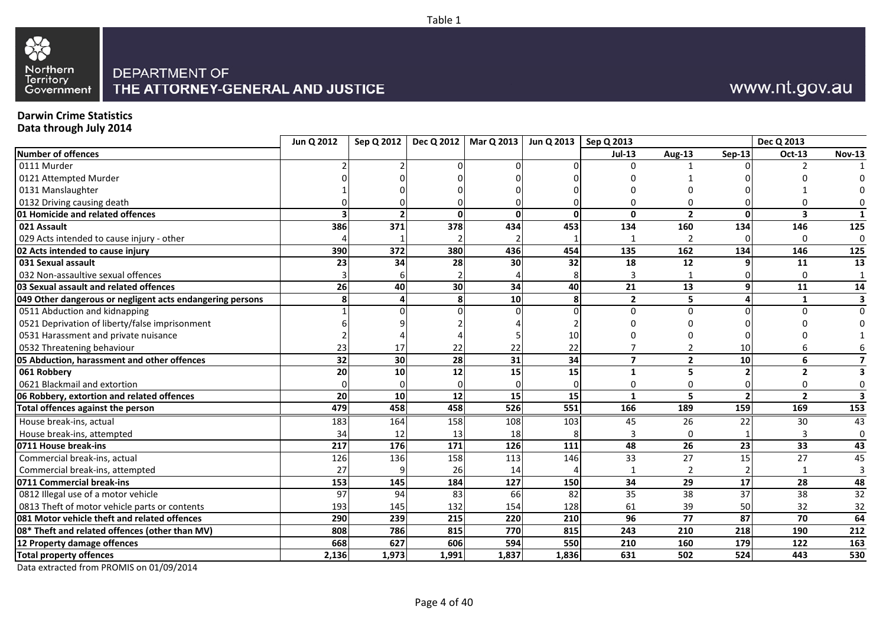Table 1

Northern Territory Government

DEPARTMENT OF
THE ATTORNEY-GENERAL AND JUSTICE

www.nt.gov.au

**Darwin Crime Statistics**
**Data through July 2014**

| | Jun Q 2012 | Sep Q 2012 | Dec Q 2012 | Mar Q 2013 | Jun Q 2013 | Sep Q 2013 | | | Dec Q 2013 | |
|---|---|---|---|---|---|---|---|---|---|---|
| **Number of offences** | | | | | | **Jul-13** | **Aug-13** | **Sep-13** | **Oct-13** | **Nov-13** |
| 0111 Murder | 2 | 2 | 0 | 0 | 0 | 0 | 1 | 0 | 2 | 1 |
| 0121 Attempted Murder | 0 | 0 | 0 | 0 | 0 | 0 | 1 | 0 | 0 | 0 |
| 0131 Manslaughter | 1 | 0 | 0 | 0 | 0 | 0 | 0 | 0 | 1 | 0 |
| 0132 Driving causing death | 0 | 0 | 0 | 0 | 0 | 0 | 0 | 0 | 0 | 0 |
| **01 Homicide and related offences** | **3** | **2** | **0** | **0** | **0** | **0** | **2** | **0** | **3** | **1** |
| **021 Assault** | **386** | **371** | **378** | **434** | **453** | **134** | **160** | **134** | **146** | **125** |
| 029 Acts intended to cause injury - other | 4 | 1 | 2 | 2 | 1 | 1 | 2 | 0 | 0 | 0 |
| **02 Acts intended to cause injury** | **390** | **372** | **380** | **436** | **454** | **135** | **162** | **134** | **146** | **125** |
| **031 Sexual assault** | **23** | **34** | **28** | **30** | **32** | **18** | **12** | **9** | **11** | **13** |
| 032 Non-assaultive sexual offences | 3 | 6 | 2 | 4 | 8 | 3 | 1 | 0 | 0 | 1 |
| **03 Sexual assault and related offences** | **26** | **40** | **30** | **34** | **40** | **21** | **13** | **9** | **11** | **14** |
| **049 Other dangerous or negligent acts endangering persons** | **8** | **4** | **8** | **10** | **8** | **2** | **5** | **4** | **1** | **3** |
| 0511 Abduction and kidnapping | 1 | 0 | 0 | 0 | 0 | 0 | 0 | 0 | 0 | 0 |
| 0521 Deprivation of liberty/false imprisonment | 6 | 9 | 2 | 4 | 2 | 0 | 0 | 0 | 0 | 0 |
| 0531 Harassment and private nuisance | 2 | 4 | 4 | 5 | 10 | 0 | 0 | 0 | 0 | 1 |
| 0532 Threatening behaviour | 23 | 17 | 22 | 22 | 22 | 7 | 2 | 10 | 6 | 6 |
| **05 Abduction, harassment and other offences** | **32** | **30** | **28** | **31** | **34** | **7** | **2** | **10** | **6** | **7** |
| **061 Robbery** | **20** | **10** | **12** | **15** | **15** | **1** | **5** | **2** | **2** | **3** |
| 0621 Blackmail and extortion | 0 | 0 | 0 | 0 | 0 | 0 | 0 | 0 | 0 | 0 |
| **06 Robbery, extortion and related offences** | **20** | **10** | **12** | **15** | **15** | **1** | **5** | **2** | **2** | **3** |
| **Total offences against the person** | **479** | **458** | **458** | **526** | **551** | **166** | **189** | **159** | **169** | **153** |
| House break-ins, actual | 183 | 164 | 158 | 108 | 103 | 45 | 26 | 22 | 30 | 43 |
| House break-ins, attempted | 34 | 12 | 13 | 18 | 8 | 3 | 0 | 1 | 3 | 0 |
| **0711 House break-ins** | **217** | **176** | **171** | **126** | **111** | **48** | **26** | **23** | **33** | **43** |
| Commercial break-ins, actual | 126 | 136 | 158 | 113 | 146 | 33 | 27 | 15 | 27 | 45 |
| Commercial break-ins, attempted | 27 | 9 | 26 | 14 | 4 | 1 | 2 | 2 | 1 | 3 |
| **0711 Commercial break-ins** | **153** | **145** | **184** | **127** | **150** | **34** | **29** | **17** | **28** | **48** |
| 0812 Illegal use of a motor vehicle | 97 | 94 | 83 | 66 | 82 | 35 | 38 | 37 | 38 | 32 |
| 0813 Theft of motor vehicle parts or contents | 193 | 145 | 132 | 154 | 128 | 61 | 39 | 50 | 32 | 32 |
| **081 Motor vehicle theft and related offences** | **290** | **239** | **215** | **220** | **210** | **96** | **77** | **87** | **70** | **64** |
| **08* Theft and related offences (other than MV)** | **808** | **786** | **815** | **770** | **815** | **243** | **210** | **218** | **190** | **212** |
| **12 Property damage offences** | **668** | **627** | **606** | **594** | **550** | **210** | **160** | **179** | **122** | **163** |
| **Total property offences** | **2,136** | **1,973** | **1,991** | **1,837** | **1,836** | **631** | **502** | **524** | **443** | **530** |

Data extracted from PROMIS on 01/09/2014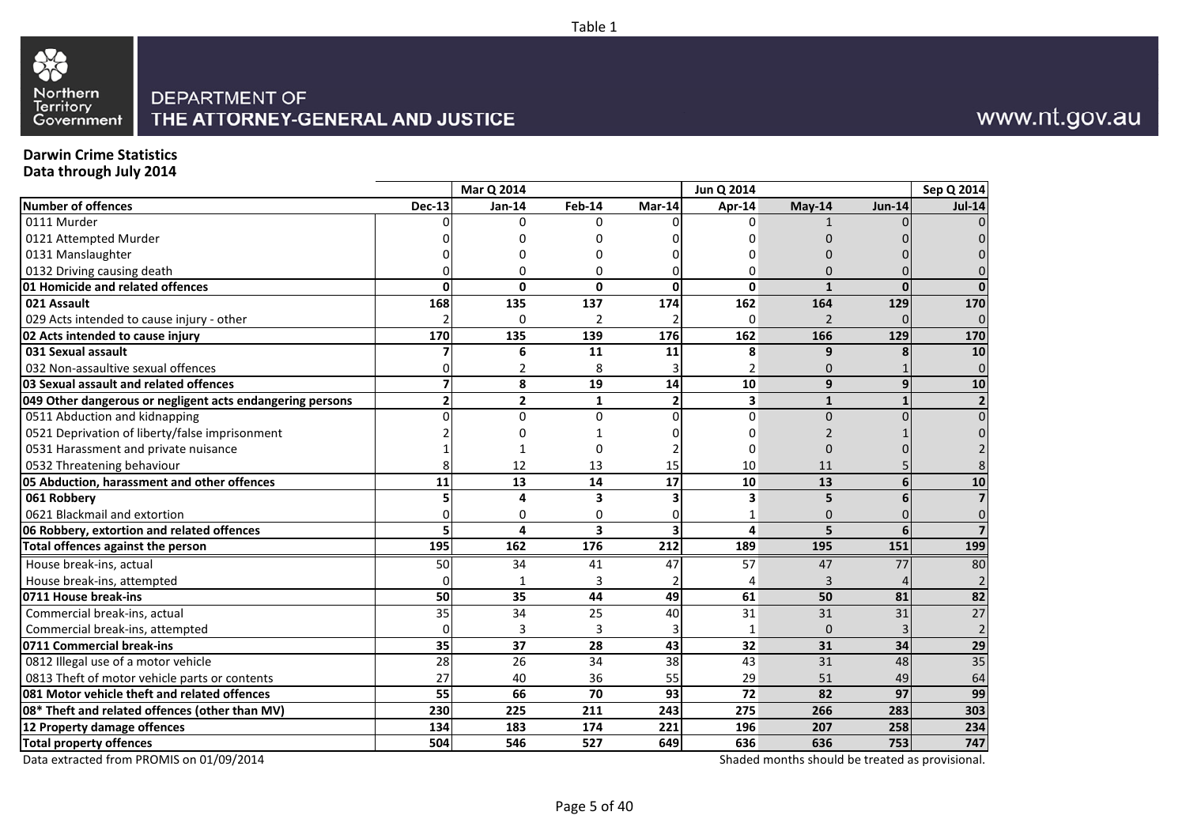Table 1

Northern Territory Government

DEPARTMENT OF THE ATTORNEY-GENERAL AND JUSTICE

www.nt.gov.au

**Darwin Crime Statistics**
**Data through July 2014**

| | | Mar Q 2014 | | | Jun Q 2014 | | | Sep Q 2014 |
|---|---|---|---|---|---|---|---|---|
| **Number of offences** | **Dec-13** | **Jan-14** | **Feb-14** | **Mar-14** | **Apr-14** | **May-14** | **Jun-14** | **Jul-14** |
| 0111 Murder | 0 | 0 | 0 | 0 | 0 | 1 | 0 | 0 |
| 0121 Attempted Murder | 0 | 0 | 0 | 0 | 0 | 0 | 0 | 0 |
| 0131 Manslaughter | 0 | 0 | 0 | 0 | 0 | 0 | 0 | 0 |
| 0132 Driving causing death | 0 | 0 | 0 | 0 | 0 | 0 | 0 | 0 |
| **01 Homicide and related offences** | **0** | **0** | **0** | **0** | **0** | **1** | **0** | **0** |
| **021 Assault** | **168** | **135** | **137** | **174** | **162** | **164** | **129** | **170** |
| 029 Acts intended to cause injury - other | 2 | 0 | 2 | 2 | 0 | 2 | 0 | 0 |
| **02 Acts intended to cause injury** | **170** | **135** | **139** | **176** | **162** | **166** | **129** | **170** |
| **031 Sexual assault** | **7** | **6** | **11** | **11** | **8** | **9** | **8** | **10** |
| 032 Non-assaultive sexual offences | 0 | 2 | 8 | 3 | 2 | 0 | 1 | 0 |
| **03 Sexual assault and related offences** | **7** | **8** | **19** | **14** | **10** | **9** | **9** | **10** |
| **049 Other dangerous or negligent acts endangering persons** | **2** | **2** | **1** | **2** | **3** | **1** | **1** | **2** |
| 0511 Abduction and kidnapping | 0 | 0 | 0 | 0 | 0 | 0 | 0 | 0 |
| 0521 Deprivation of liberty/false imprisonment | 2 | 0 | 1 | 0 | 0 | 2 | 1 | 0 |
| 0531 Harassment and private nuisance | 1 | 1 | 0 | 2 | 0 | 0 | 0 | 2 |
| 0532 Threatening behaviour | 8 | 12 | 13 | 15 | 10 | 11 | 5 | 8 |
| **05 Abduction, harassment and other offences** | **11** | **13** | **14** | **17** | **10** | **13** | **6** | **10** |
| **061 Robbery** | **5** | **4** | **3** | **3** | **3** | **5** | **6** | **7** |
| 0621 Blackmail and extortion | 0 | 0 | 0 | 0 | 1 | 0 | 0 | 0 |
| **06 Robbery, extortion and related offences** | **5** | **4** | **3** | **3** | **4** | **5** | **6** | **7** |
| **Total offences against the person** | **195** | **162** | **176** | **212** | **189** | **195** | **151** | **199** |
| House break-ins, actual | 50 | 34 | 41 | 47 | 57 | 47 | 77 | 80 |
| House break-ins, attempted | 0 | 1 | 3 | 2 | 4 | 3 | 4 | 2 |
| **0711 House break-ins** | **50** | **35** | **44** | **49** | **61** | **50** | **81** | **82** |
| Commercial break-ins, actual | 35 | 34 | 25 | 40 | 31 | 31 | 31 | 27 |
| Commercial break-ins, attempted | 0 | 3 | 3 | 3 | 1 | 0 | 3 | 2 |
| **0711 Commercial break-ins** | **35** | **37** | **28** | **43** | **32** | **31** | **34** | **29** |
| 0812 Illegal use of a motor vehicle | 28 | 26 | 34 | 38 | 43 | 31 | 48 | 35 |
| 0813 Theft of motor vehicle parts or contents | 27 | 40 | 36 | 55 | 29 | 51 | 49 | 64 |
| **081 Motor vehicle theft and related offences** | **55** | **66** | **70** | **93** | **72** | **82** | **97** | **99** |
| **08* Theft and related offences (other than MV)** | **230** | **225** | **211** | **243** | **275** | **266** | **283** | **303** |
| **12 Property damage offences** | **134** | **183** | **174** | **221** | **196** | **207** | **258** | **234** |
| **Total property offences** | **504** | **546** | **527** | **649** | **636** | **636** | **753** | **747** |

Data extracted from PROMIS on 01/09/2014

Shaded months should be treated as provisional.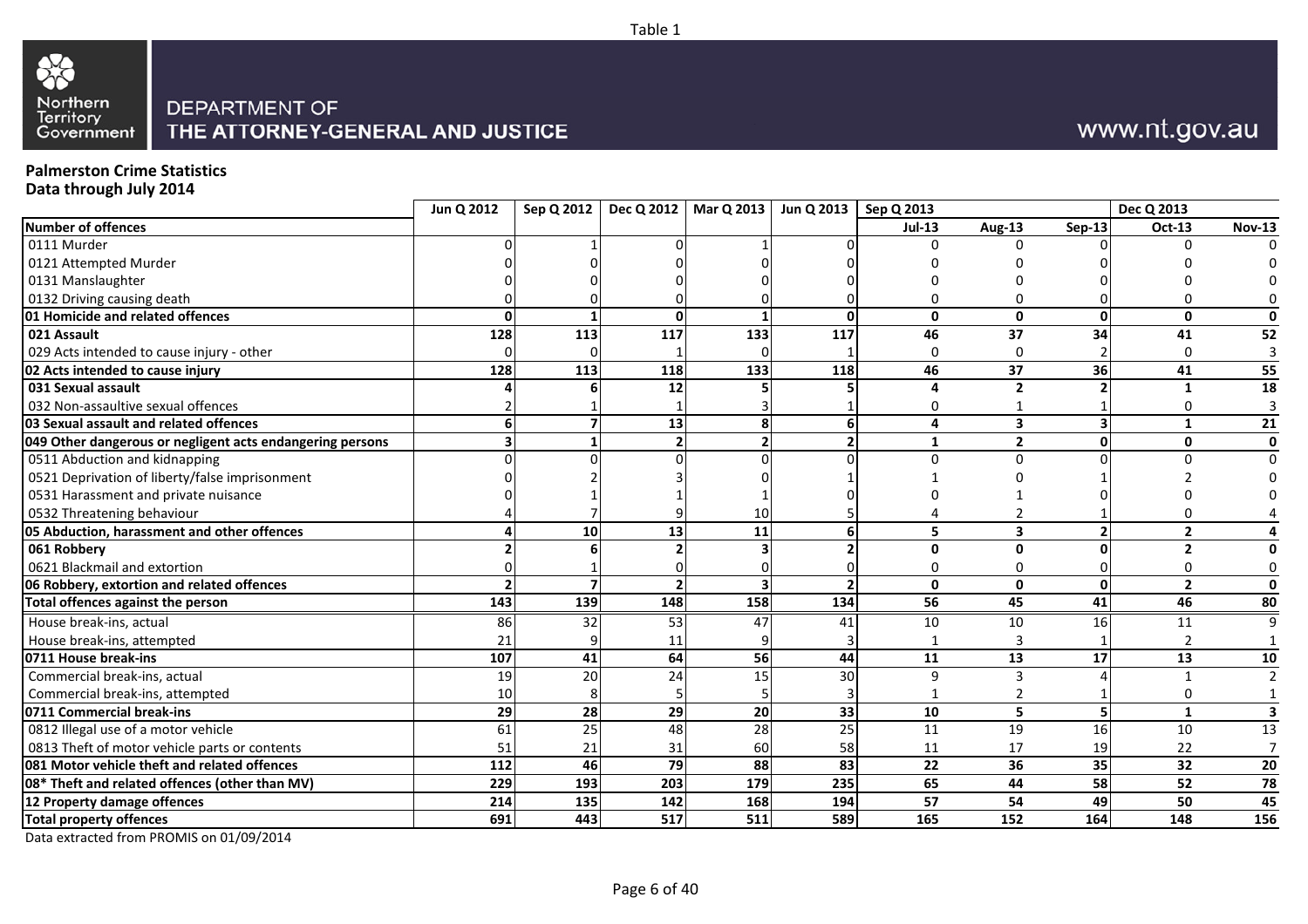Table 1

Northern Territory Government

DEPARTMENT OF
THE ATTORNEY-GENERAL AND JUSTICE

www.nt.gov.au

**Palmerston Crime Statistics**
**Data through July 2014**

| | Jun Q 2012 | Sep Q 2012 | Dec Q 2012 | Mar Q 2013 | Jun Q 2013 | Sep Q 2013 | | | Dec Q 2013 | |
|---|---|---|---|---|---|---|---|---|---|---|
| **Number of offences** | | | | | | **Jul-13** | **Aug-13** | **Sep-13** | **Oct-13** | **Nov-13** |
| 0111 Murder | 0 | 1 | 0 | 1 | 0 | 0 | 0 | 0 | 0 | 0 |
| 0121 Attempted Murder | 0 | 0 | 0 | 0 | 0 | 0 | 0 | 0 | 0 | 0 |
| 0131 Manslaughter | 0 | 0 | 0 | 0 | 0 | 0 | 0 | 0 | 0 | 0 |
| 0132 Driving causing death | 0 | 0 | 0 | 0 | 0 | 0 | 0 | 0 | 0 | 0 |
| **01 Homicide and related offences** | **0** | **1** | **0** | **1** | **0** | **0** | **0** | **0** | **0** | **0** |
| **021 Assault** | **128** | **113** | **117** | **133** | **117** | **46** | **37** | **34** | **41** | **52** |
| 029 Acts intended to cause injury - other | 0 | 0 | 1 | 0 | 1 | 0 | 0 | 2 | 0 | 3 |
| **02 Acts intended to cause injury** | **128** | **113** | **118** | **133** | **118** | **46** | **37** | **36** | **41** | **55** |
| **031 Sexual assault** | **4** | **6** | **12** | **5** | **5** | **4** | **2** | **2** | **1** | **18** |
| 032 Non-assaultive sexual offences | 2 | 1 | 1 | 3 | 1 | 0 | 1 | 1 | 0 | 3 |
| **03 Sexual assault and related offences** | **6** | **7** | **13** | **8** | **6** | **4** | **3** | **3** | **1** | **21** |
| **049 Other dangerous or negligent acts endangering persons** | **3** | **1** | **2** | **2** | **2** | **1** | **2** | **0** | **0** | **0** |
| 0511 Abduction and kidnapping | 0 | 0 | 0 | 0 | 0 | 0 | 0 | 0 | 0 | 0 |
| 0521 Deprivation of liberty/false imprisonment | 0 | 2 | 3 | 0 | 1 | 1 | 0 | 1 | 2 | 0 |
| 0531 Harassment and private nuisance | 0 | 1 | 1 | 1 | 0 | 0 | 1 | 0 | 0 | 0 |
| 0532 Threatening behaviour | 4 | 7 | 9 | 10 | 5 | 4 | 2 | 1 | 0 | 4 |
| **05 Abduction, harassment and other offences** | **4** | **10** | **13** | **11** | **6** | **5** | **3** | **2** | **2** | **4** |
| **061 Robbery** | **2** | **6** | **2** | **3** | **2** | **0** | **0** | **0** | **2** | **0** |
| 0621 Blackmail and extortion | 0 | 1 | 0 | 0 | 0 | 0 | 0 | 0 | 0 | 0 |
| **06 Robbery, extortion and related offences** | **2** | **7** | **2** | **3** | **2** | **0** | **0** | **0** | **2** | **0** |
| **Total offences against the person** | **143** | **139** | **148** | **158** | **134** | **56** | **45** | **41** | **46** | **80** |
| House break-ins, actual | 86 | 32 | 53 | 47 | 41 | 10 | 10 | 16 | 11 | 9 |
| House break-ins, attempted | 21 | 9 | 11 | 9 | 3 | 1 | 3 | 1 | 2 | 1 |
| **0711 House break-ins** | **107** | **41** | **64** | **56** | **44** | **11** | **13** | **17** | **13** | **10** |
| Commercial break-ins, actual | 19 | 20 | 24 | 15 | 30 | 9 | 3 | 4 | 1 | 2 |
| Commercial break-ins, attempted | 10 | 8 | 5 | 5 | 3 | 1 | 2 | 1 | 0 | 1 |
| **0711 Commercial break-ins** | **29** | **28** | **29** | **20** | **33** | **10** | **5** | **5** | **1** | **3** |
| 0812 Illegal use of a motor vehicle | 61 | 25 | 48 | 28 | 25 | 11 | 19 | 16 | 10 | 13 |
| 0813 Theft of motor vehicle parts or contents | 51 | 21 | 31 | 60 | 58 | 11 | 17 | 19 | 22 | 7 |
| **081 Motor vehicle theft and related offences** | **112** | **46** | **79** | **88** | **83** | **22** | **36** | **35** | **32** | **20** |
| **08* Theft and related offences (other than MV)** | **229** | **193** | **203** | **179** | **235** | **65** | **44** | **58** | **52** | **78** |
| **12 Property damage offences** | **214** | **135** | **142** | **168** | **194** | **57** | **54** | **49** | **50** | **45** |
| **Total property offences** | **691** | **443** | **517** | **511** | **589** | **165** | **152** | **164** | **148** | **156** |

Data extracted from PROMIS on 01/09/2014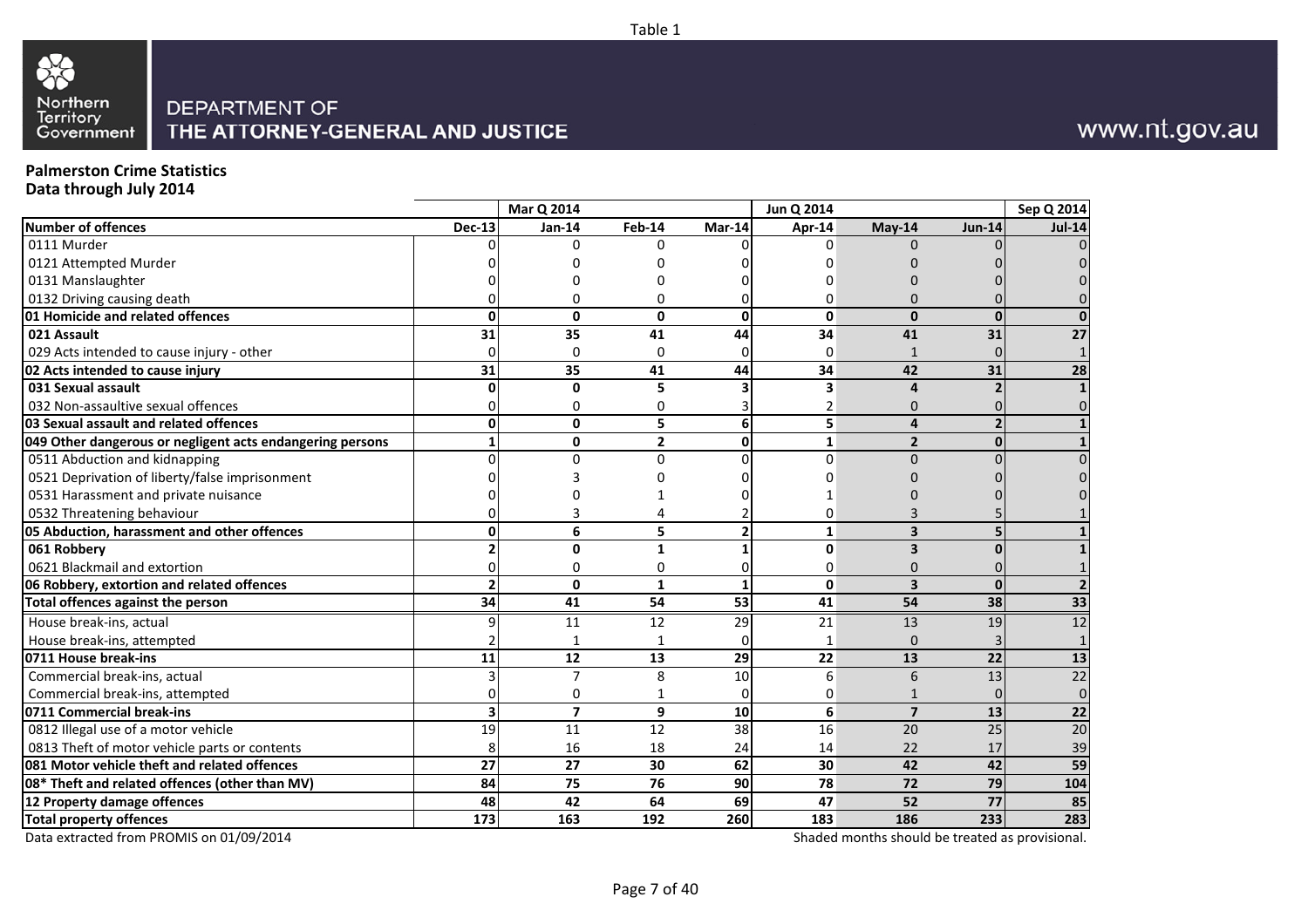Table 1

Northern Territory Government

DEPARTMENT OF THE ATTORNEY-GENERAL AND JUSTICE

www.nt.gov.au

**Palmerston Crime Statistics**
**Data through July 2014**

| | | Mar Q 2014 | | | Jun Q 2014 | | | Sep Q 2014 |
|---|---|---|---|---|---|---|---|---|
| **Number of offences** | **Dec-13** | **Jan-14** | **Feb-14** | **Mar-14** | **Apr-14** | **May-14** | **Jun-14** | **Jul-14** |
| 0111 Murder | 0 | 0 | 0 | 0 | 0 | 0 | 0 | 0 |
| 0121 Attempted Murder | 0 | 0 | 0 | 0 | 0 | 0 | 0 | 0 |
| 0131 Manslaughter | 0 | 0 | 0 | 0 | 0 | 0 | 0 | 0 |
| 0132 Driving causing death | 0 | 0 | 0 | 0 | 0 | 0 | 0 | 0 |
| **01 Homicide and related offences** | **0** | **0** | **0** | **0** | **0** | **0** | **0** | **0** |
| **021 Assault** | **31** | **35** | **41** | **44** | **34** | **41** | **31** | **27** |
| 029 Acts intended to cause injury - other | 0 | 0 | 0 | 0 | 0 | 1 | 0 | 1 |
| **02 Acts intended to cause injury** | **31** | **35** | **41** | **44** | **34** | **42** | **31** | **28** |
| **031 Sexual assault** | **0** | **0** | **5** | **3** | **3** | **4** | **2** | **1** |
| 032 Non-assaultive sexual offences | 0 | 0 | 0 | 3 | 2 | 0 | 0 | 0 |
| **03 Sexual assault and related offences** | **0** | **0** | **5** | **6** | **5** | **4** | **2** | **1** |
| **049 Other dangerous or negligent acts endangering persons** | **1** | **0** | **2** | **0** | **1** | **2** | **0** | **1** |
| 0511 Abduction and kidnapping | 0 | 0 | 0 | 0 | 0 | 0 | 0 | 0 |
| 0521 Deprivation of liberty/false imprisonment | 0 | 3 | 0 | 0 | 0 | 0 | 0 | 0 |
| 0531 Harassment and private nuisance | 0 | 0 | 1 | 0 | 1 | 0 | 0 | 0 |
| 0532 Threatening behaviour | 0 | 3 | 4 | 2 | 0 | 3 | 5 | 1 |
| **05 Abduction, harassment and other offences** | **0** | **6** | **5** | **2** | **1** | **3** | **5** | **1** |
| **061 Robbery** | **2** | **0** | **1** | **1** | **0** | **3** | **0** | **1** |
| 0621 Blackmail and extortion | 0 | 0 | 0 | 0 | 0 | 0 | 0 | 1 |
| **06 Robbery, extortion and related offences** | **2** | **0** | **1** | **1** | **0** | **3** | **0** | **2** |
| **Total offences against the person** | **34** | **41** | **54** | **53** | **41** | **54** | **38** | **33** |
| House break-ins, actual | 9 | 11 | 12 | 29 | 21 | 13 | 19 | 12 |
| House break-ins, attempted | 2 | 1 | 1 | 0 | 1 | 0 | 3 | 1 |
| **0711 House break-ins** | **11** | **12** | **13** | **29** | **22** | **13** | **22** | **13** |
| Commercial break-ins, actual | 3 | 7 | 8 | 10 | 6 | 6 | 13 | 22 |
| Commercial break-ins, attempted | 0 | 0 | 1 | 0 | 0 | 1 | 0 | 0 |
| **0711 Commercial break-ins** | **3** | **7** | **9** | **10** | **6** | **7** | **13** | **22** |
| 0812 Illegal use of a motor vehicle | 19 | 11 | 12 | 38 | 16 | 20 | 25 | 20 |
| 0813 Theft of motor vehicle parts or contents | 8 | 16 | 18 | 24 | 14 | 22 | 17 | 39 |
| **081 Motor vehicle theft and related offences** | **27** | **27** | **30** | **62** | **30** | **42** | **42** | **59** |
| **08* Theft and related offences (other than MV)** | **84** | **75** | **76** | **90** | **78** | **72** | **79** | **104** |
| **12 Property damage offences** | **48** | **42** | **64** | **69** | **47** | **52** | **77** | **85** |
| **Total property offences** | **173** | **163** | **192** | **260** | **183** | **186** | **233** | **283** |

Data extracted from PROMIS on 01/09/2014

Shaded months should be treated as provisional.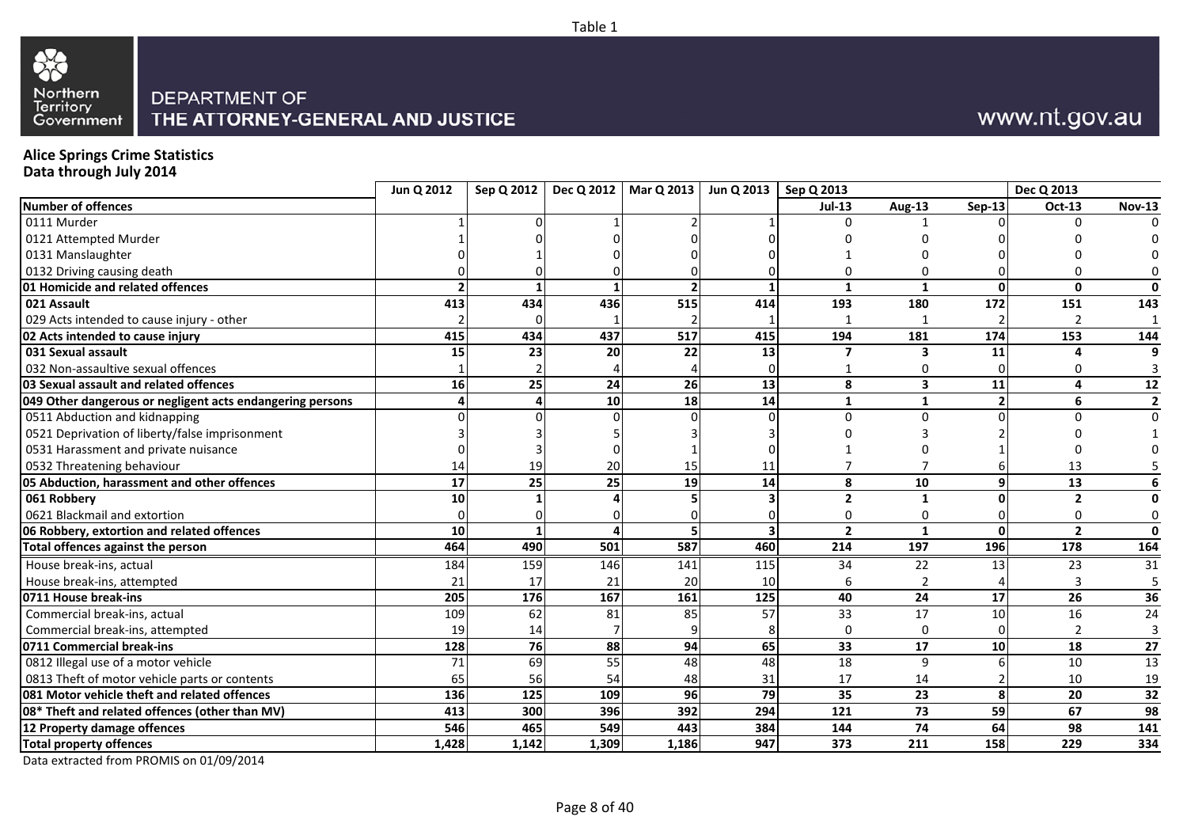Table 1

Northern Territory Government

DEPARTMENT OF
THE ATTORNEY-GENERAL AND JUSTICE

www.nt.gov.au

**Alice Springs Crime Statistics**
**Data through July 2014**

| | Jun Q 2012 | Sep Q 2012 | Dec Q 2012 | Mar Q 2013 | Jun Q 2013 | Sep Q 2013 | | | Dec Q 2013 | |
|---|---|---|---|---|---|---|---|---|---|---|
| **Number of offences** | | | | | | **Jul-13** | **Aug-13** | **Sep-13** | **Oct-13** | **Nov-13** |
| 0111 Murder | 1 | 0 | 1 | 2 | 1 | 0 | 1 | 0 | 0 | 0 |
| 0121 Attempted Murder | 1 | 0 | 0 | 0 | 0 | 0 | 0 | 0 | 0 | 0 |
| 0131 Manslaughter | 0 | 1 | 0 | 0 | 0 | 1 | 0 | 0 | 0 | 0 |
| 0132 Driving causing death | 0 | 0 | 0 | 0 | 0 | 0 | 0 | 0 | 0 | 0 |
| **01 Homicide and related offences** | **2** | **1** | **1** | **2** | **1** | **1** | **1** | **0** | **0** | **0** |
| **021 Assault** | **413** | **434** | **436** | **515** | **414** | **193** | **180** | **172** | **151** | **143** |
| 029 Acts intended to cause injury - other | 2 | 0 | 1 | 2 | 1 | 1 | 1 | 2 | 2 | 1 |
| **02 Acts intended to cause injury** | **415** | **434** | **437** | **517** | **415** | **194** | **181** | **174** | **153** | **144** |
| **031 Sexual assault** | **15** | **23** | **20** | **22** | **13** | **7** | **3** | **11** | **4** | **9** |
| 032 Non-assaultive sexual offences | 1 | 2 | 4 | 4 | 0 | 1 | 0 | 0 | 0 | 3 |
| **03 Sexual assault and related offences** | **16** | **25** | **24** | **26** | **13** | **8** | **3** | **11** | **4** | **12** |
| **049 Other dangerous or negligent acts endangering persons** | **4** | **4** | **10** | **18** | **14** | **1** | **1** | **2** | **6** | **2** |
| 0511 Abduction and kidnapping | 0 | 0 | 0 | 0 | 0 | 0 | 0 | 0 | 0 | 0 |
| 0521 Deprivation of liberty/false imprisonment | 3 | 3 | 5 | 3 | 3 | 0 | 3 | 2 | 0 | 1 |
| 0531 Harassment and private nuisance | 0 | 3 | 0 | 1 | 0 | 1 | 0 | 1 | 0 | 0 |
| 0532 Threatening behaviour | 14 | 19 | 20 | 15 | 11 | 7 | 7 | 6 | 13 | 5 |
| **05 Abduction, harassment and other offences** | **17** | **25** | **25** | **19** | **14** | **8** | **10** | **9** | **13** | **6** |
| **061 Robbery** | **10** | **1** | **4** | **5** | **3** | **2** | **1** | **0** | **2** | **0** |
| 0621 Blackmail and extortion | 0 | 0 | 0 | 0 | 0 | 0 | 0 | 0 | 0 | 0 |
| **06 Robbery, extortion and related offences** | **10** | **1** | **4** | **5** | **3** | **2** | **1** | **0** | **2** | **0** |
| **Total offences against the person** | **464** | **490** | **501** | **587** | **460** | **214** | **197** | **196** | **178** | **164** |
| House break-ins, actual | 184 | 159 | 146 | 141 | 115 | 34 | 22 | 13 | 23 | 31 |
| House break-ins, attempted | 21 | 17 | 21 | 20 | 10 | 6 | 2 | 4 | 3 | 5 |
| **0711 House break-ins** | **205** | **176** | **167** | **161** | **125** | **40** | **24** | **17** | **26** | **36** |
| Commercial break-ins, actual | 109 | 62 | 81 | 85 | 57 | 33 | 17 | 10 | 16 | 24 |
| Commercial break-ins, attempted | 19 | 14 | 7 | 9 | 8 | 0 | 0 | 0 | 2 | 3 |
| **0711 Commercial break-ins** | **128** | **76** | **88** | **94** | **65** | **33** | **17** | **10** | **18** | **27** |
| 0812 Illegal use of a motor vehicle | 71 | 69 | 55 | 48 | 48 | 18 | 9 | 6 | 10 | 13 |
| 0813 Theft of motor vehicle parts or contents | 65 | 56 | 54 | 48 | 31 | 17 | 14 | 2 | 10 | 19 |
| **081 Motor vehicle theft and related offences** | **136** | **125** | **109** | **96** | **79** | **35** | **23** | **8** | **20** | **32** |
| **08* Theft and related offences (other than MV)** | **413** | **300** | **396** | **392** | **294** | **121** | **73** | **59** | **67** | **98** |
| **12 Property damage offences** | **546** | **465** | **549** | **443** | **384** | **144** | **74** | **64** | **98** | **141** |
| **Total property offences** | **1,428** | **1,142** | **1,309** | **1,186** | **947** | **373** | **211** | **158** | **229** | **334** |

Data extracted from PROMIS on 01/09/2014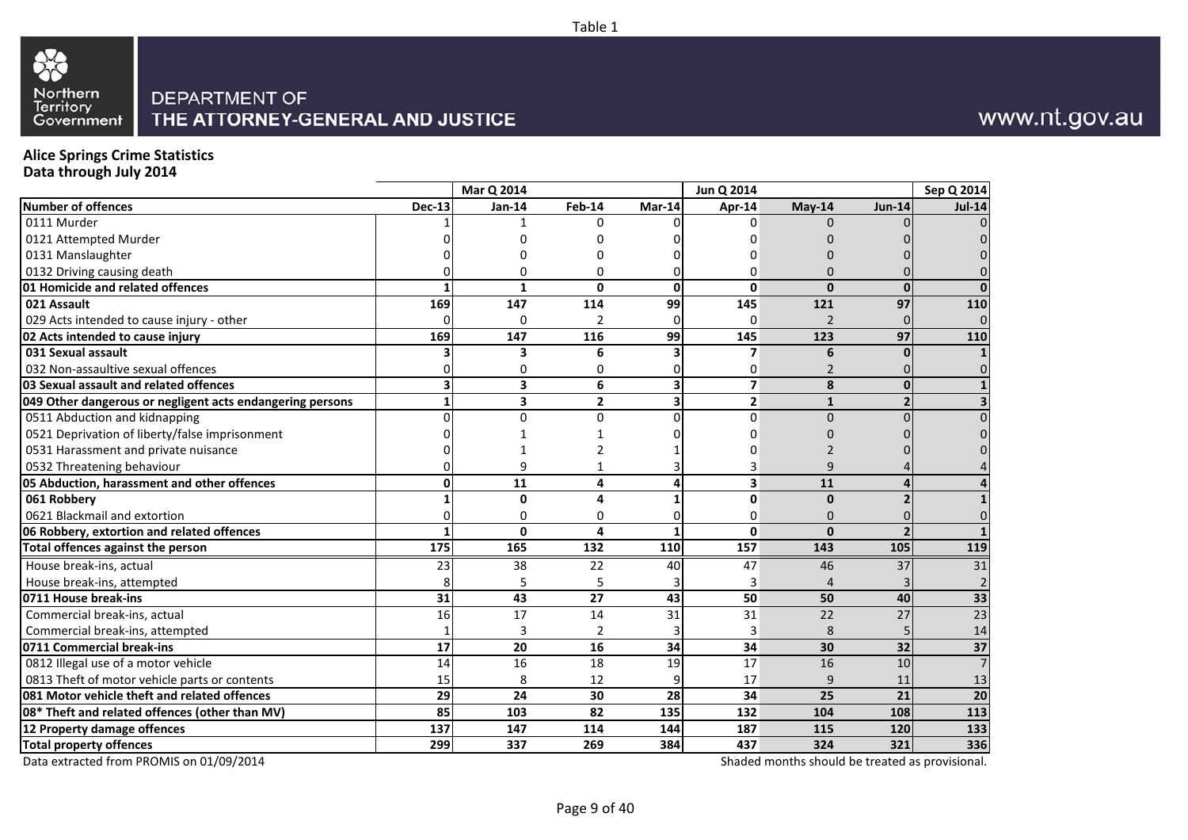Table 1

DEPARTMENT OF THE ATTORNEY-GENERAL AND JUSTICE

www.nt.gov.au

**Alice Springs Crime Statistics**
**Data through July 2014**

| | | Mar Q 2014 | | | Jun Q 2014 | | | Sep Q 2014 |
|---|---|---|---|---|---|---|---|---|
| **Number of offences** | **Dec-13** | **Jan-14** | **Feb-14** | **Mar-14** | **Apr-14** | **May-14** | **Jun-14** | **Jul-14** |
| 0111 Murder | 1 | 1 | 0 | 0 | 0 | 0 | 0 | 0 |
| 0121 Attempted Murder | 0 | 0 | 0 | 0 | 0 | 0 | 0 | 0 |
| 0131 Manslaughter | 0 | 0 | 0 | 0 | 0 | 0 | 0 | 0 |
| 0132 Driving causing death | 0 | 0 | 0 | 0 | 0 | 0 | 0 | 0 |
| **01 Homicide and related offences** | **1** | **1** | **0** | **0** | **0** | **0** | **0** | **0** |
| **021 Assault** | **169** | **147** | **114** | **99** | **145** | **121** | **97** | **110** |
| 029 Acts intended to cause injury - other | 0 | 0 | 2 | 0 | 0 | 2 | 0 | 0 |
| **02 Acts intended to cause injury** | **169** | **147** | **116** | **99** | **145** | **123** | **97** | **110** |
| **031 Sexual assault** | **3** | **3** | **6** | **3** | **7** | **6** | **0** | **1** |
| 032 Non-assaultive sexual offences | 0 | 0 | 0 | 0 | 0 | 2 | 0 | 0 |
| **03 Sexual assault and related offences** | **3** | **3** | **6** | **3** | **7** | **8** | **0** | **1** |
| **049 Other dangerous or negligent acts endangering persons** | **1** | **3** | **2** | **3** | **2** | **1** | **2** | **3** |
| 0511 Abduction and kidnapping | 0 | 0 | 0 | 0 | 0 | 0 | 0 | 0 |
| 0521 Deprivation of liberty/false imprisonment | 0 | 1 | 1 | 0 | 0 | 0 | 0 | 0 |
| 0531 Harassment and private nuisance | 0 | 1 | 2 | 1 | 0 | 2 | 0 | 0 |
| 0532 Threatening behaviour | 0 | 9 | 1 | 3 | 3 | 9 | 4 | 4 |
| **05 Abduction, harassment and other offences** | **0** | **11** | **4** | **4** | **3** | **11** | **4** | **4** |
| **061 Robbery** | **1** | **0** | **4** | **1** | **0** | **0** | **2** | **1** |
| 0621 Blackmail and extortion | 0 | 0 | 0 | 0 | 0 | 0 | 0 | 0 |
| **06 Robbery, extortion and related offences** | **1** | **0** | **4** | **1** | **0** | **0** | **2** | **1** |
| **Total offences against the person** | **175** | **165** | **132** | **110** | **157** | **143** | **105** | **119** |
| House break-ins, actual | 23 | 38 | 22 | 40 | 47 | 46 | 37 | 31 |
| House break-ins, attempted | 8 | 5 | 5 | 3 | 3 | 4 | 3 | 2 |
| **0711 House break-ins** | **31** | **43** | **27** | **43** | **50** | **50** | **40** | **33** |
| Commercial break-ins, actual | 16 | 17 | 14 | 31 | 31 | 22 | 27 | 23 |
| Commercial break-ins, attempted | 1 | 3 | 2 | 3 | 3 | 8 | 5 | 14 |
| **0711 Commercial break-ins** | **17** | **20** | **16** | **34** | **34** | **30** | **32** | **37** |
| 0812 Illegal use of a motor vehicle | 14 | 16 | 18 | 19 | 17 | 16 | 10 | 7 |
| 0813 Theft of motor vehicle parts or contents | 15 | 8 | 12 | 9 | 17 | 9 | 11 | 13 |
| **081 Motor vehicle theft and related offences** | **29** | **24** | **30** | **28** | **34** | **25** | **21** | **20** |
| **08* Theft and related offences (other than MV)** | **85** | **103** | **82** | **135** | **132** | **104** | **108** | **113** |
| **12 Property damage offences** | **137** | **147** | **114** | **144** | **187** | **115** | **120** | **133** |
| **Total property offences** | **299** | **337** | **269** | **384** | **437** | **324** | **321** | **336** |

Data extracted from PROMIS on 01/09/2014

Shaded months should be treated as provisional.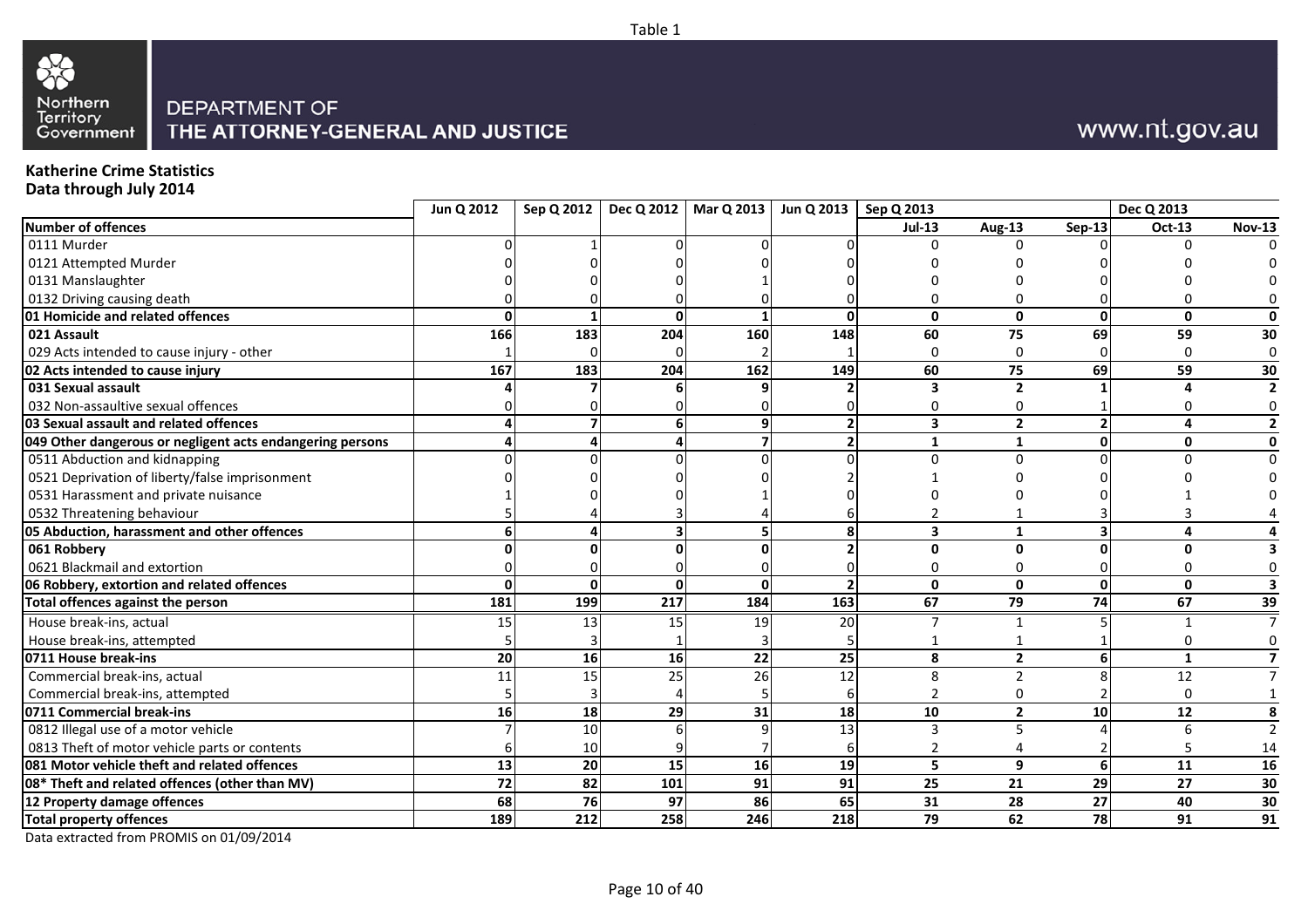Table 1

Northern Territory Government

DEPARTMENT OF THE ATTORNEY-GENERAL AND JUSTICE

www.nt.gov.au

**Katherine Crime Statistics**
**Data through July 2014**

| | Jun Q 2012 | Sep Q 2012 | Dec Q 2012 | Mar Q 2013 | Jun Q 2013 | Sep Q 2013 | | | Dec Q 2013 | |
|---|---|---|---|---|---|---|---|---|---|---|
| **Number of offences** | | | | | | **Jul-13** | **Aug-13** | **Sep-13** | **Oct-13** | **Nov-13** |
| 0111 Murder | 0 | 1 | 0 | 0 | 0 | 0 | 0 | 0 | 0 | 0 |
| 0121 Attempted Murder | 0 | 0 | 0 | 0 | 0 | 0 | 0 | 0 | 0 | 0 |
| 0131 Manslaughter | 0 | 0 | 0 | 1 | 0 | 0 | 0 | 0 | 0 | 0 |
| 0132 Driving causing death | 0 | 0 | 0 | 0 | 0 | 0 | 0 | 0 | 0 | 0 |
| **01 Homicide and related offences** | **0** | **1** | **0** | **1** | **0** | **0** | **0** | **0** | **0** | **0** |
| **021 Assault** | **166** | **183** | **204** | **160** | **148** | **60** | **75** | **69** | **59** | **30** |
| 029 Acts intended to cause injury - other | 1 | 0 | 0 | 2 | 1 | 0 | 0 | 0 | 0 | 0 |
| **02 Acts intended to cause injury** | **167** | **183** | **204** | **162** | **149** | **60** | **75** | **69** | **59** | **30** |
| **031 Sexual assault** | **4** | **7** | **6** | **9** | **2** | **3** | **2** | **1** | **4** | **2** |
| 032 Non-assaultive sexual offences | 0 | 0 | 0 | 0 | 0 | 0 | 0 | 1 | 0 | 0 |
| **03 Sexual assault and related offences** | **4** | **7** | **6** | **9** | **2** | **3** | **2** | **2** | **4** | **2** |
| **049 Other dangerous or negligent acts endangering persons** | **4** | **4** | **4** | **7** | **2** | **1** | **1** | **0** | **0** | **0** |
| 0511 Abduction and kidnapping | 0 | 0 | 0 | 0 | 0 | 0 | 0 | 0 | 0 | 0 |
| 0521 Deprivation of liberty/false imprisonment | 0 | 0 | 0 | 0 | 2 | 1 | 0 | 0 | 0 | 0 |
| 0531 Harassment and private nuisance | 1 | 0 | 0 | 1 | 0 | 0 | 0 | 0 | 1 | 0 |
| 0532 Threatening behaviour | 5 | 4 | 3 | 4 | 6 | 2 | 1 | 3 | 3 | 4 |
| **05 Abduction, harassment and other offences** | **6** | **4** | **3** | **5** | **8** | **3** | **1** | **3** | **4** | **4** |
| **061 Robbery** | **0** | **0** | **0** | **0** | **2** | **0** | **0** | **0** | **0** | **3** |
| 0621 Blackmail and extortion | 0 | 0 | 0 | 0 | 0 | 0 | 0 | 0 | 0 | 0 |
| **06 Robbery, extortion and related offences** | **0** | **0** | **0** | **0** | **2** | **0** | **0** | **0** | **0** | **3** |
| **Total offences against the person** | **181** | **199** | **217** | **184** | **163** | **67** | **79** | **74** | **67** | **39** |
| House break-ins, actual | 15 | 13 | 15 | 19 | 20 | 7 | 1 | 5 | 1 | 7 |
| House break-ins, attempted | 5 | 3 | 1 | 3 | 5 | 1 | 1 | 1 | 0 | 0 |
| **0711 House break-ins** | **20** | **16** | **16** | **22** | **25** | **8** | **2** | **6** | **1** | **7** |
| Commercial break-ins, actual | 11 | 15 | 25 | 26 | 12 | 8 | 2 | 8 | 12 | 7 |
| Commercial break-ins, attempted | 5 | 3 | 4 | 5 | 6 | 2 | 0 | 2 | 0 | 1 |
| **0711 Commercial break-ins** | **16** | **18** | **29** | **31** | **18** | **10** | **2** | **10** | **12** | **8** |
| 0812 Illegal use of a motor vehicle | 7 | 10 | 6 | 9 | 13 | 3 | 5 | 4 | 6 | 2 |
| 0813 Theft of motor vehicle parts or contents | 6 | 10 | 9 | 7 | 6 | 2 | 4 | 2 | 5 | 14 |
| **081 Motor vehicle theft and related offences** | **13** | **20** | **15** | **16** | **19** | **5** | **9** | **6** | **11** | **16** |
| **08* Theft and related offences (other than MV)** | **72** | **82** | **101** | **91** | **91** | **25** | **21** | **29** | **27** | **30** |
| **12 Property damage offences** | **68** | **76** | **97** | **86** | **65** | **31** | **28** | **27** | **40** | **30** |
| **Total property offences** | **189** | **212** | **258** | **246** | **218** | **79** | **62** | **78** | **91** | **91** |

Data extracted from PROMIS on 01/09/2014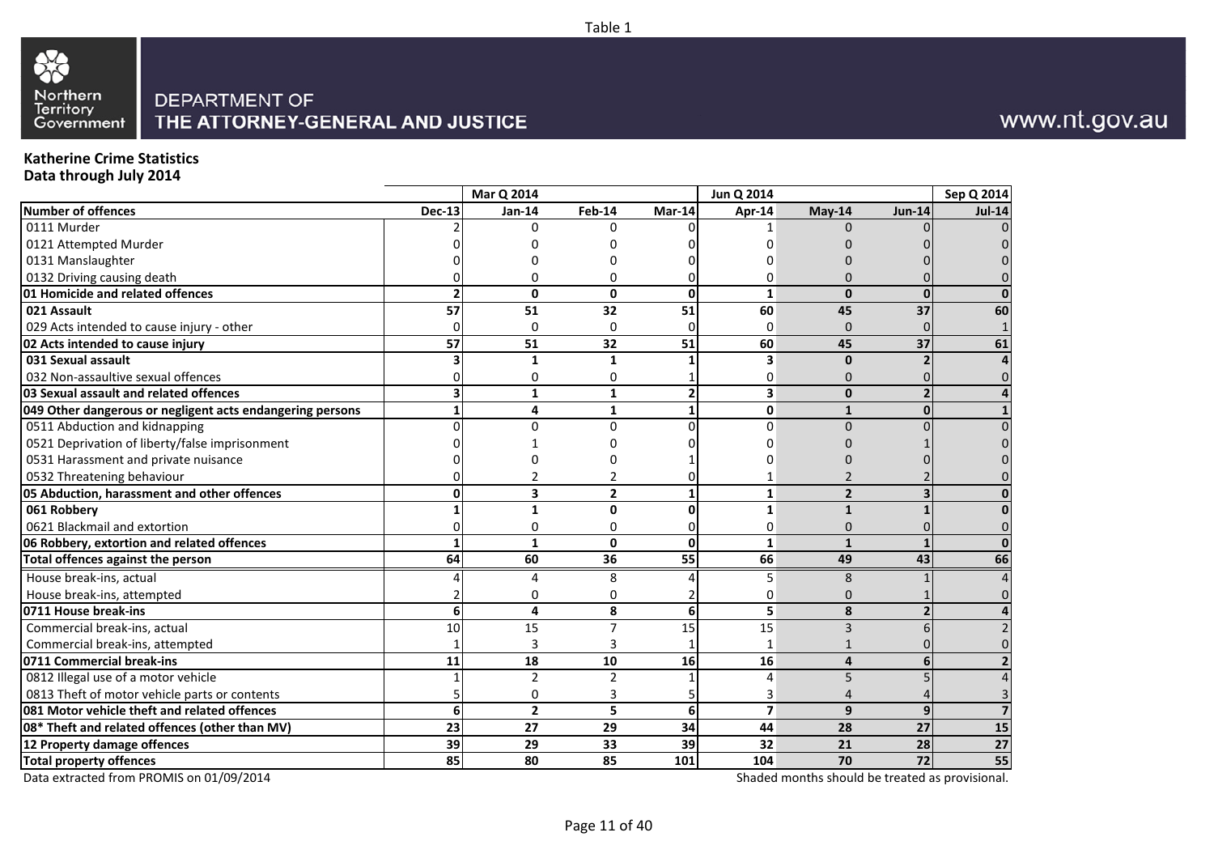Table 1

Northern Territory Government

DEPARTMENT OF THE ATTORNEY-GENERAL AND JUSTICE

www.nt.gov.au

**Katherine Crime Statistics**
**Data through July 2014**

| | | Mar Q 2014 | | | Jun Q 2014 | | | Sep Q 2014 |
|---|---|---|---|---|---|---|---|---|
| **Number of offences** | **Dec-13** | **Jan-14** | **Feb-14** | **Mar-14** | **Apr-14** | **May-14** | **Jun-14** | **Jul-14** |
| 0111 Murder | 2 | 0 | 0 | 0 | 1 | 0 | 0 | 0 |
| 0121 Attempted Murder | 0 | 0 | 0 | 0 | 0 | 0 | 0 | 0 |
| 0131 Manslaughter | 0 | 0 | 0 | 0 | 0 | 0 | 0 | 0 |
| 0132 Driving causing death | 0 | 0 | 0 | 0 | 0 | 0 | 0 | 0 |
| **01 Homicide and related offences** | **2** | **0** | **0** | **0** | **1** | **0** | **0** | **0** |
| **021 Assault** | **57** | **51** | **32** | **51** | **60** | **45** | **37** | **60** |
| 029 Acts intended to cause injury - other | 0 | 0 | 0 | 0 | 0 | 0 | 0 | 1 |
| **02 Acts intended to cause injury** | **57** | **51** | **32** | **51** | **60** | **45** | **37** | **61** |
| **031 Sexual assault** | **3** | **1** | **1** | **1** | **3** | **0** | **2** | **4** |
| 032 Non-assaultive sexual offences | 0 | 0 | 0 | 1 | 0 | 0 | 0 | 0 |
| **03 Sexual assault and related offences** | **3** | **1** | **1** | **2** | **3** | **0** | **2** | **4** |
| **049 Other dangerous or negligent acts endangering persons** | **1** | **4** | **1** | **1** | **0** | **1** | **0** | **1** |
| 0511 Abduction and kidnapping | 0 | 0 | 0 | 0 | 0 | 0 | 0 | 0 |
| 0521 Deprivation of liberty/false imprisonment | 0 | 1 | 0 | 0 | 0 | 0 | 1 | 0 |
| 0531 Harassment and private nuisance | 0 | 0 | 0 | 1 | 0 | 0 | 0 | 0 |
| 0532 Threatening behaviour | 0 | 2 | 2 | 0 | 1 | 2 | 2 | 0 |
| **05 Abduction, harassment and other offences** | **0** | **3** | **2** | **1** | **1** | **2** | **3** | **0** |
| **061 Robbery** | **1** | **1** | **0** | **0** | **1** | **1** | **1** | **0** |
| 0621 Blackmail and extortion | 0 | 0 | 0 | 0 | 0 | 0 | 0 | 0 |
| **06 Robbery, extortion and related offences** | **1** | **1** | **0** | **0** | **1** | **1** | **1** | **0** |
| **Total offences against the person** | **64** | **60** | **36** | **55** | **66** | **49** | **43** | **66** |
| House break-ins, actual | 4 | 4 | 8 | 4 | 5 | 8 | 1 | 4 |
| House break-ins, attempted | 2 | 0 | 0 | 2 | 0 | 0 | 1 | 0 |
| **0711 House break-ins** | **6** | **4** | **8** | **6** | **5** | **8** | **2** | **4** |
| Commercial break-ins, actual | 10 | 15 | 7 | 15 | 15 | 3 | 6 | 2 |
| Commercial break-ins, attempted | 1 | 3 | 3 | 1 | 1 | 1 | 0 | 0 |
| **0711 Commercial break-ins** | **11** | **18** | **10** | **16** | **16** | **4** | **6** | **2** |
| 0812 Illegal use of a motor vehicle | 1 | 2 | 2 | 1 | 4 | 5 | 5 | 4 |
| 0813 Theft of motor vehicle parts or contents | 5 | 0 | 3 | 5 | 3 | 4 | 4 | 3 |
| **081 Motor vehicle theft and related offences** | **6** | **2** | **5** | **6** | **7** | **9** | **9** | **7** |
| **08* Theft and related offences (other than MV)** | **23** | **27** | **29** | **34** | **44** | **28** | **27** | **15** |
| **12 Property damage offences** | **39** | **29** | **33** | **39** | **32** | **21** | **28** | **27** |
| **Total property offences** | **85** | **80** | **85** | **101** | **104** | **70** | **72** | **55** |

Data extracted from PROMIS on 01/09/2014

Shaded months should be treated as provisional.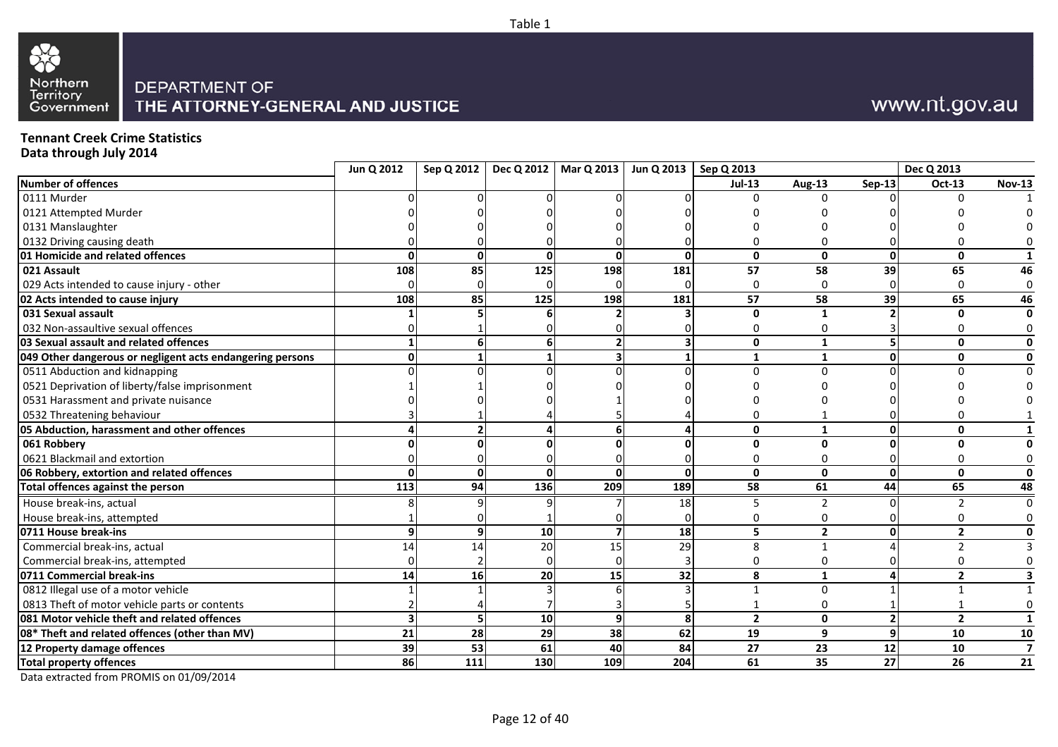Table 1

Northern Territory Government

DEPARTMENT OF THE ATTORNEY-GENERAL AND JUSTICE

www.nt.gov.au

**Tennant Creek Crime Statistics**
**Data through July 2014**

| | Jun Q 2012 | Sep Q 2012 | Dec Q 2012 | Mar Q 2013 | Jun Q 2013 | Sep Q 2013 | | | Dec Q 2013 | |
|---|---|---|---|---|---|---|---|---|---|---|
| **Number of offences** | | | | | | **Jul-13** | **Aug-13** | **Sep-13** | **Oct-13** | **Nov-13** |
| 0111 Murder | 0 | 0 | 0 | 0 | 0 | 0 | 0 | 0 | 0 | 1 |
| 0121 Attempted Murder | 0 | 0 | 0 | 0 | 0 | 0 | 0 | 0 | 0 | 0 |
| 0131 Manslaughter | 0 | 0 | 0 | 0 | 0 | 0 | 0 | 0 | 0 | 0 |
| 0132 Driving causing death | 0 | 0 | 0 | 0 | 0 | 0 | 0 | 0 | 0 | 0 |
| **01 Homicide and related offences** | **0** | **0** | **0** | **0** | **0** | **0** | **0** | **0** | **0** | **1** |
| **021 Assault** | **108** | **85** | **125** | **198** | **181** | **57** | **58** | **39** | **65** | **46** |
| 029 Acts intended to cause injury - other | 0 | 0 | 0 | 0 | 0 | 0 | 0 | 0 | 0 | 0 |
| **02 Acts intended to cause injury** | **108** | **85** | **125** | **198** | **181** | **57** | **58** | **39** | **65** | **46** |
| **031 Sexual assault** | **1** | **5** | **6** | **2** | **3** | **0** | **1** | **2** | **0** | **0** |
| 032 Non-assaultive sexual offences | 0 | 1 | 0 | 0 | 0 | 0 | 0 | 3 | 0 | 0 |
| **03 Sexual assault and related offences** | **1** | **6** | **6** | **2** | **3** | **0** | **1** | **5** | **0** | **0** |
| **049 Other dangerous or negligent acts endangering persons** | **0** | **1** | **1** | **3** | **1** | **1** | **1** | **0** | **0** | **0** |
| 0511 Abduction and kidnapping | 0 | 0 | 0 | 0 | 0 | 0 | 0 | 0 | 0 | 0 |
| 0521 Deprivation of liberty/false imprisonment | 1 | 1 | 0 | 0 | 0 | 0 | 0 | 0 | 0 | 0 |
| 0531 Harassment and private nuisance | 0 | 0 | 0 | 1 | 0 | 0 | 0 | 0 | 0 | 0 |
| 0532 Threatening behaviour | 3 | 1 | 4 | 5 | 4 | 0 | 1 | 0 | 0 | 1 |
| **05 Abduction, harassment and other offences** | **4** | **2** | **4** | **6** | **4** | **0** | **1** | **0** | **0** | **1** |
| **061 Robbery** | **0** | **0** | **0** | **0** | **0** | **0** | **0** | **0** | **0** | **0** |
| 0621 Blackmail and extortion | 0 | 0 | 0 | 0 | 0 | 0 | 0 | 0 | 0 | 0 |
| **06 Robbery, extortion and related offences** | **0** | **0** | **0** | **0** | **0** | **0** | **0** | **0** | **0** | **0** |
| **Total offences against the person** | **113** | **94** | **136** | **209** | **189** | **58** | **61** | **44** | **65** | **48** |
| House break-ins, actual | 8 | 9 | 9 | 7 | 18 | 5 | 2 | 0 | 2 | 0 |
| House break-ins, attempted | 1 | 0 | 1 | 0 | 0 | 0 | 0 | 0 | 0 | 0 |
| **0711 House break-ins** | **9** | **9** | **10** | **7** | **18** | **5** | **2** | **0** | **2** | **0** |
| Commercial break-ins, actual | 14 | 14 | 20 | 15 | 29 | 8 | 1 | 4 | 2 | 3 |
| Commercial break-ins, attempted | 0 | 2 | 0 | 0 | 3 | 0 | 0 | 0 | 0 | 0 |
| **0711 Commercial break-ins** | **14** | **16** | **20** | **15** | **32** | **8** | **1** | **4** | **2** | **3** |
| 0812 Illegal use of a motor vehicle | 1 | 1 | 3 | 6 | 3 | 1 | 0 | 1 | 1 | 1 |
| 0813 Theft of motor vehicle parts or contents | 2 | 4 | 7 | 3 | 5 | 1 | 0 | 1 | 1 | 0 |
| **081 Motor vehicle theft and related offences** | **3** | **5** | **10** | **9** | **8** | **2** | **0** | **2** | **2** | **1** |
| **08* Theft and related offences (other than MV)** | **21** | **28** | **29** | **38** | **62** | **19** | **9** | **9** | **10** | **10** |
| **12 Property damage offences** | **39** | **53** | **61** | **40** | **84** | **27** | **23** | **12** | **10** | **7** |
| **Total property offences** | **86** | **111** | **130** | **109** | **204** | **61** | **35** | **27** | **26** | **21** |

Data extracted from PROMIS on 01/09/2014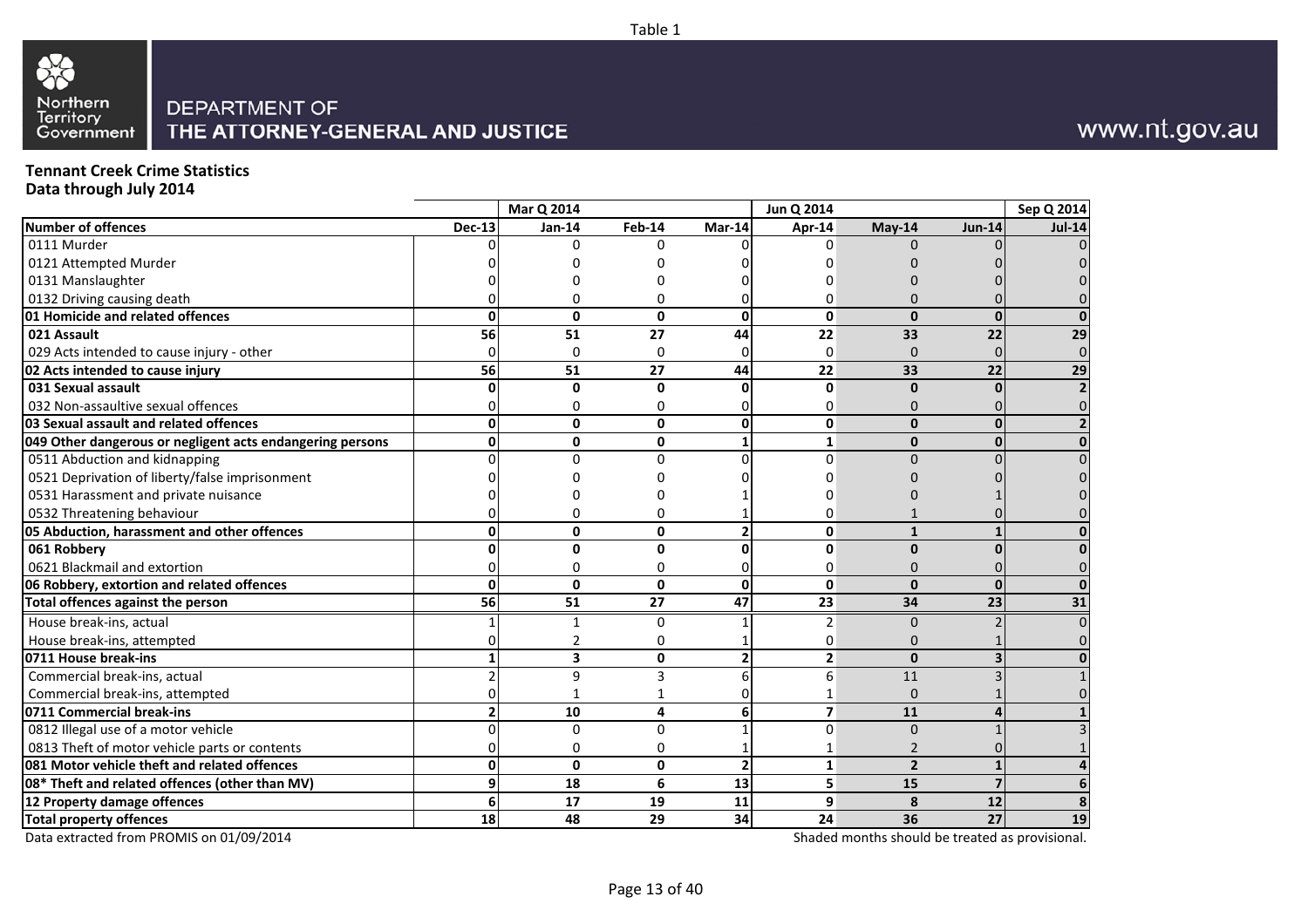Table 1

Northern Territory Government

DEPARTMENT OF THE ATTORNEY-GENERAL AND JUSTICE

www.nt.gov.au

**Tennant Creek Crime Statistics**
**Data through July 2014**

| | | Mar Q 2014 | | | Jun Q 2014 | | | Sep Q 2014 |
|---|---|---|---|---|---|---|---|---|
| **Number of offences** | **Dec-13** | **Jan-14** | **Feb-14** | **Mar-14** | **Apr-14** | **May-14** | **Jun-14** | **Jul-14** |
| 0111 Murder | 0 | 0 | 0 | 0 | 0 | 0 | 0 | 0 |
| 0121 Attempted Murder | 0 | 0 | 0 | 0 | 0 | 0 | 0 | 0 |
| 0131 Manslaughter | 0 | 0 | 0 | 0 | 0 | 0 | 0 | 0 |
| 0132 Driving causing death | 0 | 0 | 0 | 0 | 0 | 0 | 0 | 0 |
| **01 Homicide and related offences** | **0** | **0** | **0** | **0** | **0** | **0** | **0** | **0** |
| **021 Assault** | **56** | **51** | **27** | **44** | **22** | **33** | **22** | **29** |
| 029 Acts intended to cause injury - other | 0 | 0 | 0 | 0 | 0 | 0 | 0 | 0 |
| **02 Acts intended to cause injury** | **56** | **51** | **27** | **44** | **22** | **33** | **22** | **29** |
| **031 Sexual assault** | **0** | **0** | **0** | **0** | **0** | **0** | **0** | **2** |
| 032 Non-assaultive sexual offences | 0 | 0 | 0 | 0 | 0 | 0 | 0 | 0 |
| **03 Sexual assault and related offences** | **0** | **0** | **0** | **0** | **0** | **0** | **0** | **2** |
| **049 Other dangerous or negligent acts endangering persons** | **0** | **0** | **0** | **1** | **1** | **0** | **0** | **0** |
| 0511 Abduction and kidnapping | 0 | 0 | 0 | 0 | 0 | 0 | 0 | 0 |
| 0521 Deprivation of liberty/false imprisonment | 0 | 0 | 0 | 0 | 0 | 0 | 0 | 0 |
| 0531 Harassment and private nuisance | 0 | 0 | 0 | 1 | 0 | 0 | 1 | 0 |
| 0532 Threatening behaviour | 0 | 0 | 0 | 1 | 0 | 1 | 0 | 0 |
| **05 Abduction, harassment and other offences** | **0** | **0** | **0** | **2** | **0** | **1** | **1** | **0** |
| **061 Robbery** | **0** | **0** | **0** | **0** | **0** | **0** | **0** | **0** |
| 0621 Blackmail and extortion | 0 | 0 | 0 | 0 | 0 | 0 | 0 | 0 |
| **06 Robbery, extortion and related offences** | **0** | **0** | **0** | **0** | **0** | **0** | **0** | **0** |
| **Total offences against the person** | **56** | **51** | **27** | **47** | **23** | **34** | **23** | **31** |
| House break-ins, actual | 1 | 1 | 0 | 1 | 2 | 0 | 2 | 0 |
| House break-ins, attempted | 0 | 2 | 0 | 1 | 0 | 0 | 1 | 0 |
| **0711 House break-ins** | **1** | **3** | **0** | **2** | **2** | **0** | **3** | **0** |
| Commercial break-ins, actual | 2 | 9 | 3 | 6 | 6 | 11 | 3 | 1 |
| Commercial break-ins, attempted | 0 | 1 | 1 | 0 | 1 | 0 | 1 | 0 |
| **0711 Commercial break-ins** | **2** | **10** | **4** | **6** | **7** | **11** | **4** | **1** |
| 0812 Illegal use of a motor vehicle | 0 | 0 | 0 | 1 | 0 | 0 | 1 | 3 |
| 0813 Theft of motor vehicle parts or contents | 0 | 0 | 0 | 1 | 1 | 2 | 0 | 1 |
| **081 Motor vehicle theft and related offences** | **0** | **0** | **0** | **2** | **1** | **2** | **1** | **4** |
| **08* Theft and related offences (other than MV)** | **9** | **18** | **6** | **13** | **5** | **15** | **7** | **6** |
| **12 Property damage offences** | **6** | **17** | **19** | **11** | **9** | **8** | **12** | **8** |
| **Total property offences** | **18** | **48** | **29** | **34** | **24** | **36** | **27** | **19** |

Data extracted from PROMIS on 01/09/2014

Shaded months should be treated as provisional.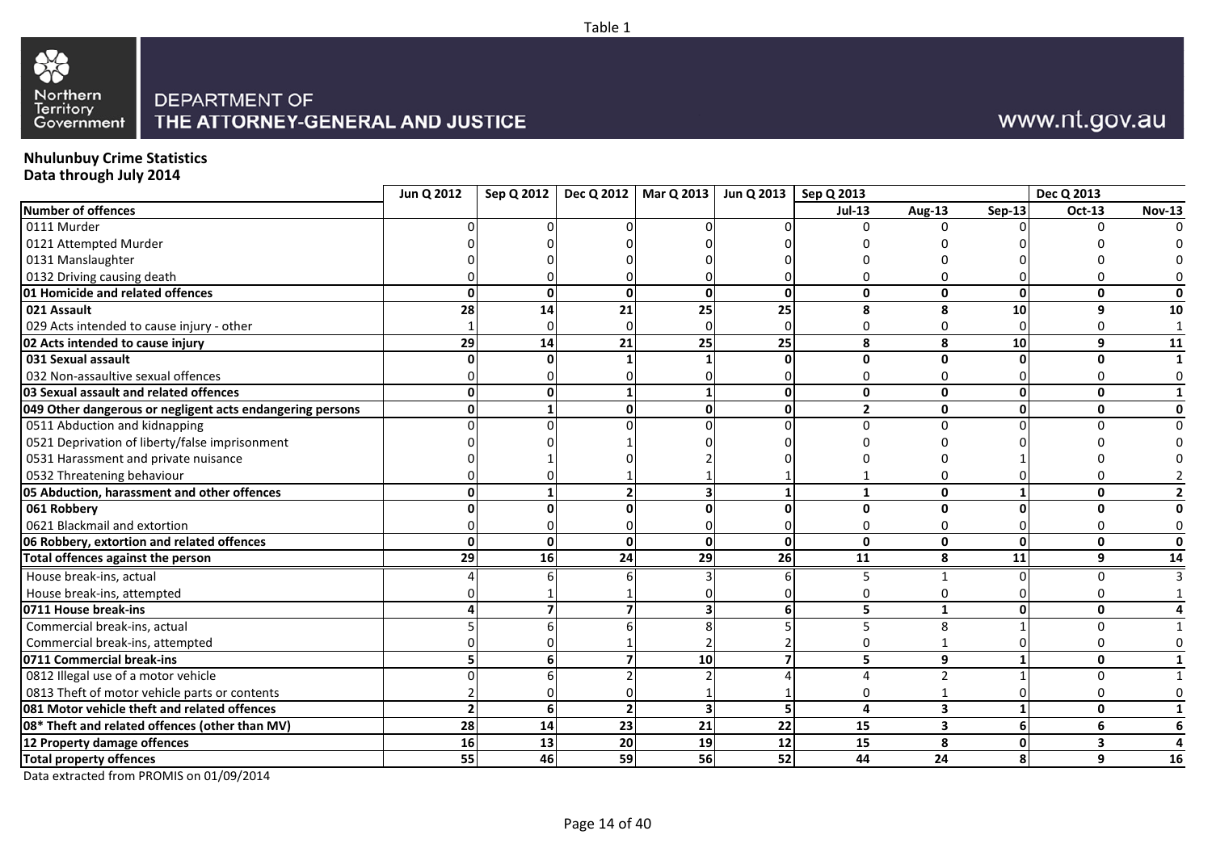Table 1

DEPARTMENT OF
THE ATTORNEY-GENERAL AND JUSTICE

www.nt.gov.au

**Nhulunbuy Crime Statistics**
**Data through July 2014**

| | Jun Q 2012 | Sep Q 2012 | Dec Q 2012 | Mar Q 2013 | Jun Q 2013 | Sep Q 2013 | | | Dec Q 2013 | |
|---|---|---|---|---|---|---|---|---|---|---|
| **Number of offences** | | | | | | **Jul-13** | **Aug-13** | **Sep-13** | **Oct-13** | **Nov-13** |
| 0111 Murder | 0 | 0 | 0 | 0 | 0 | 0 | 0 | 0 | 0 | 0 |
| 0121 Attempted Murder | 0 | 0 | 0 | 0 | 0 | 0 | 0 | 0 | 0 | 0 |
| 0131 Manslaughter | 0 | 0 | 0 | 0 | 0 | 0 | 0 | 0 | 0 | 0 |
| 0132 Driving causing death | 0 | 0 | 0 | 0 | 0 | 0 | 0 | 0 | 0 | 0 |
| **01 Homicide and related offences** | **0** | **0** | **0** | **0** | **0** | **0** | **0** | **0** | **0** | **0** |
| **021 Assault** | **28** | **14** | **21** | **25** | **25** | **8** | **8** | **10** | **9** | **10** |
| 029 Acts intended to cause injury - other | 1 | 0 | 0 | 0 | 0 | 0 | 0 | 0 | 0 | 1 |
| **02 Acts intended to cause injury** | **29** | **14** | **21** | **25** | **25** | **8** | **8** | **10** | **9** | **11** |
| **031 Sexual assault** | **0** | **0** | **1** | **1** | **0** | **0** | **0** | **0** | **0** | **1** |
| 032 Non-assaultive sexual offences | 0 | 0 | 0 | 0 | 0 | 0 | 0 | 0 | 0 | 0 |
| **03 Sexual assault and related offences** | **0** | **0** | **1** | **1** | **0** | **0** | **0** | **0** | **0** | **1** |
| **049 Other dangerous or negligent acts endangering persons** | **0** | **1** | **0** | **0** | **0** | **2** | **0** | **0** | **0** | **0** |
| 0511 Abduction and kidnapping | 0 | 0 | 0 | 0 | 0 | 0 | 0 | 0 | 0 | 0 |
| 0521 Deprivation of liberty/false imprisonment | 0 | 0 | 1 | 0 | 0 | 0 | 0 | 0 | 0 | 0 |
| 0531 Harassment and private nuisance | 0 | 1 | 0 | 2 | 0 | 0 | 0 | 1 | 0 | 0 |
| 0532 Threatening behaviour | 0 | 0 | 1 | 1 | 1 | 1 | 0 | 0 | 0 | 2 |
| **05 Abduction, harassment and other offences** | **0** | **1** | **2** | **3** | **1** | **1** | **0** | **1** | **0** | **2** |
| **061 Robbery** | **0** | **0** | **0** | **0** | **0** | **0** | **0** | **0** | **0** | **0** |
| 0621 Blackmail and extortion | 0 | 0 | 0 | 0 | 0 | 0 | 0 | 0 | 0 | 0 |
| **06 Robbery, extortion and related offences** | **0** | **0** | **0** | **0** | **0** | **0** | **0** | **0** | **0** | **0** |
| **Total offences against the person** | **29** | **16** | **24** | **29** | **26** | **11** | **8** | **11** | **9** | **14** |
| House break-ins, actual | 4 | 6 | 6 | 3 | 6 | 5 | 1 | 0 | 0 | 3 |
| House break-ins, attempted | 0 | 1 | 1 | 0 | 0 | 0 | 0 | 0 | 0 | 1 |
| **0711 House break-ins** | **4** | **7** | **7** | **3** | **6** | **5** | **1** | **0** | **0** | **4** |
| Commercial break-ins, actual | 5 | 6 | 6 | 8 | 5 | 5 | 8 | 1 | 0 | 1 |
| Commercial break-ins, attempted | 0 | 0 | 1 | 2 | 2 | 0 | 1 | 0 | 0 | 0 |
| **0711 Commercial break-ins** | **5** | **6** | **7** | **10** | **7** | **5** | **9** | **1** | **0** | **1** |
| 0812 Illegal use of a motor vehicle | 0 | 6 | 2 | 2 | 4 | 4 | 2 | 1 | 0 | 1 |
| 0813 Theft of motor vehicle parts or contents | 2 | 0 | 0 | 1 | 1 | 0 | 1 | 0 | 0 | 0 |
| **081 Motor vehicle theft and related offences** | **2** | **6** | **2** | **3** | **5** | **4** | **3** | **1** | **0** | **1** |
| **08* Theft and related offences (other than MV)** | **28** | **14** | **23** | **21** | **22** | **15** | **3** | **6** | **6** | **6** |
| **12 Property damage offences** | **16** | **13** | **20** | **19** | **12** | **15** | **8** | **0** | **3** | **4** |
| **Total property offences** | **55** | **46** | **59** | **56** | **52** | **44** | **24** | **8** | **9** | **16** |

Data extracted from PROMIS on 01/09/2014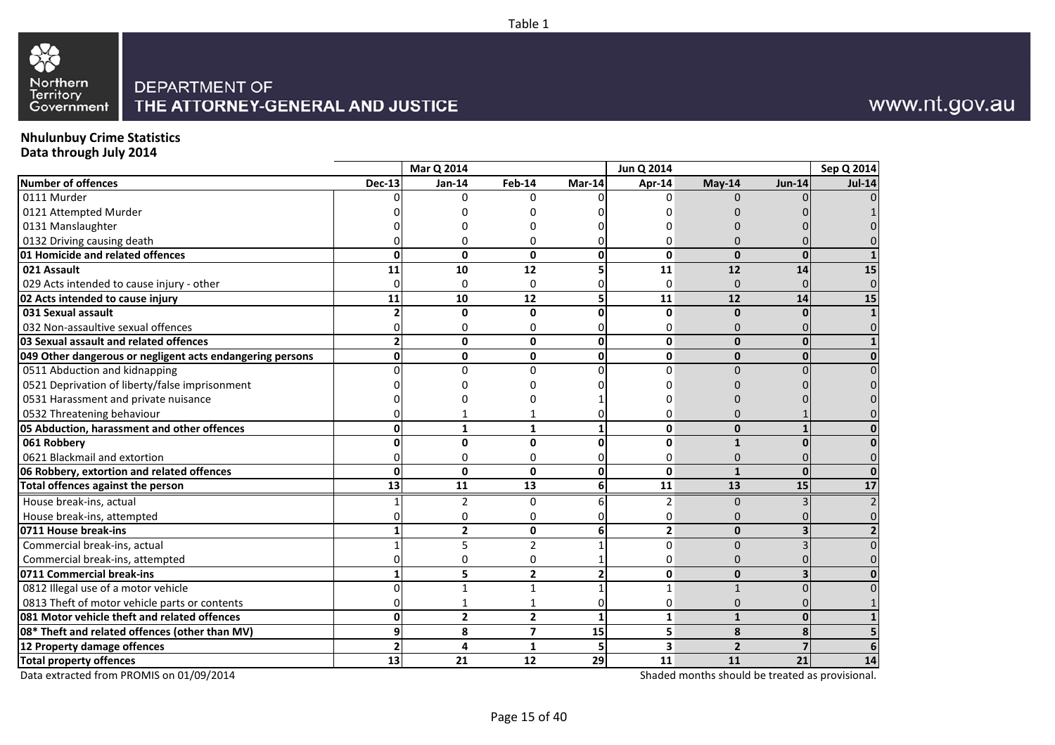Table 1

Northern Territory Government

DEPARTMENT OF THE ATTORNEY-GENERAL AND JUSTICE

www.nt.gov.au

**Nhulunbuy Crime Statistics**
**Data through July 2014**

| | | Mar Q 2014 | | | Jun Q 2014 | | | Sep Q 2014 |
|---|---|---|---|---|---|---|---|---|
| **Number of offences** | **Dec-13** | **Jan-14** | **Feb-14** | **Mar-14** | **Apr-14** | **May-14** | **Jun-14** | **Jul-14** |
| 0111 Murder | 0 | 0 | 0 | 0 | 0 | 0 | 0 | 0 |
| 0121 Attempted Murder | 0 | 0 | 0 | 0 | 0 | 0 | 0 | 1 |
| 0131 Manslaughter | 0 | 0 | 0 | 0 | 0 | 0 | 0 | 0 |
| 0132 Driving causing death | 0 | 0 | 0 | 0 | 0 | 0 | 0 | 0 |
| **01 Homicide and related offences** | **0** | **0** | **0** | **0** | **0** | **0** | **0** | **1** |
| **021 Assault** | **11** | **10** | **12** | **5** | **11** | **12** | **14** | **15** |
| 029 Acts intended to cause injury - other | 0 | 0 | 0 | 0 | 0 | 0 | 0 | 0 |
| **02 Acts intended to cause injury** | **11** | **10** | **12** | **5** | **11** | **12** | **14** | **15** |
| **031 Sexual assault** | **2** | **0** | **0** | **0** | **0** | **0** | **0** | **1** |
| 032 Non-assaultive sexual offences | 0 | 0 | 0 | 0 | 0 | 0 | 0 | 0 |
| **03 Sexual assault and related offences** | **2** | **0** | **0** | **0** | **0** | **0** | **0** | **1** |
| **049 Other dangerous or negligent acts endangering persons** | **0** | **0** | **0** | **0** | **0** | **0** | **0** | **0** |
| 0511 Abduction and kidnapping | 0 | 0 | 0 | 0 | 0 | 0 | 0 | 0 |
| 0521 Deprivation of liberty/false imprisonment | 0 | 0 | 0 | 0 | 0 | 0 | 0 | 0 |
| 0531 Harassment and private nuisance | 0 | 0 | 0 | 1 | 0 | 0 | 0 | 0 |
| 0532 Threatening behaviour | 0 | 1 | 1 | 0 | 0 | 0 | 1 | 0 |
| **05 Abduction, harassment and other offences** | **0** | **1** | **1** | **1** | **0** | **0** | **1** | **0** |
| **061 Robbery** | **0** | **0** | **0** | **0** | **0** | **1** | **0** | **0** |
| 0621 Blackmail and extortion | 0 | 0 | 0 | 0 | 0 | 0 | 0 | 0 |
| **06 Robbery, extortion and related offences** | **0** | **0** | **0** | **0** | **0** | **1** | **0** | **0** |
| **Total offences against the person** | **13** | **11** | **13** | **6** | **11** | **13** | **15** | **17** |
| House break-ins, actual | 1 | 2 | 0 | 6 | 2 | 0 | 3 | 2 |
| House break-ins, attempted | 0 | 0 | 0 | 0 | 0 | 0 | 0 | 0 |
| **0711 House break-ins** | **1** | **2** | **0** | **6** | **2** | **0** | **3** | **2** |
| Commercial break-ins, actual | 1 | 5 | 2 | 1 | 0 | 0 | 3 | 0 |
| Commercial break-ins, attempted | 0 | 0 | 0 | 1 | 0 | 0 | 0 | 0 |
| **0711 Commercial break-ins** | **1** | **5** | **2** | **2** | **0** | **0** | **3** | **0** |
| 0812 Illegal use of a motor vehicle | 0 | 1 | 1 | 1 | 1 | 1 | 0 | 0 |
| 0813 Theft of motor vehicle parts or contents | 0 | 1 | 1 | 0 | 0 | 0 | 0 | 1 |
| **081 Motor vehicle theft and related offences** | **0** | **2** | **2** | **1** | **1** | **1** | **0** | **1** |
| **08* Theft and related offences (other than MV)** | **9** | **8** | **7** | **15** | **5** | **8** | **8** | **5** |
| **12 Property damage offences** | **2** | **4** | **1** | **5** | **3** | **2** | **7** | **6** |
| **Total property offences** | **13** | **21** | **12** | **29** | **11** | **11** | **21** | **14** |

Data extracted from PROMIS on 01/09/2014

Shaded months should be treated as provisional.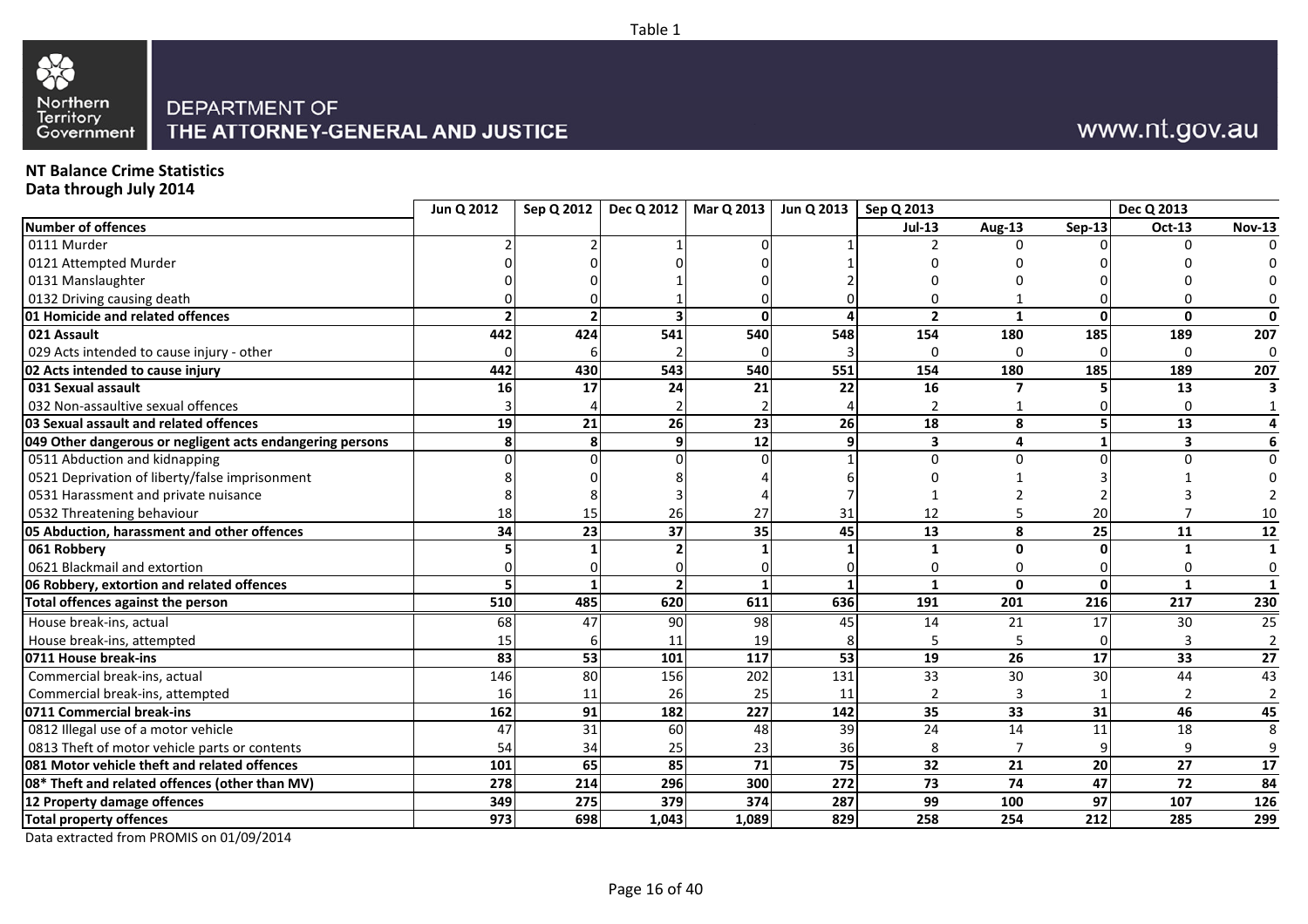Table 1

DEPARTMENT OF THE ATTORNEY-GENERAL AND JUSTICE

www.nt.gov.au

**NT Balance Crime Statistics**
**Data through July 2014**

| | Jun Q 2012 | Sep Q 2012 | Dec Q 2012 | Mar Q 2013 | Jun Q 2013 | Sep Q 2013 | | | Dec Q 2013 | |
|---|---|---|---|---|---|---|---|---|---|---|
| **Number of offences** | | | | | | **Jul-13** | **Aug-13** | **Sep-13** | **Oct-13** | **Nov-13** |
| 0111 Murder | 2 | 2 | 1 | 0 | 1 | 2 | 0 | 0 | 0 | 0 |
| 0121 Attempted Murder | 0 | 0 | 0 | 0 | 1 | 0 | 0 | 0 | 0 | 0 |
| 0131 Manslaughter | 0 | 0 | 1 | 0 | 2 | 0 | 0 | 0 | 0 | 0 |
| 0132 Driving causing death | 0 | 0 | 1 | 0 | 0 | 0 | 1 | 0 | 0 | 0 |
| **01 Homicide and related offences** | **2** | **2** | **3** | **0** | **4** | **2** | **1** | **0** | **0** | **0** |
| **021 Assault** | **442** | **424** | **541** | **540** | **548** | **154** | **180** | **185** | **189** | **207** |
| 029 Acts intended to cause injury - other | 0 | 6 | 2 | 0 | 3 | 0 | 0 | 0 | 0 | 0 |
| **02 Acts intended to cause injury** | **442** | **430** | **543** | **540** | **551** | **154** | **180** | **185** | **189** | **207** |
| **031 Sexual assault** | **16** | **17** | **24** | **21** | **22** | **16** | **7** | **5** | **13** | **3** |
| 032 Non-assaultive sexual offences | 3 | 4 | 2 | 2 | 4 | 2 | 1 | 0 | 0 | 1 |
| **03 Sexual assault and related offences** | **19** | **21** | **26** | **23** | **26** | **18** | **8** | **5** | **13** | **4** |
| **049 Other dangerous or negligent acts endangering persons** | **8** | **8** | **9** | **12** | **9** | **3** | **4** | **1** | **3** | **6** |
| 0511 Abduction and kidnapping | 0 | 0 | 0 | 0 | 1 | 0 | 0 | 0 | 0 | 0 |
| 0521 Deprivation of liberty/false imprisonment | 8 | 0 | 8 | 4 | 6 | 0 | 1 | 3 | 1 | 0 |
| 0531 Harassment and private nuisance | 8 | 8 | 3 | 4 | 7 | 1 | 2 | 2 | 3 | 2 |
| 0532 Threatening behaviour | 18 | 15 | 26 | 27 | 31 | 12 | 5 | 20 | 7 | 10 |
| **05 Abduction, harassment and other offences** | **34** | **23** | **37** | **35** | **45** | **13** | **8** | **25** | **11** | **12** |
| **061 Robbery** | **5** | **1** | **2** | **1** | **1** | **1** | **0** | **0** | **1** | **1** |
| 0621 Blackmail and extortion | 0 | 0 | 0 | 0 | 0 | 0 | 0 | 0 | 0 | 0 |
| **06 Robbery, extortion and related offences** | **5** | **1** | **2** | **1** | **1** | **1** | **0** | **0** | **1** | **1** |
| **Total offences against the person** | **510** | **485** | **620** | **611** | **636** | **191** | **201** | **216** | **217** | **230** |
| House break-ins, actual | 68 | 47 | 90 | 98 | 45 | 14 | 21 | 17 | 30 | 25 |
| House break-ins, attempted | 15 | 6 | 11 | 19 | 8 | 5 | 5 | 0 | 3 | 2 |
| **0711 House break-ins** | **83** | **53** | **101** | **117** | **53** | **19** | **26** | **17** | **33** | **27** |
| Commercial break-ins, actual | 146 | 80 | 156 | 202 | 131 | 33 | 30 | 30 | 44 | 43 |
| Commercial break-ins, attempted | 16 | 11 | 26 | 25 | 11 | 2 | 3 | 1 | 2 | 2 |
| **0711 Commercial break-ins** | **162** | **91** | **182** | **227** | **142** | **35** | **33** | **31** | **46** | **45** |
| 0812 Illegal use of a motor vehicle | 47 | 31 | 60 | 48 | 39 | 24 | 14 | 11 | 18 | 8 |
| 0813 Theft of motor vehicle parts or contents | 54 | 34 | 25 | 23 | 36 | 8 | 7 | 9 | 9 | 9 |
| **081 Motor vehicle theft and related offences** | **101** | **65** | **85** | **71** | **75** | **32** | **21** | **20** | **27** | **17** |
| **08* Theft and related offences (other than MV)** | **278** | **214** | **296** | **300** | **272** | **73** | **74** | **47** | **72** | **84** |
| **12 Property damage offences** | **349** | **275** | **379** | **374** | **287** | **99** | **100** | **97** | **107** | **126** |
| **Total property offences** | **973** | **698** | **1,043** | **1,089** | **829** | **258** | **254** | **212** | **285** | **299** |

Data extracted from PROMIS on 01/09/2014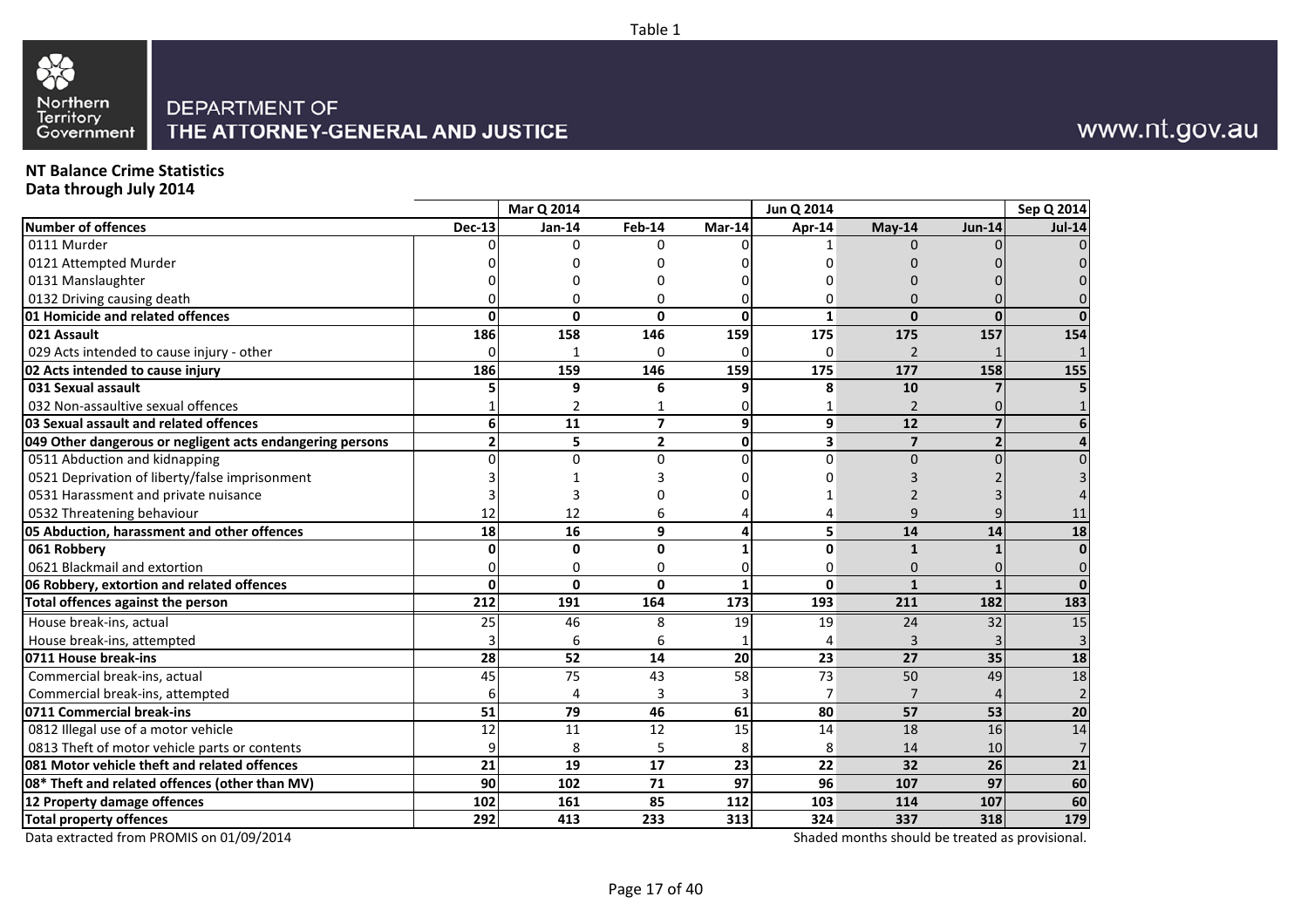Table 1

Northern Territory Government

DEPARTMENT OF THE ATTORNEY-GENERAL AND JUSTICE

www.nt.gov.au

**NT Balance Crime Statistics**
**Data through July 2014**

| | | Mar Q 2014 | | | Jun Q 2014 | | | Sep Q 2014 |
|---|---|---|---|---|---|---|---|---|
| **Number of offences** | **Dec-13** | **Jan-14** | **Feb-14** | **Mar-14** | **Apr-14** | **May-14** | **Jun-14** | **Jul-14** |
| 0111 Murder | 0 | 0 | 0 | 0 | 1 | 0 | 0 | 0 |
| 0121 Attempted Murder | 0 | 0 | 0 | 0 | 0 | 0 | 0 | 0 |
| 0131 Manslaughter | 0 | 0 | 0 | 0 | 0 | 0 | 0 | 0 |
| 0132 Driving causing death | 0 | 0 | 0 | 0 | 0 | 0 | 0 | 0 |
| **01 Homicide and related offences** | **0** | **0** | **0** | **0** | **1** | **0** | **0** | **0** |
| **021 Assault** | **186** | **158** | **146** | **159** | **175** | **175** | **157** | **154** |
| 029 Acts intended to cause injury - other | 0 | 1 | 0 | 0 | 0 | 2 | 1 | 1 |
| **02 Acts intended to cause injury** | **186** | **159** | **146** | **159** | **175** | **177** | **158** | **155** |
| **031 Sexual assault** | **5** | **9** | **6** | **9** | **8** | **10** | **7** | **5** |
| 032 Non-assaultive sexual offences | 1 | 2 | 1 | 0 | 1 | 2 | 0 | 1 |
| **03 Sexual assault and related offences** | **6** | **11** | **7** | **9** | **9** | **12** | **7** | **6** |
| **049 Other dangerous or negligent acts endangering persons** | **2** | **5** | **2** | **0** | **3** | **7** | **2** | **4** |
| 0511 Abduction and kidnapping | 0 | 0 | 0 | 0 | 0 | 0 | 0 | 0 |
| 0521 Deprivation of liberty/false imprisonment | 3 | 1 | 3 | 0 | 0 | 3 | 2 | 3 |
| 0531 Harassment and private nuisance | 3 | 3 | 0 | 0 | 1 | 2 | 3 | 4 |
| 0532 Threatening behaviour | 12 | 12 | 6 | 4 | 4 | 9 | 9 | 11 |
| **05 Abduction, harassment and other offences** | **18** | **16** | **9** | **4** | **5** | **14** | **14** | **18** |
| **061 Robbery** | **0** | **0** | **0** | **1** | **0** | **1** | **1** | **0** |
| 0621 Blackmail and extortion | 0 | 0 | 0 | 0 | 0 | 0 | 0 | 0 |
| **06 Robbery, extortion and related offences** | **0** | **0** | **0** | **1** | **0** | **1** | **1** | **0** |
| **Total offences against the person** | **212** | **191** | **164** | **173** | **193** | **211** | **182** | **183** |
| House break-ins, actual | 25 | 46 | 8 | 19 | 19 | 24 | 32 | 15 |
| House break-ins, attempted | 3 | 6 | 6 | 1 | 4 | 3 | 3 | 3 |
| **0711 House break-ins** | **28** | **52** | **14** | **20** | **23** | **27** | **35** | **18** |
| Commercial break-ins, actual | 45 | 75 | 43 | 58 | 73 | 50 | 49 | 18 |
| Commercial break-ins, attempted | 6 | 4 | 3 | 3 | 7 | 7 | 4 | 2 |
| **0711 Commercial break-ins** | **51** | **79** | **46** | **61** | **80** | **57** | **53** | **20** |
| 0812 Illegal use of a motor vehicle | 12 | 11 | 12 | 15 | 14 | 18 | 16 | 14 |
| 0813 Theft of motor vehicle parts or contents | 9 | 8 | 5 | 8 | 8 | 14 | 10 | 7 |
| **081 Motor vehicle theft and related offences** | **21** | **19** | **17** | **23** | **22** | **32** | **26** | **21** |
| **08* Theft and related offences (other than MV)** | **90** | **102** | **71** | **97** | **96** | **107** | **97** | **60** |
| **12 Property damage offences** | **102** | **161** | **85** | **112** | **103** | **114** | **107** | **60** |
| **Total property offences** | **292** | **413** | **233** | **313** | **324** | **337** | **318** | **179** |

Data extracted from PROMIS on 01/09/2014

Shaded months should be treated as provisional.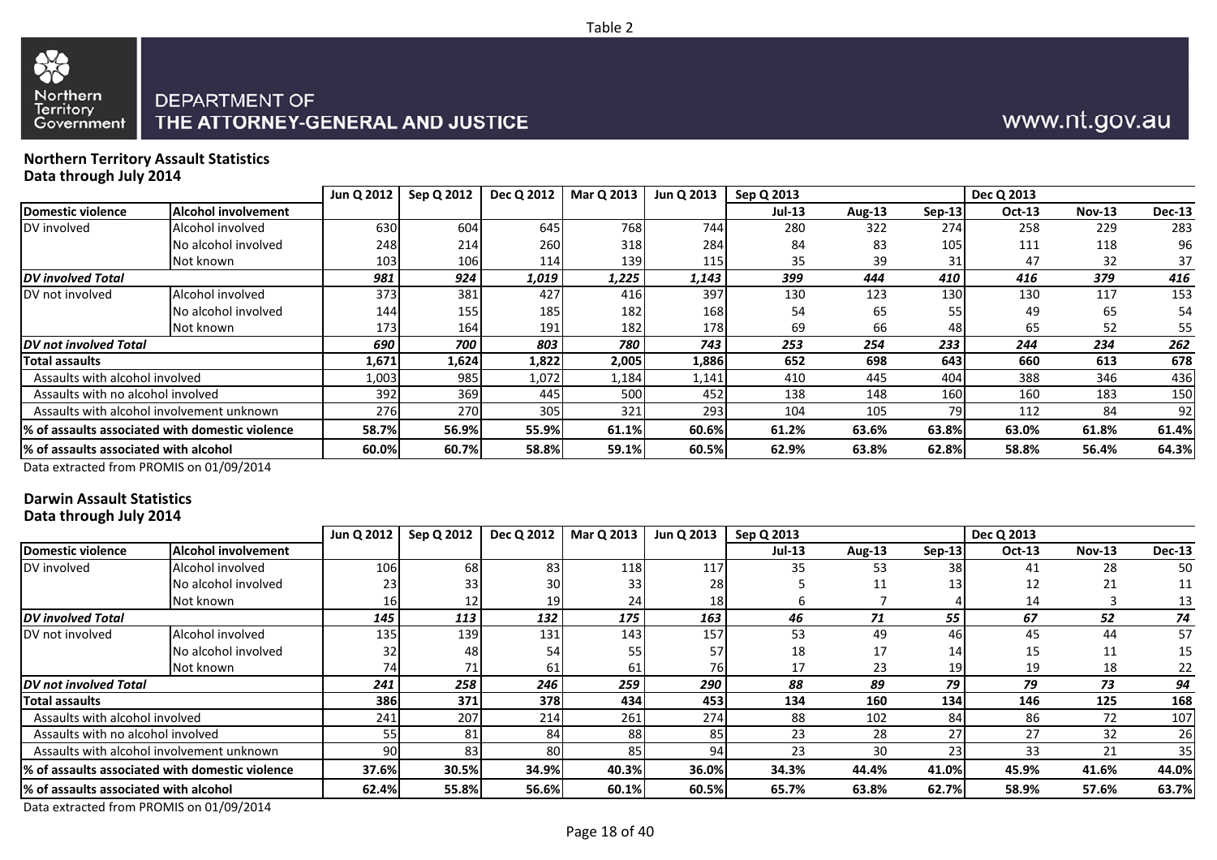Table 2

DEPARTMENT OF THE ATTORNEY-GENERAL AND JUSTICE

www.nt.gov.au

**Northern Territory Assault Statistics**
**Data through July 2014**

| | | Jun Q 2012 | Sep Q 2012 | Dec Q 2012 | Mar Q 2013 | Jun Q 2013 | Sep Q 2013 | | | Dec Q 2013 | | |
|---|---|---|---|---|---|---|---|---|---|---|---|---|
| **Domestic violence** | **Alcohol involvement** | | | | | | **Jul-13** | **Aug-13** | **Sep-13** | **Oct-13** | **Nov-13** | **Dec-13** |
| DV involved | Alcohol involved | 630 | 604 | 645 | 768 | 744 | 280 | 322 | 274 | 258 | 229 | 283 |
| | No alcohol involved | 248 | 214 | 260 | 318 | 284 | 84 | 83 | 105 | 111 | 118 | 96 |
| | Not known | 103 | 106 | 114 | 139 | 115 | 35 | 39 | 31 | 47 | 32 | 37 |
| ***DV involved Total*** | | ***981*** | ***924*** | ***1,019*** | ***1,225*** | ***1,143*** | ***399*** | ***444*** | ***410*** | ***416*** | ***379*** | ***416*** |
| DV not involved | Alcohol involved | 373 | 381 | 427 | 416 | 397 | 130 | 123 | 130 | 130 | 117 | 153 |
| | No alcohol involved | 144 | 155 | 185 | 182 | 168 | 54 | 65 | 55 | 49 | 65 | 54 |
| | Not known | 173 | 164 | 191 | 182 | 178 | 69 | 66 | 48 | 65 | 52 | 55 |
| ***DV not involved Total*** | | ***690*** | ***700*** | ***803*** | ***780*** | ***743*** | ***253*** | ***254*** | ***233*** | ***244*** | ***234*** | ***262*** |
| **Total assaults** | | **1,671** | **1,624** | **1,822** | **2,005** | **1,886** | **652** | **698** | **643** | **660** | **613** | **678** |
| Assaults with alcohol involved | | 1,003 | 985 | 1,072 | 1,184 | 1,141 | 410 | 445 | 404 | 388 | 346 | 436 |
| Assaults with no alcohol involved | | 392 | 369 | 445 | 500 | 452 | 138 | 148 | 160 | 160 | 183 | 150 |
| Assaults with alcohol involvement unknown | | 276 | 270 | 305 | 321 | 293 | 104 | 105 | 79 | 112 | 84 | 92 |
| **% of assaults associated with domestic violence** | | **58.7%** | **56.9%** | **55.9%** | **61.1%** | **60.6%** | **61.2%** | **63.6%** | **63.8%** | **63.0%** | **61.8%** | **61.4%** |
| **% of assaults associated with alcohol** | | **60.0%** | **60.7%** | **58.8%** | **59.1%** | **60.5%** | **62.9%** | **63.8%** | **62.8%** | **58.8%** | **56.4%** | **64.3%** |

Data extracted from PROMIS on 01/09/2014

**Darwin Assault Statistics**
**Data through July 2014**

| | | Jun Q 2012 | Sep Q 2012 | Dec Q 2012 | Mar Q 2013 | Jun Q 2013 | Sep Q 2013 | | | Dec Q 2013 | | |
|---|---|---|---|---|---|---|---|---|---|---|---|---|
| **Domestic violence** | **Alcohol involvement** | | | | | | **Jul-13** | **Aug-13** | **Sep-13** | **Oct-13** | **Nov-13** | **Dec-13** |
| DV involved | Alcohol involved | 106 | 68 | 83 | 118 | 117 | 35 | 53 | 38 | 41 | 28 | 50 |
| | No alcohol involved | 23 | 33 | 30 | 33 | 28 | 5 | 11 | 13 | 12 | 21 | 11 |
| | Not known | 16 | 12 | 19 | 24 | 18 | 6 | 7 | 4 | 14 | 3 | 13 |
| ***DV involved Total*** | | ***145*** | ***113*** | ***132*** | ***175*** | ***163*** | ***46*** | ***71*** | ***55*** | ***67*** | ***52*** | ***74*** |
| DV not involved | Alcohol involved | 135 | 139 | 131 | 143 | 157 | 53 | 49 | 46 | 45 | 44 | 57 |
| | No alcohol involved | 32 | 48 | 54 | 55 | 57 | 18 | 17 | 14 | 15 | 11 | 15 |
| | Not known | 74 | 71 | 61 | 61 | 76 | 17 | 23 | 19 | 19 | 18 | 22 |
| ***DV not involved Total*** | | ***241*** | ***258*** | ***246*** | ***259*** | ***290*** | ***88*** | ***89*** | ***79*** | ***79*** | ***73*** | ***94*** |
| **Total assaults** | | **386** | **371** | **378** | **434** | **453** | **134** | **160** | **134** | **146** | **125** | **168** |
| Assaults with alcohol involved | | 241 | 207 | 214 | 261 | 274 | 88 | 102 | 84 | 86 | 72 | 107 |
| Assaults with no alcohol involved | | 55 | 81 | 84 | 88 | 85 | 23 | 28 | 27 | 27 | 32 | 26 |
| Assaults with alcohol involvement unknown | | 90 | 83 | 80 | 85 | 94 | 23 | 30 | 23 | 33 | 21 | 35 |
| **% of assaults associated with domestic violence** | | **37.6%** | **30.5%** | **34.9%** | **40.3%** | **36.0%** | **34.3%** | **44.4%** | **41.0%** | **45.9%** | **41.6%** | **44.0%** |
| **% of assaults associated with alcohol** | | **62.4%** | **55.8%** | **56.6%** | **60.1%** | **60.5%** | **65.7%** | **63.8%** | **62.7%** | **58.9%** | **57.6%** | **63.7%** |

Data extracted from PROMIS on 01/09/2014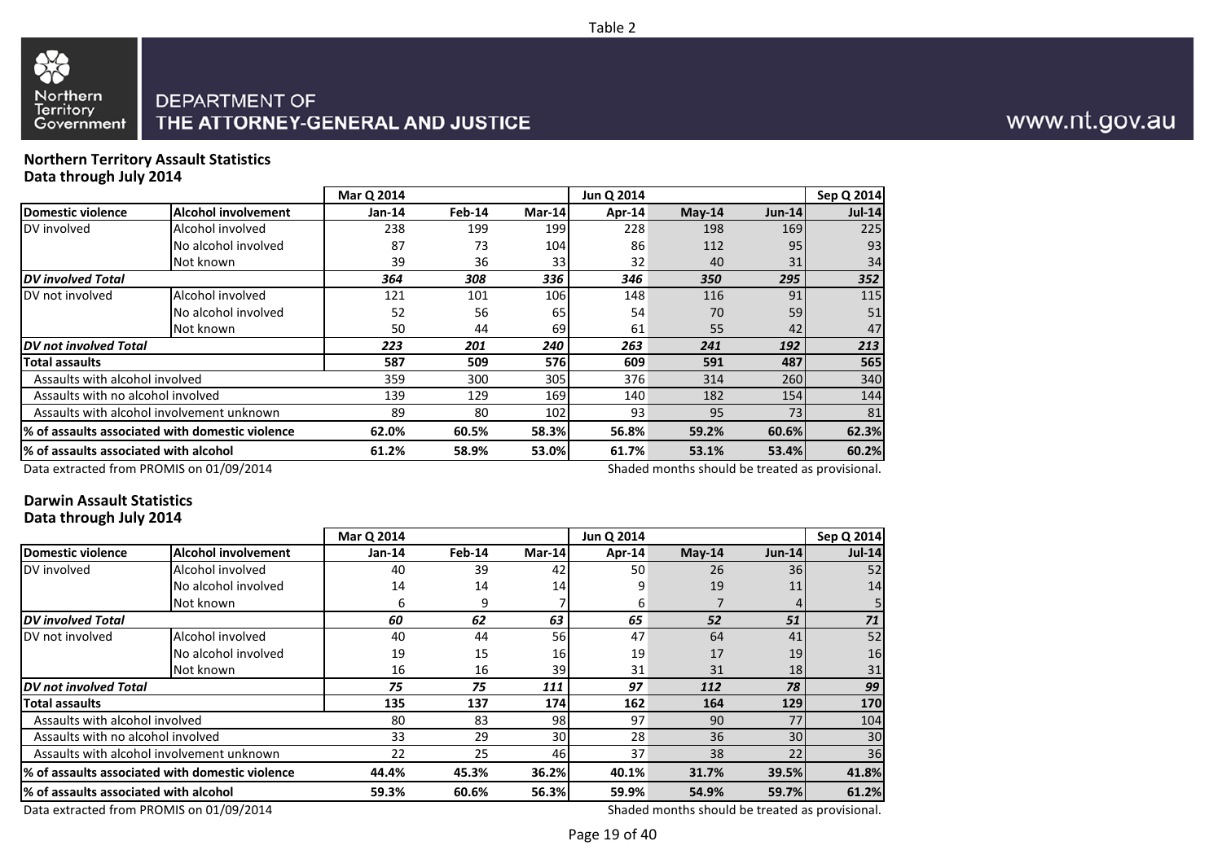Table 2

DEPARTMENT OF THE ATTORNEY-GENERAL AND JUSTICE

www.nt.gov.au

**Northern Territory Assault Statistics**
**Data through July 2014**

| | | Mar Q 2014 | | | Jun Q 2014 | | | Sep Q 2014 |
|---|---|---|---|---|---|---|---|---|
| **Domestic violence** | **Alcohol involvement** | **Jan-14** | **Feb-14** | **Mar-14** | **Apr-14** | **May-14** | **Jun-14** | **Jul-14** |
| DV involved | Alcohol involved | 238 | 199 | 199 | 228 | 198 | 169 | 225 |
| | No alcohol involved | 87 | 73 | 104 | 86 | 112 | 95 | 93 |
| | Not known | 39 | 36 | 33 | 32 | 40 | 31 | 34 |
| ***DV involved Total*** | | ***364*** | ***308*** | ***336*** | ***346*** | ***350*** | ***295*** | ***352*** |
| DV not involved | Alcohol involved | 121 | 101 | 106 | 148 | 116 | 91 | 115 |
| | No alcohol involved | 52 | 56 | 65 | 54 | 70 | 59 | 51 |
| | Not known | 50 | 44 | 69 | 61 | 55 | 42 | 47 |
| ***DV not involved Total*** | | ***223*** | ***201*** | ***240*** | ***263*** | ***241*** | ***192*** | ***213*** |
| **Total assaults** | | **587** | **509** | **576** | **609** | **591** | **487** | **565** |
| Assaults with alcohol involved | | 359 | 300 | 305 | 376 | 314 | 260 | 340 |
| Assaults with no alcohol involved | | 139 | 129 | 169 | 140 | 182 | 154 | 144 |
| Assaults with alcohol involvement unknown | | 89 | 80 | 102 | 93 | 95 | 73 | 81 |
| **% of assaults associated with domestic violence** | | **62.0%** | **60.5%** | **58.3%** | **56.8%** | **59.2%** | **60.6%** | **62.3%** |
| **% of assaults associated with alcohol** | | **61.2%** | **58.9%** | **53.0%** | **61.7%** | **53.1%** | **53.4%** | **60.2%** |

Data extracted from PROMIS on 01/09/2014

Shaded months should be treated as provisional.

**Darwin Assault Statistics**
**Data through July 2014**

| | | Mar Q 2014 | | | Jun Q 2014 | | | Sep Q 2014 |
|---|---|---|---|---|---|---|---|---|
| **Domestic violence** | **Alcohol involvement** | **Jan-14** | **Feb-14** | **Mar-14** | **Apr-14** | **May-14** | **Jun-14** | **Jul-14** |
| DV involved | Alcohol involved | 40 | 39 | 42 | 50 | 26 | 36 | 52 |
| | No alcohol involved | 14 | 14 | 14 | 9 | 19 | 11 | 14 |
| | Not known | 6 | 9 | 7 | 6 | 7 | 4 | 5 |
| ***DV involved Total*** | | ***60*** | ***62*** | ***63*** | ***65*** | ***52*** | ***51*** | ***71*** |
| DV not involved | Alcohol involved | 40 | 44 | 56 | 47 | 64 | 41 | 52 |
| | No alcohol involved | 19 | 15 | 16 | 19 | 17 | 19 | 16 |
| | Not known | 16 | 16 | 39 | 31 | 31 | 18 | 31 |
| ***DV not involved Total*** | | ***75*** | ***75*** | ***111*** | ***97*** | ***112*** | ***78*** | ***99*** |
| **Total assaults** | | **135** | **137** | **174** | **162** | **164** | **129** | **170** |
| Assaults with alcohol involved | | 80 | 83 | 98 | 97 | 90 | 77 | 104 |
| Assaults with no alcohol involved | | 33 | 29 | 30 | 28 | 36 | 30 | 30 |
| Assaults with alcohol involvement unknown | | 22 | 25 | 46 | 37 | 38 | 22 | 36 |
| **% of assaults associated with domestic violence** | | **44.4%** | **45.3%** | **36.2%** | **40.1%** | **31.7%** | **39.5%** | **41.8%** |
| **% of assaults associated with alcohol** | | **59.3%** | **60.6%** | **56.3%** | **59.9%** | **54.9%** | **59.7%** | **61.2%** |

Data extracted from PROMIS on 01/09/2014

Shaded months should be treated as provisional.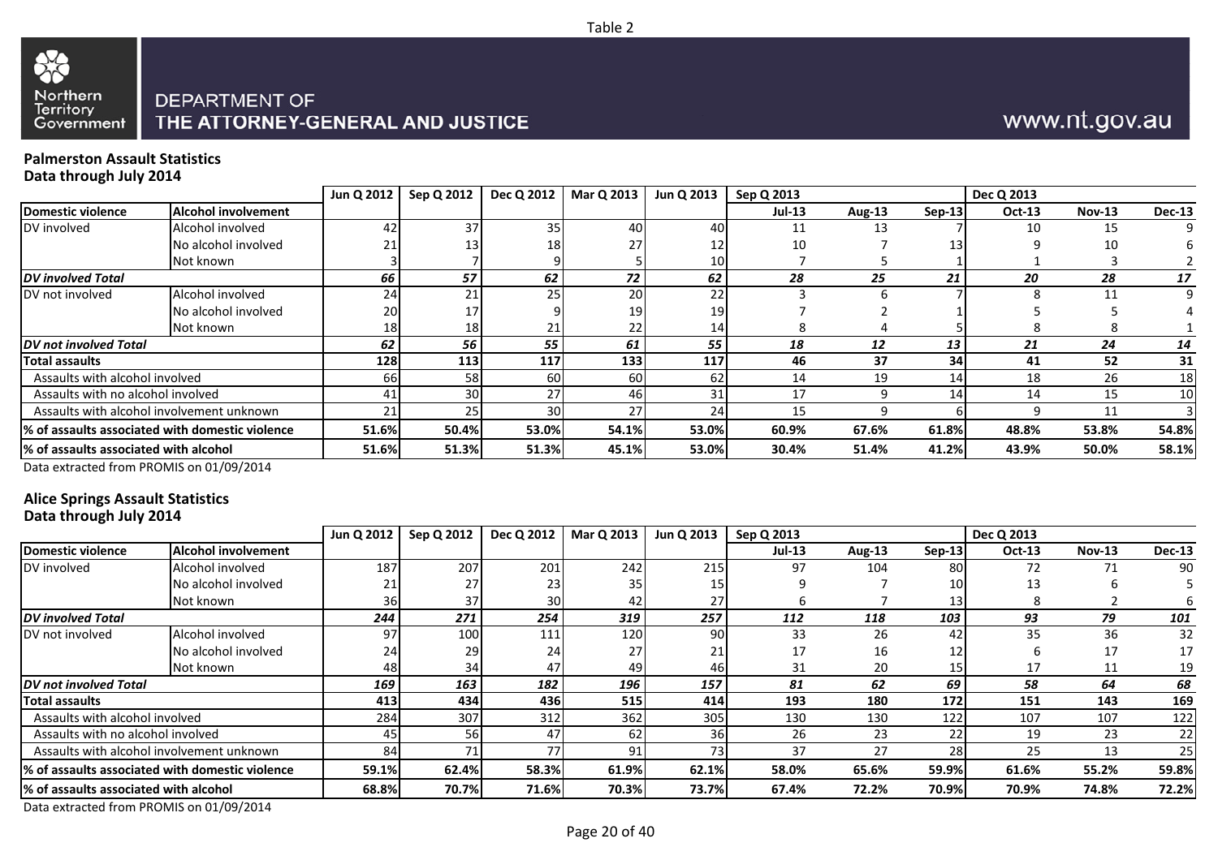Table 2

DEPARTMENT OF THE ATTORNEY-GENERAL AND JUSTICE

www.nt.gov.au

**Palmerston Assault Statistics**
**Data through July 2014**

| | | Jun Q 2012 | Sep Q 2012 | Dec Q 2012 | Mar Q 2013 | Jun Q 2013 | Sep Q 2013 | | | Dec Q 2013 | | |
|---|---|---|---|---|---|---|---|---|---|---|---|---|
| **Domestic violence** | **Alcohol involvement** | | | | | | **Jul-13** | **Aug-13** | **Sep-13** | **Oct-13** | **Nov-13** | **Dec-13** |
| DV involved | Alcohol involved | 42 | 37 | 35 | 40 | 40 | 11 | 13 | 7 | 10 | 15 | 9 |
| | No alcohol involved | 21 | 13 | 18 | 27 | 12 | 10 | 7 | 13 | 9 | 10 | 6 |
| | Not known | 3 | 7 | 9 | 5 | 10 | 7 | 5 | 1 | 1 | 3 | 2 |
| ***DV involved Total*** | | ***66*** | ***57*** | ***62*** | ***72*** | ***62*** | ***28*** | ***25*** | ***21*** | ***20*** | ***28*** | ***17*** |
| DV not involved | Alcohol involved | 24 | 21 | 25 | 20 | 22 | 3 | 6 | 7 | 8 | 11 | 9 |
| | No alcohol involved | 20 | 17 | 9 | 19 | 19 | 7 | 2 | 1 | 5 | 5 | 4 |
| | Not known | 18 | 18 | 21 | 22 | 14 | 8 | 4 | 5 | 8 | 8 | 1 |
| ***DV not involved Total*** | | ***62*** | ***56*** | ***55*** | ***61*** | ***55*** | ***18*** | ***12*** | ***13*** | ***21*** | ***24*** | ***14*** |
| **Total assaults** | | **128** | **113** | **117** | **133** | **117** | **46** | **37** | **34** | **41** | **52** | **31** |
| Assaults with alcohol involved | | 66 | 58 | 60 | 60 | 62 | 14 | 19 | 14 | 18 | 26 | 18 |
| Assaults with no alcohol involved | | 41 | 30 | 27 | 46 | 31 | 17 | 9 | 14 | 14 | 15 | 10 |
| Assaults with alcohol involvement unknown | | 21 | 25 | 30 | 27 | 24 | 15 | 9 | 6 | 9 | 11 | 3 |
| **% of assaults associated with domestic violence** | | **51.6%** | **50.4%** | **53.0%** | **54.1%** | **53.0%** | **60.9%** | **67.6%** | **61.8%** | **48.8%** | **53.8%** | **54.8%** |
| **% of assaults associated with alcohol** | | **51.6%** | **51.3%** | **51.3%** | **45.1%** | **53.0%** | **30.4%** | **51.4%** | **41.2%** | **43.9%** | **50.0%** | **58.1%** |

Data extracted from PROMIS on 01/09/2014

**Alice Springs Assault Statistics**
**Data through July 2014**

| | | Jun Q 2012 | Sep Q 2012 | Dec Q 2012 | Mar Q 2013 | Jun Q 2013 | Sep Q 2013 | | | Dec Q 2013 | | |
|---|---|---|---|---|---|---|---|---|---|---|---|---|
| **Domestic violence** | **Alcohol involvement** | | | | | | **Jul-13** | **Aug-13** | **Sep-13** | **Oct-13** | **Nov-13** | **Dec-13** |
| DV involved | Alcohol involved | 187 | 207 | 201 | 242 | 215 | 97 | 104 | 80 | 72 | 71 | 90 |
| | No alcohol involved | 21 | 27 | 23 | 35 | 15 | 9 | 7 | 10 | 13 | 6 | 5 |
| | Not known | 36 | 37 | 30 | 42 | 27 | 6 | 7 | 13 | 8 | 2 | 6 |
| ***DV involved Total*** | | ***244*** | ***271*** | ***254*** | ***319*** | ***257*** | ***112*** | ***118*** | ***103*** | ***93*** | ***79*** | ***101*** |
| DV not involved | Alcohol involved | 97 | 100 | 111 | 120 | 90 | 33 | 26 | 42 | 35 | 36 | 32 |
| | No alcohol involved | 24 | 29 | 24 | 27 | 21 | 17 | 16 | 12 | 6 | 17 | 17 |
| | Not known | 48 | 34 | 47 | 49 | 46 | 31 | 20 | 15 | 17 | 11 | 19 |
| ***DV not involved Total*** | | ***169*** | ***163*** | ***182*** | ***196*** | ***157*** | ***81*** | ***62*** | ***69*** | ***58*** | ***64*** | ***68*** |
| **Total assaults** | | **413** | **434** | **436** | **515** | **414** | **193** | **180** | **172** | **151** | **143** | **169** |
| Assaults with alcohol involved | | 284 | 307 | 312 | 362 | 305 | 130 | 130 | 122 | 107 | 107 | 122 |
| Assaults with no alcohol involved | | 45 | 56 | 47 | 62 | 36 | 26 | 23 | 22 | 19 | 23 | 22 |
| Assaults with alcohol involvement unknown | | 84 | 71 | 77 | 91 | 73 | 37 | 27 | 28 | 25 | 13 | 25 |
| **% of assaults associated with domestic violence** | | **59.1%** | **62.4%** | **58.3%** | **61.9%** | **62.1%** | **58.0%** | **65.6%** | **59.9%** | **61.6%** | **55.2%** | **59.8%** |
| **% of assaults associated with alcohol** | | **68.8%** | **70.7%** | **71.6%** | **70.3%** | **73.7%** | **67.4%** | **72.2%** | **70.9%** | **70.9%** | **74.8%** | **72.2%** |

Data extracted from PROMIS on 01/09/2014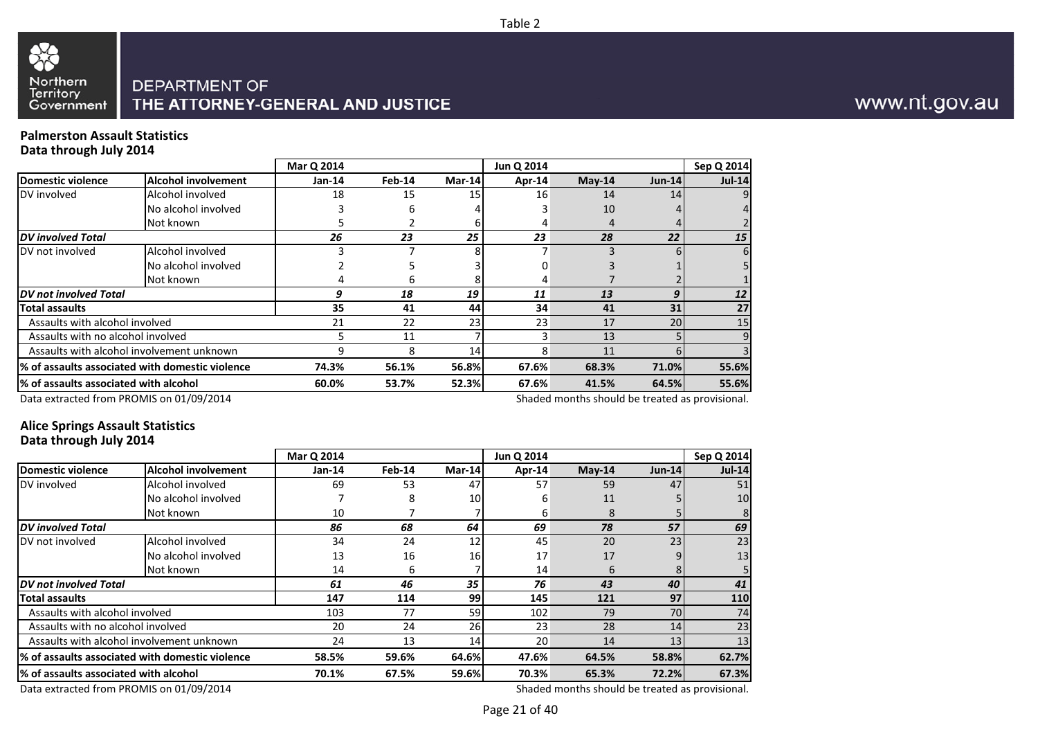Table 2

DEPARTMENT OF
THE ATTORNEY-GENERAL AND JUSTICE

www.nt.gov.au

**Palmerston Assault Statistics**
**Data through July 2014**

| | | Mar Q 2014 | | | Jun Q 2014 | | | Sep Q 2014 |
|---|---|---|---|---|---|---|---|---|
| **Domestic violence** | **Alcohol involvement** | **Jan-14** | **Feb-14** | **Mar-14** | **Apr-14** | **May-14** | **Jun-14** | **Jul-14** |
| DV involved | Alcohol involved | 18 | 15 | 15 | 16 | 14 | 14 | 9 |
| | No alcohol involved | 3 | 6 | 4 | 3 | 10 | 4 | 4 |
| | Not known | 5 | 2 | 6 | 4 | 4 | 4 | 2 |
| ***DV involved Total*** | | ***26*** | ***23*** | ***25*** | ***23*** | ***28*** | ***22*** | ***15*** |
| DV not involved | Alcohol involved | 3 | 7 | 8 | 7 | 3 | 6 | 6 |
| | No alcohol involved | 2 | 5 | 3 | 0 | 3 | 1 | 5 |
| | Not known | 4 | 6 | 8 | 4 | 7 | 2 | 1 |
| ***DV not involved Total*** | | ***9*** | ***18*** | ***19*** | ***11*** | ***13*** | ***9*** | ***12*** |
| **Total assaults** | | **35** | **41** | **44** | **34** | **41** | **31** | **27** |
| Assaults with alcohol involved | | 21 | 22 | 23 | 23 | 17 | 20 | 15 |
| Assaults with no alcohol involved | | 5 | 11 | 7 | 3 | 13 | 5 | 9 |
| Assaults with alcohol involvement unknown | | 9 | 8 | 14 | 8 | 11 | 6 | 3 |
| **% of assaults associated with domestic violence** | | **74.3%** | **56.1%** | **56.8%** | **67.6%** | **68.3%** | **71.0%** | **55.6%** |
| **% of assaults associated with alcohol** | | **60.0%** | **53.7%** | **52.3%** | **67.6%** | **41.5%** | **64.5%** | **55.6%** |

Data extracted from PROMIS on 01/09/2014

Shaded months should be treated as provisional.

**Alice Springs Assault Statistics**
**Data through July 2014**

| | | Mar Q 2014 | | | Jun Q 2014 | | | Sep Q 2014 |
|---|---|---|---|---|---|---|---|---|
| **Domestic violence** | **Alcohol involvement** | **Jan-14** | **Feb-14** | **Mar-14** | **Apr-14** | **May-14** | **Jun-14** | **Jul-14** |
| DV involved | Alcohol involved | 69 | 53 | 47 | 57 | 59 | 47 | 51 |
| | No alcohol involved | 7 | 8 | 10 | 6 | 11 | 5 | 10 |
| | Not known | 10 | 7 | 7 | 6 | 8 | 5 | 8 |
| ***DV involved Total*** | | ***86*** | ***68*** | ***64*** | ***69*** | ***78*** | ***57*** | ***69*** |
| DV not involved | Alcohol involved | 34 | 24 | 12 | 45 | 20 | 23 | 23 |
| | No alcohol involved | 13 | 16 | 16 | 17 | 17 | 9 | 13 |
| | Not known | 14 | 6 | 7 | 14 | 6 | 8 | 5 |
| ***DV not involved Total*** | | ***61*** | ***46*** | ***35*** | ***76*** | ***43*** | ***40*** | ***41*** |
| **Total assaults** | | **147** | **114** | **99** | **145** | **121** | **97** | **110** |
| Assaults with alcohol involved | | 103 | 77 | 59 | 102 | 79 | 70 | 74 |
| Assaults with no alcohol involved | | 20 | 24 | 26 | 23 | 28 | 14 | 23 |
| Assaults with alcohol involvement unknown | | 24 | 13 | 14 | 20 | 14 | 13 | 13 |
| **% of assaults associated with domestic violence** | | **58.5%** | **59.6%** | **64.6%** | **47.6%** | **64.5%** | **58.8%** | **62.7%** |
| **% of assaults associated with alcohol** | | **70.1%** | **67.5%** | **59.6%** | **70.3%** | **65.3%** | **72.2%** | **67.3%** |

Data extracted from PROMIS on 01/09/2014

Shaded months should be treated as provisional.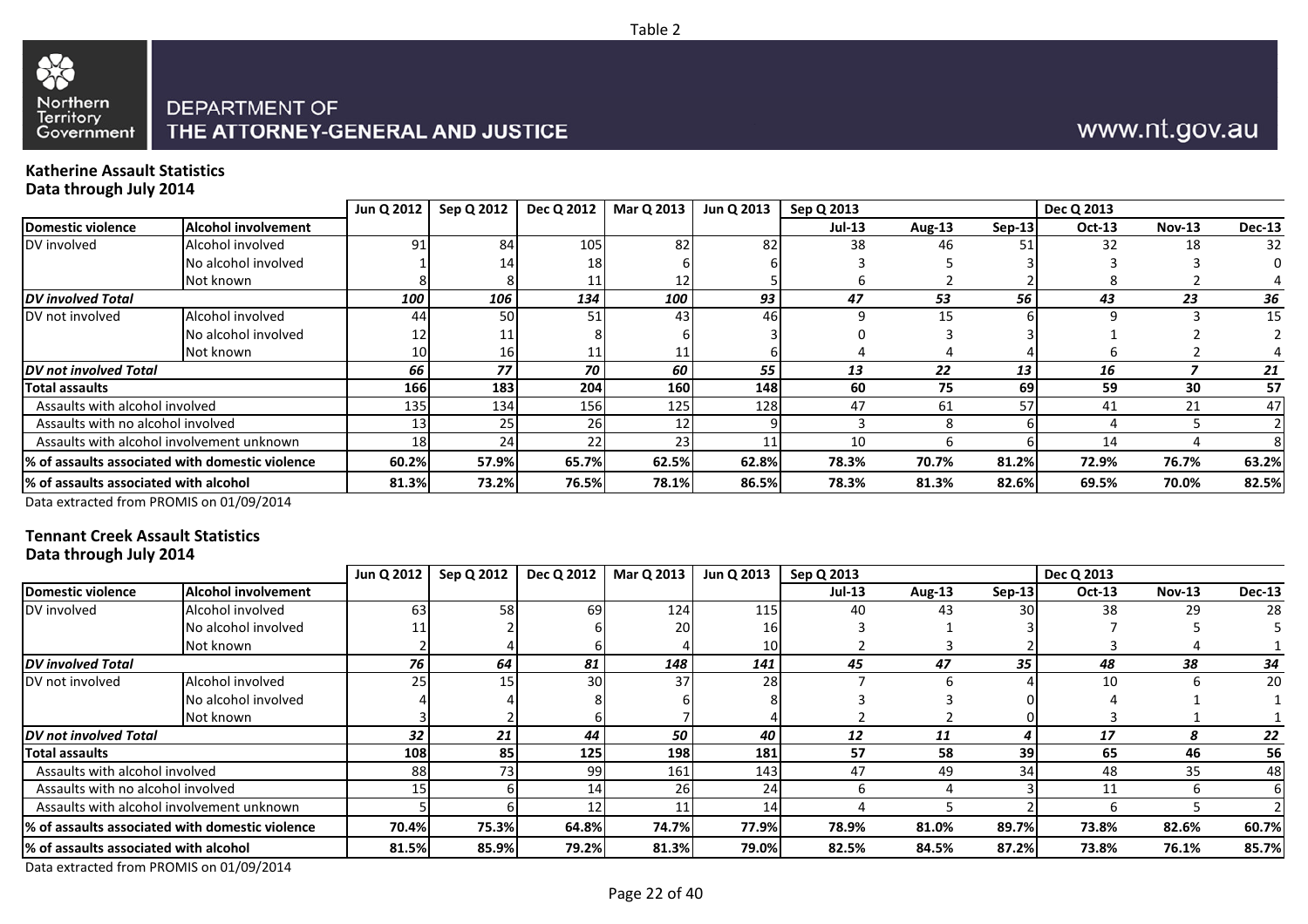Table 2

DEPARTMENT OF THE ATTORNEY-GENERAL AND JUSTICE

www.nt.gov.au

**Katherine Assault Statistics**
**Data through July 2014**

| | | Jun Q 2012 | Sep Q 2012 | Dec Q 2012 | Mar Q 2013 | Jun Q 2013 | Sep Q 2013 | | | Dec Q 2013 | | |
|---|---|---|---|---|---|---|---|---|---|---|---|---|
| **Domestic violence** | **Alcohol involvement** | | | | | | **Jul-13** | **Aug-13** | **Sep-13** | **Oct-13** | **Nov-13** | **Dec-13** |
| DV involved | Alcohol involved | 91 | 84 | 105 | 82 | 82 | 38 | 46 | 51 | 32 | 18 | 32 |
| | No alcohol involved | 1 | 14 | 18 | 6 | 6 | 3 | 5 | 3 | 3 | 3 | 0 |
| | Not known | 8 | 8 | 11 | 12 | 5 | 6 | 2 | 2 | 8 | 2 | 4 |
| ***DV involved Total*** | | ***100*** | ***106*** | ***134*** | ***100*** | ***93*** | ***47*** | ***53*** | ***56*** | ***43*** | ***23*** | ***36*** |
| DV not involved | Alcohol involved | 44 | 50 | 51 | 43 | 46 | 9 | 15 | 6 | 9 | 3 | 15 |
| | No alcohol involved | 12 | 11 | 8 | 6 | 3 | 0 | 3 | 3 | 1 | 2 | 2 |
| | Not known | 10 | 16 | 11 | 11 | 6 | 4 | 4 | 4 | 6 | 2 | 4 |
| ***DV not involved Total*** | | ***66*** | ***77*** | ***70*** | ***60*** | ***55*** | ***13*** | ***22*** | ***13*** | ***16*** | ***7*** | ***21*** |
| **Total assaults** | | **166** | **183** | **204** | **160** | **148** | **60** | **75** | **69** | **59** | **30** | **57** |
| Assaults with alcohol involved | | 135 | 134 | 156 | 125 | 128 | 47 | 61 | 57 | 41 | 21 | 47 |
| Assaults with no alcohol involved | | 13 | 25 | 26 | 12 | 9 | 3 | 8 | 6 | 4 | 5 | 2 |
| Assaults with alcohol involvement unknown | | 18 | 24 | 22 | 23 | 11 | 10 | 6 | 6 | 14 | 4 | 8 |
| **% of assaults associated with domestic violence** | | **60.2%** | **57.9%** | **65.7%** | **62.5%** | **62.8%** | **78.3%** | **70.7%** | **81.2%** | **72.9%** | **76.7%** | **63.2%** |
| **% of assaults associated with alcohol** | | **81.3%** | **73.2%** | **76.5%** | **78.1%** | **86.5%** | **78.3%** | **81.3%** | **82.6%** | **69.5%** | **70.0%** | **82.5%** |

Data extracted from PROMIS on 01/09/2014

**Tennant Creek Assault Statistics**
**Data through July 2014**

| | | Jun Q 2012 | Sep Q 2012 | Dec Q 2012 | Mar Q 2013 | Jun Q 2013 | Sep Q 2013 | | | Dec Q 2013 | | |
|---|---|---|---|---|---|---|---|---|---|---|---|---|
| **Domestic violence** | **Alcohol involvement** | | | | | | **Jul-13** | **Aug-13** | **Sep-13** | **Oct-13** | **Nov-13** | **Dec-13** |
| DV involved | Alcohol involved | 63 | 58 | 69 | 124 | 115 | 40 | 43 | 30 | 38 | 29 | 28 |
| | No alcohol involved | 11 | 2 | 6 | 20 | 16 | 3 | 1 | 3 | 7 | 5 | 5 |
| | Not known | 2 | 4 | 6 | 4 | 10 | 2 | 3 | 2 | 3 | 4 | 1 |
| ***DV involved Total*** | | ***76*** | ***64*** | ***81*** | ***148*** | ***141*** | ***45*** | ***47*** | ***35*** | ***48*** | ***38*** | ***34*** |
| DV not involved | Alcohol involved | 25 | 15 | 30 | 37 | 28 | 7 | 6 | 4 | 10 | 6 | 20 |
| | No alcohol involved | 4 | 4 | 8 | 6 | 8 | 3 | 3 | 0 | 4 | 1 | 1 |
| | Not known | 3 | 2 | 6 | 7 | 4 | 2 | 2 | 0 | 3 | 1 | 1 |
| ***DV not involved Total*** | | ***32*** | ***21*** | ***44*** | ***50*** | ***40*** | ***12*** | ***11*** | ***4*** | ***17*** | ***8*** | ***22*** |
| **Total assaults** | | **108** | **85** | **125** | **198** | **181** | **57** | **58** | **39** | **65** | **46** | **56** |
| Assaults with alcohol involved | | 88 | 73 | 99 | 161 | 143 | 47 | 49 | 34 | 48 | 35 | 48 |
| Assaults with no alcohol involved | | 15 | 6 | 14 | 26 | 24 | 6 | 4 | 3 | 11 | 6 | 6 |
| Assaults with alcohol involvement unknown | | 5 | 6 | 12 | 11 | 14 | 4 | 5 | 2 | 6 | 5 | 2 |
| **% of assaults associated with domestic violence** | | **70.4%** | **75.3%** | **64.8%** | **74.7%** | **77.9%** | **78.9%** | **81.0%** | **89.7%** | **73.8%** | **82.6%** | **60.7%** |
| **% of assaults associated with alcohol** | | **81.5%** | **85.9%** | **79.2%** | **81.3%** | **79.0%** | **82.5%** | **84.5%** | **87.2%** | **73.8%** | **76.1%** | **85.7%** |

Data extracted from PROMIS on 01/09/2014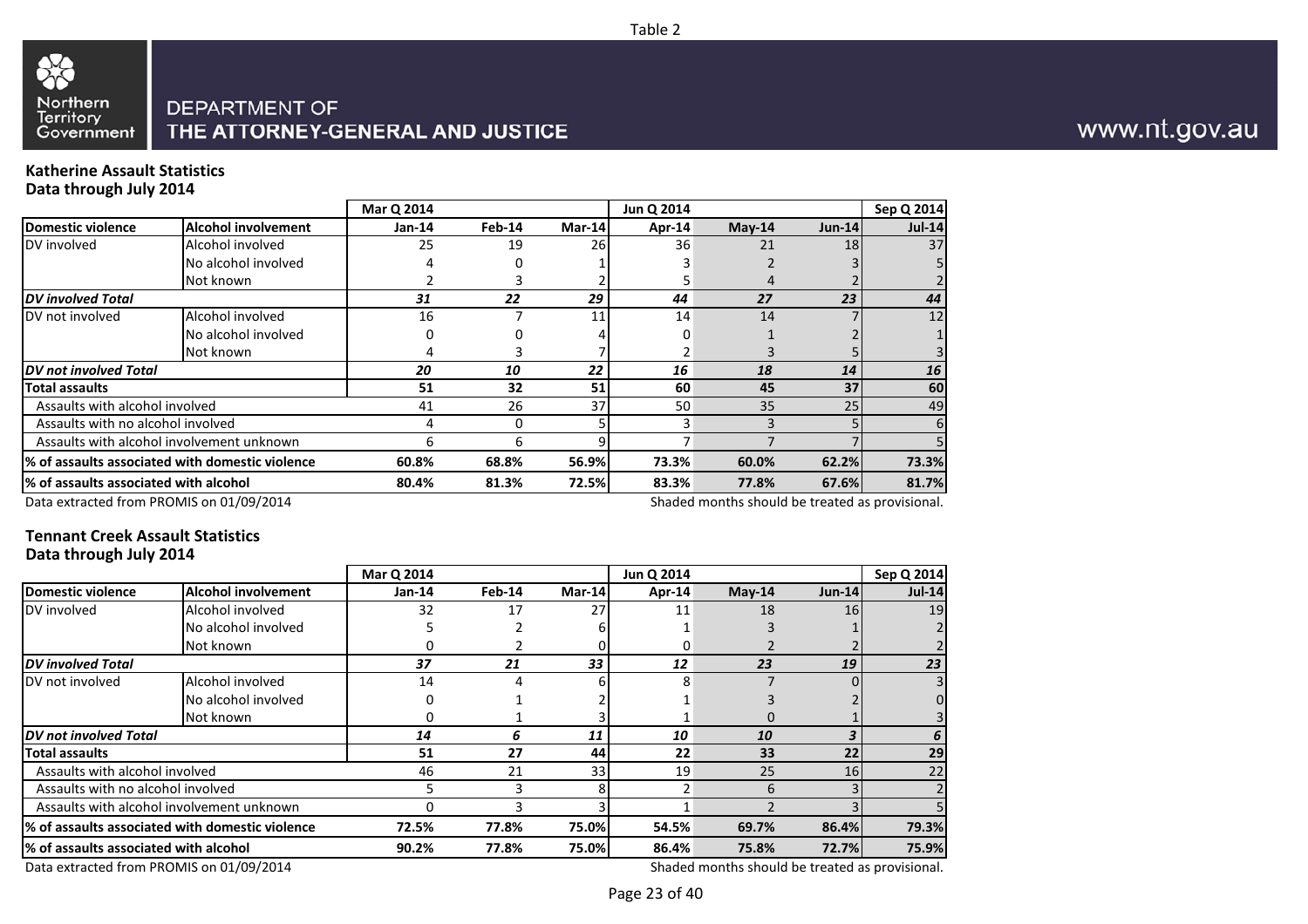Table 2

DEPARTMENT OF THE ATTORNEY-GENERAL AND JUSTICE

www.nt.gov.au

**Katherine Assault Statistics**
**Data through July 2014**

| | | Mar Q 2014 | | | Jun Q 2014 | | | Sep Q 2014 |
|---|---|---|---|---|---|---|---|---|
| **Domestic violence** | **Alcohol involvement** | **Jan-14** | **Feb-14** | **Mar-14** | **Apr-14** | **May-14** | **Jun-14** | **Jul-14** |
| DV involved | Alcohol involved | 25 | 19 | 26 | 36 | 21 | 18 | 37 |
| | No alcohol involved | 4 | 0 | 1 | 3 | 2 | 3 | 5 |
| | Not known | 2 | 3 | 2 | 5 | 4 | 2 | 2 |
| ***DV involved Total*** | | ***31*** | ***22*** | ***29*** | ***44*** | ***27*** | ***23*** | ***44*** |
| DV not involved | Alcohol involved | 16 | 7 | 11 | 14 | 14 | 7 | 12 |
| | No alcohol involved | 0 | 0 | 4 | 0 | 1 | 2 | 1 |
| | Not known | 4 | 3 | 7 | 2 | 3 | 5 | 3 |
| ***DV not involved Total*** | | ***20*** | ***10*** | ***22*** | ***16*** | ***18*** | ***14*** | ***16*** |
| **Total assaults** | | **51** | **32** | **51** | **60** | **45** | **37** | **60** |
| Assaults with alcohol involved | | 41 | 26 | 37 | 50 | 35 | 25 | 49 |
| Assaults with no alcohol involved | | 4 | 0 | 5 | 3 | 3 | 5 | 6 |
| Assaults with alcohol involvement unknown | | 6 | 6 | 9 | 7 | 7 | 7 | 5 |
| **% of assaults associated with domestic violence** | | **60.8%** | **68.8%** | **56.9%** | **73.3%** | **60.0%** | **62.2%** | **73.3%** |
| **% of assaults associated with alcohol** | | **80.4%** | **81.3%** | **72.5%** | **83.3%** | **77.8%** | **67.6%** | **81.7%** |

Data extracted from PROMIS on 01/09/2014

Shaded months should be treated as provisional.

**Tennant Creek Assault Statistics**
**Data through July 2014**

| | | Mar Q 2014 | | | Jun Q 2014 | | | Sep Q 2014 |
|---|---|---|---|---|---|---|---|---|
| **Domestic violence** | **Alcohol involvement** | **Jan-14** | **Feb-14** | **Mar-14** | **Apr-14** | **May-14** | **Jun-14** | **Jul-14** |
| DV involved | Alcohol involved | 32 | 17 | 27 | 11 | 18 | 16 | 19 |
| | No alcohol involved | 5 | 2 | 6 | 1 | 3 | 1 | 2 |
| | Not known | 0 | 2 | 0 | 0 | 2 | 2 | 2 |
| ***DV involved Total*** | | ***37*** | ***21*** | ***33*** | ***12*** | ***23*** | ***19*** | ***23*** |
| DV not involved | Alcohol involved | 14 | 4 | 6 | 8 | 7 | 0 | 3 |
| | No alcohol involved | 0 | 1 | 2 | 1 | 3 | 2 | 0 |
| | Not known | 0 | 1 | 3 | 1 | 0 | 1 | 3 |
| ***DV not involved Total*** | | ***14*** | ***6*** | ***11*** | ***10*** | ***10*** | ***3*** | ***6*** |
| **Total assaults** | | **51** | **27** | **44** | **22** | **33** | **22** | **29** |
| Assaults with alcohol involved | | 46 | 21 | 33 | 19 | 25 | 16 | 22 |
| Assaults with no alcohol involved | | 5 | 3 | 8 | 2 | 6 | 3 | 2 |
| Assaults with alcohol involvement unknown | | 0 | 3 | 3 | 1 | 2 | 3 | 5 |
| **% of assaults associated with domestic violence** | | **72.5%** | **77.8%** | **75.0%** | **54.5%** | **69.7%** | **86.4%** | **79.3%** |
| **% of assaults associated with alcohol** | | **90.2%** | **77.8%** | **75.0%** | **86.4%** | **75.8%** | **72.7%** | **75.9%** |

Data extracted from PROMIS on 01/09/2014

Shaded months should be treated as provisional.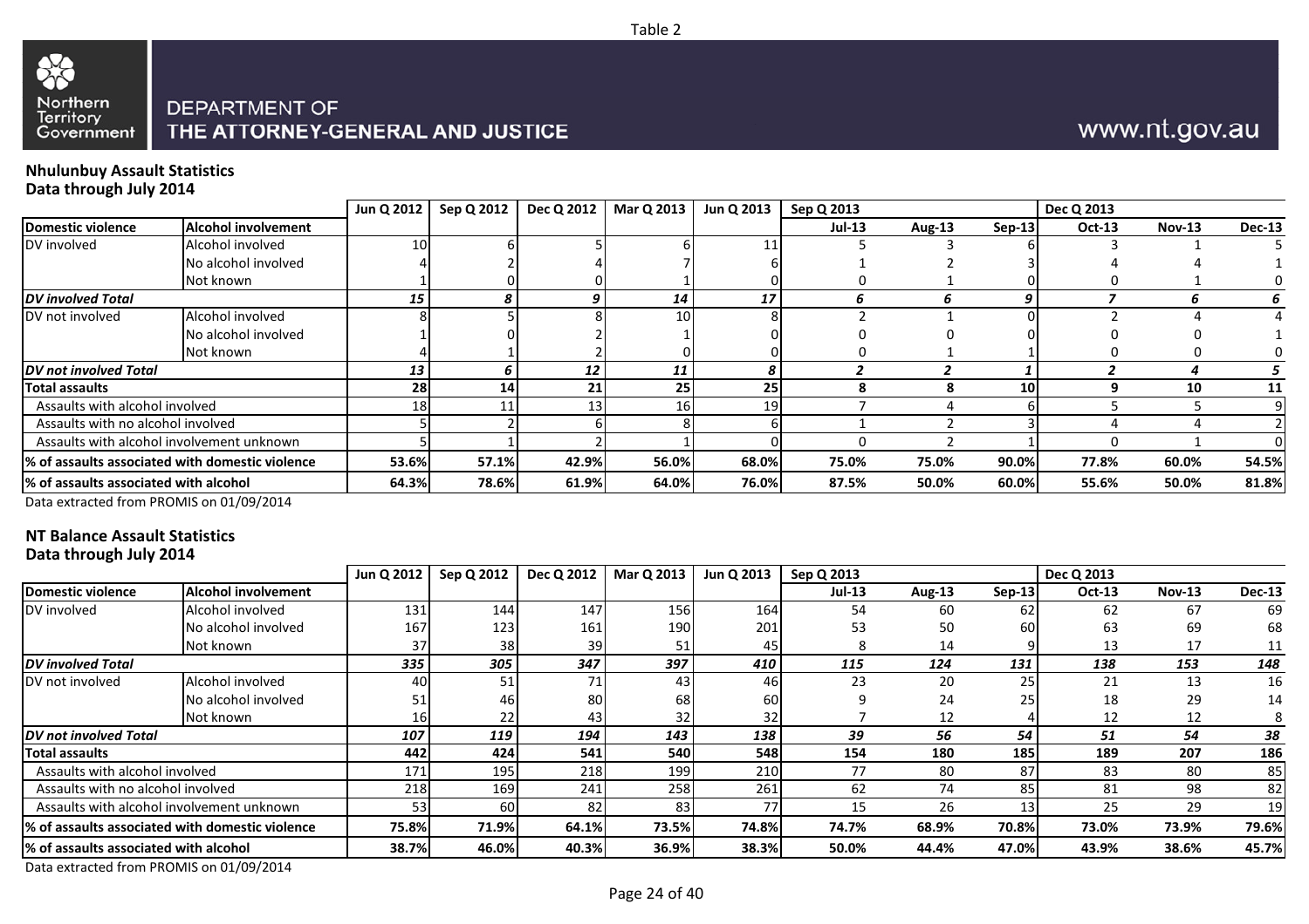Table 2

DEPARTMENT OF
THE ATTORNEY-GENERAL AND JUSTICE

www.nt.gov.au

## Nhulunbuy Assault Statistics
## Data through July 2014

| | | Jun Q 2012 | Sep Q 2012 | Dec Q 2012 | Mar Q 2013 | Jun Q 2013 | Sep Q 2013 | | | Dec Q 2013 | | |
|---|---|---|---|---|---|---|---|---|---|---|---|---|
| **Domestic violence** | **Alcohol involvement** | | | | | | **Jul-13** | **Aug-13** | **Sep-13** | **Oct-13** | **Nov-13** | **Dec-13** |
| DV involved | Alcohol involved | 10 | 6 | 5 | 6 | 11 | 5 | 3 | 6 | 3 | 1 | 5 |
| | No alcohol involved | 4 | 2 | 4 | 7 | 6 | 1 | 2 | 3 | 4 | 4 | 1 |
| | Not known | 1 | 0 | 0 | 1 | 0 | 0 | 1 | 0 | 0 | 1 | 0 |
| ***DV involved Total*** | | ***15*** | ***8*** | ***9*** | ***14*** | ***17*** | ***6*** | ***6*** | ***9*** | ***7*** | ***6*** | ***6*** |
| DV not involved | Alcohol involved | 8 | 5 | 8 | 10 | 8 | 2 | 1 | 0 | 2 | 4 | 4 |
| | No alcohol involved | 1 | 0 | 2 | 1 | 0 | 0 | 0 | 0 | 0 | 0 | 1 |
| | Not known | 4 | 1 | 2 | 0 | 0 | 0 | 1 | 1 | 0 | 0 | 0 |
| ***DV not involved Total*** | | ***13*** | ***6*** | ***12*** | ***11*** | ***8*** | ***2*** | ***2*** | ***1*** | ***2*** | ***4*** | ***5*** |
| **Total assaults** | | **28** | **14** | **21** | **25** | **25** | **8** | **8** | **10** | **9** | **10** | **11** |
| Assaults with alcohol involved | | 18 | 11 | 13 | 16 | 19 | 7 | 4 | 6 | 5 | 5 | 9 |
| Assaults with no alcohol involved | | 5 | 2 | 6 | 8 | 6 | 1 | 2 | 3 | 4 | 4 | 2 |
| Assaults with alcohol involvement unknown | | 5 | 1 | 2 | 1 | 0 | 0 | 2 | 1 | 0 | 1 | 0 |
| **% of assaults associated with domestic violence** | | **53.6%** | **57.1%** | **42.9%** | **56.0%** | **68.0%** | **75.0%** | **75.0%** | **90.0%** | **77.8%** | **60.0%** | **54.5%** |
| **% of assaults associated with alcohol** | | **64.3%** | **78.6%** | **61.9%** | **64.0%** | **76.0%** | **87.5%** | **50.0%** | **60.0%** | **55.6%** | **50.0%** | **81.8%** |

Data extracted from PROMIS on 01/09/2014

## NT Balance Assault Statistics
## Data through July 2014

| | | Jun Q 2012 | Sep Q 2012 | Dec Q 2012 | Mar Q 2013 | Jun Q 2013 | Sep Q 2013 | | | Dec Q 2013 | | |
|---|---|---|---|---|---|---|---|---|---|---|---|---|
| **Domestic violence** | **Alcohol involvement** | | | | | | **Jul-13** | **Aug-13** | **Sep-13** | **Oct-13** | **Nov-13** | **Dec-13** |
| DV involved | Alcohol involved | 131 | 144 | 147 | 156 | 164 | 54 | 60 | 62 | 62 | 67 | 69 |
| | No alcohol involved | 167 | 123 | 161 | 190 | 201 | 53 | 50 | 60 | 63 | 69 | 68 |
| | Not known | 37 | 38 | 39 | 51 | 45 | 8 | 14 | 9 | 13 | 17 | 11 |
| ***DV involved Total*** | | ***335*** | ***305*** | ***347*** | ***397*** | ***410*** | ***115*** | ***124*** | ***131*** | ***138*** | ***153*** | ***148*** |
| DV not involved | Alcohol involved | 40 | 51 | 71 | 43 | 46 | 23 | 20 | 25 | 21 | 13 | 16 |
| | No alcohol involved | 51 | 46 | 80 | 68 | 60 | 9 | 24 | 25 | 18 | 29 | 14 |
| | Not known | 16 | 22 | 43 | 32 | 32 | 7 | 12 | 4 | 12 | 12 | 8 |
| ***DV not involved Total*** | | ***107*** | ***119*** | ***194*** | ***143*** | ***138*** | ***39*** | ***56*** | ***54*** | ***51*** | ***54*** | ***38*** |
| **Total assaults** | | **442** | **424** | **541** | **540** | **548** | **154** | **180** | **185** | **189** | **207** | **186** |
| Assaults with alcohol involved | | 171 | 195 | 218 | 199 | 210 | 77 | 80 | 87 | 83 | 80 | 85 |
| Assaults with no alcohol involved | | 218 | 169 | 241 | 258 | 261 | 62 | 74 | 85 | 81 | 98 | 82 |
| Assaults with alcohol involvement unknown | | 53 | 60 | 82 | 83 | 77 | 15 | 26 | 13 | 25 | 29 | 19 |
| **% of assaults associated with domestic violence** | | **75.8%** | **71.9%** | **64.1%** | **73.5%** | **74.8%** | **74.7%** | **68.9%** | **70.8%** | **73.0%** | **73.9%** | **79.6%** |
| **% of assaults associated with alcohol** | | **38.7%** | **46.0%** | **40.3%** | **36.9%** | **38.3%** | **50.0%** | **44.4%** | **47.0%** | **43.9%** | **38.6%** | **45.7%** |

Data extracted from PROMIS on 01/09/2014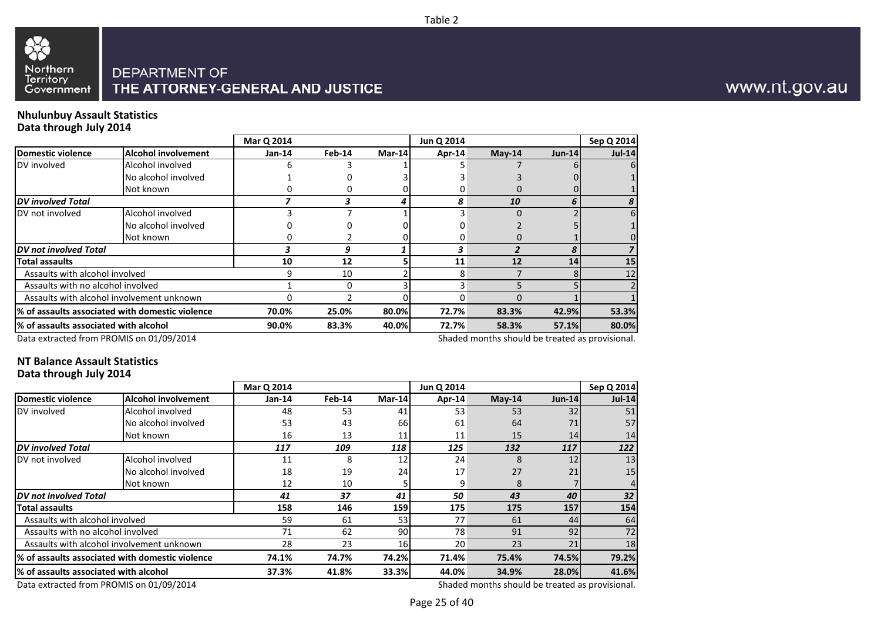Table 2

DEPARTMENT OF
THE ATTORNEY-GENERAL AND JUSTICE

www.nt.gov.au

## Nhulunbuy Assault Statistics
**Data through July 2014**

| | | Mar Q 2014 | | | Jun Q 2014 | | | Sep Q 2014 |
|---|---|---|---|---|---|---|---|---|
| **Domestic violence** | **Alcohol involvement** | **Jan-14** | **Feb-14** | **Mar-14** | **Apr-14** | **May-14** | **Jun-14** | **Jul-14** |
| DV involved | Alcohol involved | 6 | 3 | 1 | 5 | 7 | 6 | 6 |
| | No alcohol involved | 1 | 0 | 3 | 3 | 3 | 0 | 1 |
| | Not known | 0 | 0 | 0 | 0 | 0 | 0 | 1 |
| ***DV involved Total*** | | ***7*** | ***3*** | ***4*** | ***8*** | ***10*** | ***6*** | ***8*** |
| DV not involved | Alcohol involved | 3 | 7 | 1 | 3 | 0 | 2 | 6 |
| | No alcohol involved | 0 | 0 | 0 | 0 | 2 | 5 | 1 |
| | Not known | 0 | 2 | 0 | 0 | 0 | 1 | 0 |
| ***DV not involved Total*** | | ***3*** | ***9*** | ***1*** | ***3*** | ***2*** | ***8*** | ***7*** |
| **Total assaults** | | **10** | **12** | **5** | **11** | **12** | **14** | **15** |
| Assaults with alcohol involved | | 9 | 10 | 2 | 8 | 7 | 8 | 12 |
| Assaults with no alcohol involved | | 1 | 0 | 3 | 3 | 5 | 5 | 2 |
| Assaults with alcohol involvement unknown | | 0 | 2 | 0 | 0 | 0 | 1 | 1 |
| **% of assaults associated with domestic violence** | | **70.0%** | **25.0%** | **80.0%** | **72.7%** | **83.3%** | **42.9%** | **53.3%** |
| **% of assaults associated with alcohol** | | **90.0%** | **83.3%** | **40.0%** | **72.7%** | **58.3%** | **57.1%** | **80.0%** |

Data extracted from PROMIS on 01/09/2014

Shaded months should be treated as provisional.

## NT Balance Assault Statistics
**Data through July 2014**

| | | Mar Q 2014 | | | Jun Q 2014 | | | Sep Q 2014 |
|---|---|---|---|---|---|---|---|---|
| **Domestic violence** | **Alcohol involvement** | **Jan-14** | **Feb-14** | **Mar-14** | **Apr-14** | **May-14** | **Jun-14** | **Jul-14** |
| DV involved | Alcohol involved | 48 | 53 | 41 | 53 | 53 | 32 | 51 |
| | No alcohol involved | 53 | 43 | 66 | 61 | 64 | 71 | 57 |
| | Not known | 16 | 13 | 11 | 11 | 15 | 14 | 14 |
| ***DV involved Total*** | | ***117*** | ***109*** | ***118*** | ***125*** | ***132*** | ***117*** | ***122*** |
| DV not involved | Alcohol involved | 11 | 8 | 12 | 24 | 8 | 12 | 13 |
| | No alcohol involved | 18 | 19 | 24 | 17 | 27 | 21 | 15 |
| | Not known | 12 | 10 | 5 | 9 | 8 | 7 | 4 |
| ***DV not involved Total*** | | ***41*** | ***37*** | ***41*** | ***50*** | ***43*** | ***40*** | ***32*** |
| **Total assaults** | | **158** | **146** | **159** | **175** | **175** | **157** | **154** |
| Assaults with alcohol involved | | 59 | 61 | 53 | 77 | 61 | 44 | 64 |
| Assaults with no alcohol involved | | 71 | 62 | 90 | 78 | 91 | 92 | 72 |
| Assaults with alcohol involvement unknown | | 28 | 23 | 16 | 20 | 23 | 21 | 18 |
| **% of assaults associated with domestic violence** | | **74.1%** | **74.7%** | **74.2%** | **71.4%** | **75.4%** | **74.5%** | **79.2%** |
| **% of assaults associated with alcohol** | | **37.3%** | **41.8%** | **33.3%** | **44.0%** | **34.9%** | **28.0%** | **41.6%** |

Data extracted from PROMIS on 01/09/2014

Shaded months should be treated as provisional.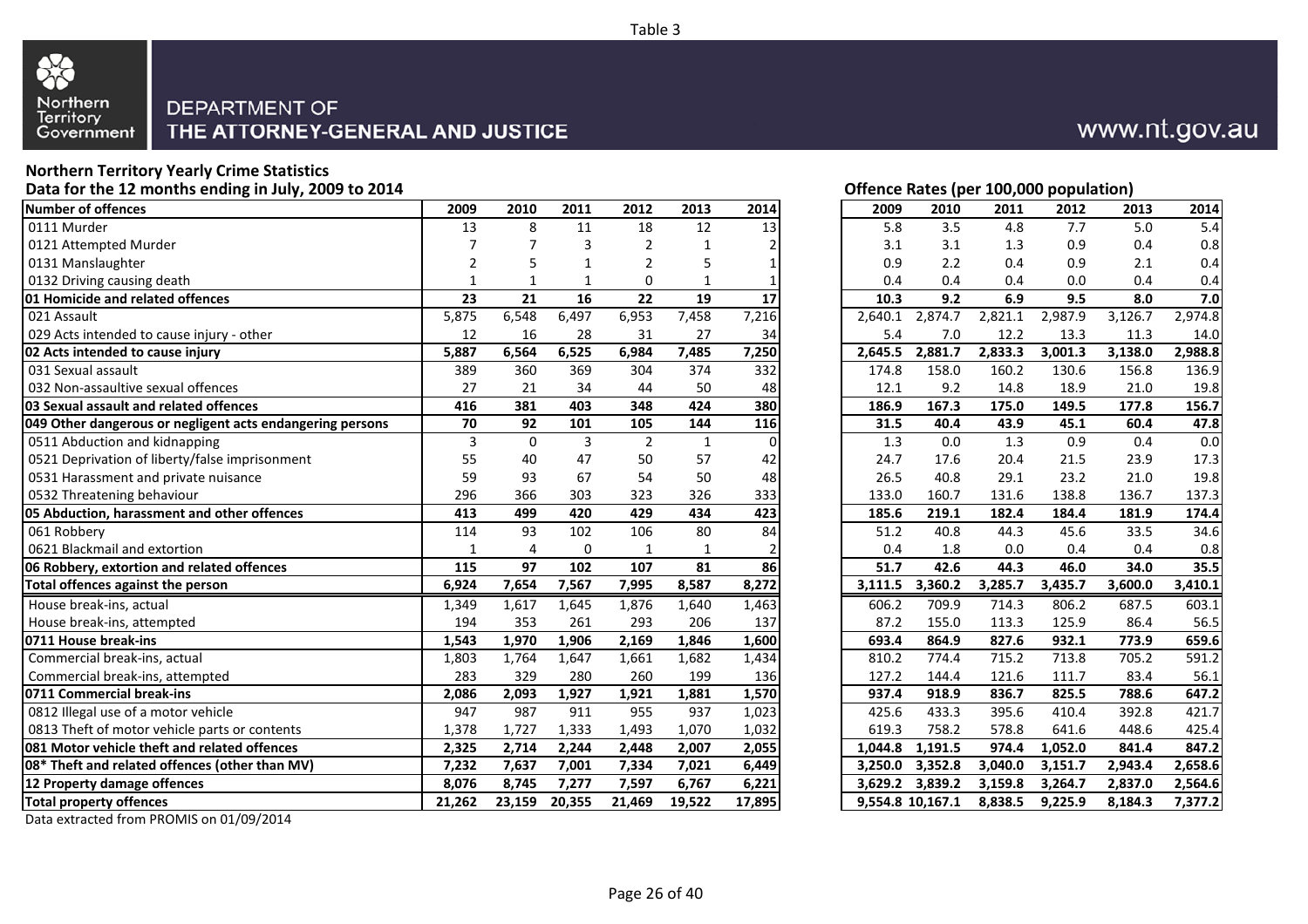Table 3

DEPARTMENT OF
THE ATTORNEY-GENERAL AND JUSTICE

www.nt.gov.au

## Northern Territory Yearly Crime Statistics

**Data for the 12 months ending in July, 2009 to 2014**

| Number of offences | 2009 | 2010 | 2011 | 2012 | 2013 | 2014 |
|---|---|---|---|---|---|---|
| 0111 Murder | 13 | 8 | 11 | 18 | 12 | 13 |
| 0121 Attempted Murder | 7 | 7 | 3 | 2 | 1 | 2 |
| 0131 Manslaughter | 2 | 5 | 1 | 2 | 5 | 1 |
| 0132 Driving causing death | 1 | 1 | 1 | 0 | 1 | 1 |
| **01 Homicide and related offences** | **23** | **21** | **16** | **22** | **19** | **17** |
| 021 Assault | 5,875 | 6,548 | 6,497 | 6,953 | 7,458 | 7,216 |
| 029 Acts intended to cause injury - other | 12 | 16 | 28 | 31 | 27 | 34 |
| **02 Acts intended to cause injury** | **5,887** | **6,564** | **6,525** | **6,984** | **7,485** | **7,250** |
| 031 Sexual assault | 389 | 360 | 369 | 304 | 374 | 332 |
| 032 Non-assaultive sexual offences | 27 | 21 | 34 | 44 | 50 | 48 |
| **03 Sexual assault and related offences** | **416** | **381** | **403** | **348** | **424** | **380** |
| **049 Other dangerous or negligent acts endangering persons** | **70** | **92** | **101** | **105** | **144** | **116** |
| 0511 Abduction and kidnapping | 3 | 0 | 3 | 2 | 1 | 0 |
| 0521 Deprivation of liberty/false imprisonment | 55 | 40 | 47 | 50 | 57 | 42 |
| 0531 Harassment and private nuisance | 59 | 93 | 67 | 54 | 50 | 48 |
| 0532 Threatening behaviour | 296 | 366 | 303 | 323 | 326 | 333 |
| **05 Abduction, harassment and other offences** | **413** | **499** | **420** | **429** | **434** | **423** |
| 061 Robbery | 114 | 93 | 102 | 106 | 80 | 84 |
| 0621 Blackmail and extortion | 1 | 4 | 0 | 1 | 1 | 2 |
| **06 Robbery, extortion and related offences** | **115** | **97** | **102** | **107** | **81** | **86** |
| **Total offences against the person** | **6,924** | **7,654** | **7,567** | **7,995** | **8,587** | **8,272** |
| House break-ins, actual | 1,349 | 1,617 | 1,645 | 1,876 | 1,640 | 1,463 |
| House break-ins, attempted | 194 | 353 | 261 | 293 | 206 | 137 |
| **0711 House break-ins** | **1,543** | **1,970** | **1,906** | **2,169** | **1,846** | **1,600** |
| Commercial break-ins, actual | 1,803 | 1,764 | 1,647 | 1,661 | 1,682 | 1,434 |
| Commercial break-ins, attempted | 283 | 329 | 280 | 260 | 199 | 136 |
| **0711 Commercial break-ins** | **2,086** | **2,093** | **1,927** | **1,921** | **1,881** | **1,570** |
| 0812 Illegal use of a motor vehicle | 947 | 987 | 911 | 955 | 937 | 1,023 |
| 0813 Theft of motor vehicle parts or contents | 1,378 | 1,727 | 1,333 | 1,493 | 1,070 | 1,032 |
| **081 Motor vehicle theft and related offences** | **2,325** | **2,714** | **2,244** | **2,448** | **2,007** | **2,055** |
| **08* Theft and related offences (other than MV)** | **7,232** | **7,637** | **7,001** | **7,334** | **7,021** | **6,449** |
| **12 Property damage offences** | **8,076** | **8,745** | **7,277** | **7,597** | **6,767** | **6,221** |
| **Total property offences** | **21,262** | **23,159** | **20,355** | **21,469** | **19,522** | **17,895** |

**Offence Rates (per 100,000 population)**

| Number of offences | 2009 | 2010 | 2011 | 2012 | 2013 | 2014 |
|---|---|---|---|---|---|---|
| 0111 Murder | 5.8 | 3.5 | 4.8 | 7.7 | 5.0 | 5.4 |
| 0121 Attempted Murder | 3.1 | 3.1 | 1.3 | 0.9 | 0.4 | 0.8 |
| 0131 Manslaughter | 0.9 | 2.2 | 0.4 | 0.9 | 2.1 | 0.4 |
| 0132 Driving causing death | 0.4 | 0.4 | 0.4 | 0.0 | 0.4 | 0.4 |
| **01 Homicide and related offences** | **10.3** | **9.2** | **6.9** | **9.5** | **8.0** | **7.0** |
| 021 Assault | 2,640.1 | 2,874.7 | 2,821.1 | 2,987.9 | 3,126.7 | 2,974.8 |
| 029 Acts intended to cause injury - other | 5.4 | 7.0 | 12.2 | 13.3 | 11.3 | 14.0 |
| **02 Acts intended to cause injury** | **2,645.5** | **2,881.7** | **2,833.3** | **3,001.3** | **3,138.0** | **2,988.8** |
| 031 Sexual assault | 174.8 | 158.0 | 160.2 | 130.6 | 156.8 | 136.9 |
| 032 Non-assaultive sexual offences | 12.1 | 9.2 | 14.8 | 18.9 | 21.0 | 19.8 |
| **03 Sexual assault and related offences** | **186.9** | **167.3** | **175.0** | **149.5** | **177.8** | **156.7** |
| **049 Other dangerous or negligent acts endangering persons** | **31.5** | **40.4** | **43.9** | **45.1** | **60.4** | **47.8** |
| 0511 Abduction and kidnapping | 1.3 | 0.0 | 1.3 | 0.9 | 0.4 | 0.0 |
| 0521 Deprivation of liberty/false imprisonment | 24.7 | 17.6 | 20.4 | 21.5 | 23.9 | 17.3 |
| 0531 Harassment and private nuisance | 26.5 | 40.8 | 29.1 | 23.2 | 21.0 | 19.8 |
| 0532 Threatening behaviour | 133.0 | 160.7 | 131.6 | 138.8 | 136.7 | 137.3 |
| **05 Abduction, harassment and other offences** | **185.6** | **219.1** | **182.4** | **184.4** | **181.9** | **174.4** |
| 061 Robbery | 51.2 | 40.8 | 44.3 | 45.6 | 33.5 | 34.6 |
| 0621 Blackmail and extortion | 0.4 | 1.8 | 0.0 | 0.4 | 0.4 | 0.8 |
| **06 Robbery, extortion and related offences** | **51.7** | **42.6** | **44.3** | **46.0** | **34.0** | **35.5** |
| **Total offences against the person** | **3,111.5** | **3,360.2** | **3,285.7** | **3,435.7** | **3,600.0** | **3,410.1** |
| House break-ins, actual | 606.2 | 709.9 | 714.3 | 806.2 | 687.5 | 603.1 |
| House break-ins, attempted | 87.2 | 155.0 | 113.3 | 125.9 | 86.4 | 56.5 |
| **0711 House break-ins** | **693.4** | **864.9** | **827.6** | **932.1** | **773.9** | **659.6** |
| Commercial break-ins, actual | 810.2 | 774.4 | 715.2 | 713.8 | 705.2 | 591.2 |
| Commercial break-ins, attempted | 127.2 | 144.4 | 121.6 | 111.7 | 83.4 | 56.1 |
| **0711 Commercial break-ins** | **937.4** | **918.9** | **836.7** | **825.5** | **788.6** | **647.2** |
| 0812 Illegal use of a motor vehicle | 425.6 | 433.3 | 395.6 | 410.4 | 392.8 | 421.7 |
| 0813 Theft of motor vehicle parts or contents | 619.3 | 758.2 | 578.8 | 641.6 | 448.6 | 425.4 |
| **081 Motor vehicle theft and related offences** | **1,044.8** | **1,191.5** | **974.4** | **1,052.0** | **841.4** | **847.2** |
| **08* Theft and related offences (other than MV)** | **3,250.0** | **3,352.8** | **3,040.0** | **3,151.7** | **2,943.4** | **2,658.6** |
| **12 Property damage offences** | **3,629.2** | **3,839.2** | **3,159.8** | **3,264.7** | **2,837.0** | **2,564.6** |
| **Total property offences** | **9,554.8** | **10,167.1** | **8,838.5** | **9,225.9** | **8,184.3** | **7,377.2** |

Data extracted from PROMIS on 01/09/2014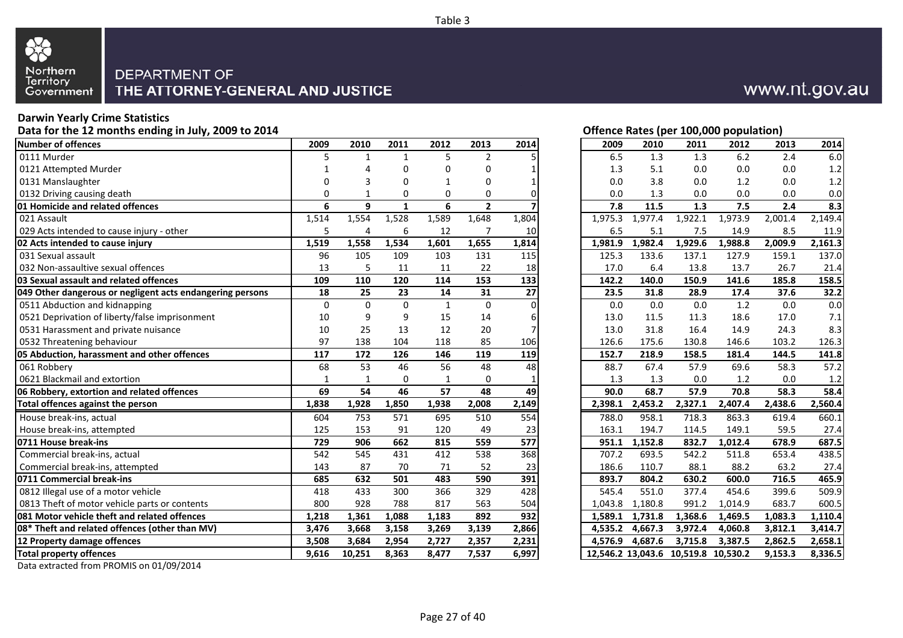Table 3

Northern Territory Government

DEPARTMENT OF THE ATTORNEY-GENERAL AND JUSTICE

www.nt.gov.au

**Darwin Yearly Crime Statistics**

**Data for the 12 months ending in July, 2009 to 2014**

| Number of offences | 2009 | 2010 | 2011 | 2012 | 2013 | 2014 |
|---|---|---|---|---|---|---|
| 0111 Murder | 5 | 1 | 1 | 5 | 2 | 5 |
| 0121 Attempted Murder | 1 | 4 | 0 | 0 | 0 | 1 |
| 0131 Manslaughter | 0 | 3 | 0 | 1 | 0 | 1 |
| 0132 Driving causing death | 0 | 1 | 0 | 0 | 0 | 0 |
| **01 Homicide and related offences** | **6** | **9** | **1** | **6** | **2** | **7** |
| 021 Assault | 1,514 | 1,554 | 1,528 | 1,589 | 1,648 | 1,804 |
| 029 Acts intended to cause injury - other | 5 | 4 | 6 | 12 | 7 | 10 |
| **02 Acts intended to cause injury** | **1,519** | **1,558** | **1,534** | **1,601** | **1,655** | **1,814** |
| 031 Sexual assault | 96 | 105 | 109 | 103 | 131 | 115 |
| 032 Non-assaultive sexual offences | 13 | 5 | 11 | 11 | 22 | 18 |
| **03 Sexual assault and related offences** | **109** | **110** | **120** | **114** | **153** | **133** |
| **049 Other dangerous or negligent acts endangering persons** | **18** | **25** | **23** | **14** | **31** | **27** |
| 0511 Abduction and kidnapping | 0 | 0 | 0 | 1 | 0 | 0 |
| 0521 Deprivation of liberty/false imprisonment | 10 | 9 | 9 | 15 | 14 | 6 |
| 0531 Harassment and private nuisance | 10 | 25 | 13 | 12 | 20 | 7 |
| 0532 Threatening behaviour | 97 | 138 | 104 | 118 | 85 | 106 |
| **05 Abduction, harassment and other offences** | **117** | **172** | **126** | **146** | **119** | **119** |
| 061 Robbery | 68 | 53 | 46 | 56 | 48 | 48 |
| 0621 Blackmail and extortion | 1 | 1 | 0 | 1 | 0 | 1 |
| **06 Robbery, extortion and related offences** | **69** | **54** | **46** | **57** | **48** | **49** |
| **Total offences against the person** | **1,838** | **1,928** | **1,850** | **1,938** | **2,008** | **2,149** |
| House break-ins, actual | 604 | 753 | 571 | 695 | 510 | 554 |
| House break-ins, attempted | 125 | 153 | 91 | 120 | 49 | 23 |
| **0711 House break-ins** | **729** | **906** | **662** | **815** | **559** | **577** |
| Commercial break-ins, actual | 542 | 545 | 431 | 412 | 538 | 368 |
| Commercial break-ins, attempted | 143 | 87 | 70 | 71 | 52 | 23 |
| **0711 Commercial break-ins** | **685** | **632** | **501** | **483** | **590** | **391** |
| 0812 Illegal use of a motor vehicle | 418 | 433 | 300 | 366 | 329 | 428 |
| 0813 Theft of motor vehicle parts or contents | 800 | 928 | 788 | 817 | 563 | 504 |
| **081 Motor vehicle theft and related offences** | **1,218** | **1,361** | **1,088** | **1,183** | **892** | **932** |
| **08* Theft and related offences (other than MV)** | **3,476** | **3,668** | **3,158** | **3,269** | **3,139** | **2,866** |
| **12 Property damage offences** | **3,508** | **3,684** | **2,954** | **2,727** | **2,357** | **2,231** |
| **Total property offences** | **9,616** | **10,251** | **8,363** | **8,477** | **7,537** | **6,997** |

**Offence Rates (per 100,000 population)**

| Number of offences | 2009 | 2010 | 2011 | 2012 | 2013 | 2014 |
|---|---|---|---|---|---|---|
| 0111 Murder | 6.5 | 1.3 | 1.3 | 6.2 | 2.4 | 6.0 |
| 0121 Attempted Murder | 1.3 | 5.1 | 0.0 | 0.0 | 0.0 | 1.2 |
| 0131 Manslaughter | 0.0 | 3.8 | 0.0 | 1.2 | 0.0 | 1.2 |
| 0132 Driving causing death | 0.0 | 1.3 | 0.0 | 0.0 | 0.0 | 0.0 |
| **01 Homicide and related offences** | **7.8** | **11.5** | **1.3** | **7.5** | **2.4** | **8.3** |
| 021 Assault | 1,975.3 | 1,977.4 | 1,922.1 | 1,973.9 | 2,001.4 | 2,149.4 |
| 029 Acts intended to cause injury - other | 6.5 | 5.1 | 7.5 | 14.9 | 8.5 | 11.9 |
| **02 Acts intended to cause injury** | **1,981.9** | **1,982.4** | **1,929.6** | **1,988.8** | **2,009.9** | **2,161.3** |
| 031 Sexual assault | 125.3 | 133.6 | 137.1 | 127.9 | 159.1 | 137.0 |
| 032 Non-assaultive sexual offences | 17.0 | 6.4 | 13.8 | 13.7 | 26.7 | 21.4 |
| **03 Sexual assault and related offences** | **142.2** | **140.0** | **150.9** | **141.6** | **185.8** | **158.5** |
| **049 Other dangerous or negligent acts endangering persons** | **23.5** | **31.8** | **28.9** | **17.4** | **37.6** | **32.2** |
| 0511 Abduction and kidnapping | 0.0 | 0.0 | 0.0 | 1.2 | 0.0 | 0.0 |
| 0521 Deprivation of liberty/false imprisonment | 13.0 | 11.5 | 11.3 | 18.6 | 17.0 | 7.1 |
| 0531 Harassment and private nuisance | 13.0 | 31.8 | 16.4 | 14.9 | 24.3 | 8.3 |
| 0532 Threatening behaviour | 126.6 | 175.6 | 130.8 | 146.6 | 103.2 | 126.3 |
| **05 Abduction, harassment and other offences** | **152.7** | **218.9** | **158.5** | **181.4** | **144.5** | **141.8** |
| 061 Robbery | 88.7 | 67.4 | 57.9 | 69.6 | 58.3 | 57.2 |
| 0621 Blackmail and extortion | 1.3 | 1.3 | 0.0 | 1.2 | 0.0 | 1.2 |
| **06 Robbery, extortion and related offences** | **90.0** | **68.7** | **57.9** | **70.8** | **58.3** | **58.4** |
| **Total offences against the person** | **2,398.1** | **2,453.2** | **2,327.1** | **2,407.4** | **2,438.6** | **2,560.4** |
| House break-ins, actual | 788.0 | 958.1 | 718.3 | 863.3 | 619.4 | 660.1 |
| House break-ins, attempted | 163.1 | 194.7 | 114.5 | 149.1 | 59.5 | 27.4 |
| **0711 House break-ins** | **951.1** | **1,152.8** | **832.7** | **1,012.4** | **678.9** | **687.5** |
| Commercial break-ins, actual | 707.2 | 693.5 | 542.2 | 511.8 | 653.4 | 438.5 |
| Commercial break-ins, attempted | 186.6 | 110.7 | 88.1 | 88.2 | 63.2 | 27.4 |
| **0711 Commercial break-ins** | **893.7** | **804.2** | **630.2** | **600.0** | **716.5** | **465.9** |
| 0812 Illegal use of a motor vehicle | 545.4 | 551.0 | 377.4 | 454.6 | 399.6 | 509.9 |
| 0813 Theft of motor vehicle parts or contents | 1,043.8 | 1,180.8 | 991.2 | 1,014.9 | 683.7 | 600.5 |
| **081 Motor vehicle theft and related offences** | **1,589.1** | **1,731.8** | **1,368.6** | **1,469.5** | **1,083.3** | **1,110.4** |
| **08* Theft and related offences (other than MV)** | **4,535.2** | **4,667.3** | **3,972.4** | **4,060.8** | **3,812.1** | **3,414.7** |
| **12 Property damage offences** | **4,576.9** | **4,687.6** | **3,715.8** | **3,387.5** | **2,862.5** | **2,658.1** |
| **Total property offences** | **12,546.2** | **13,043.6** | **10,519.8** | **10,530.2** | **9,153.3** | **8,336.5** |

Data extracted from PROMIS on 01/09/2014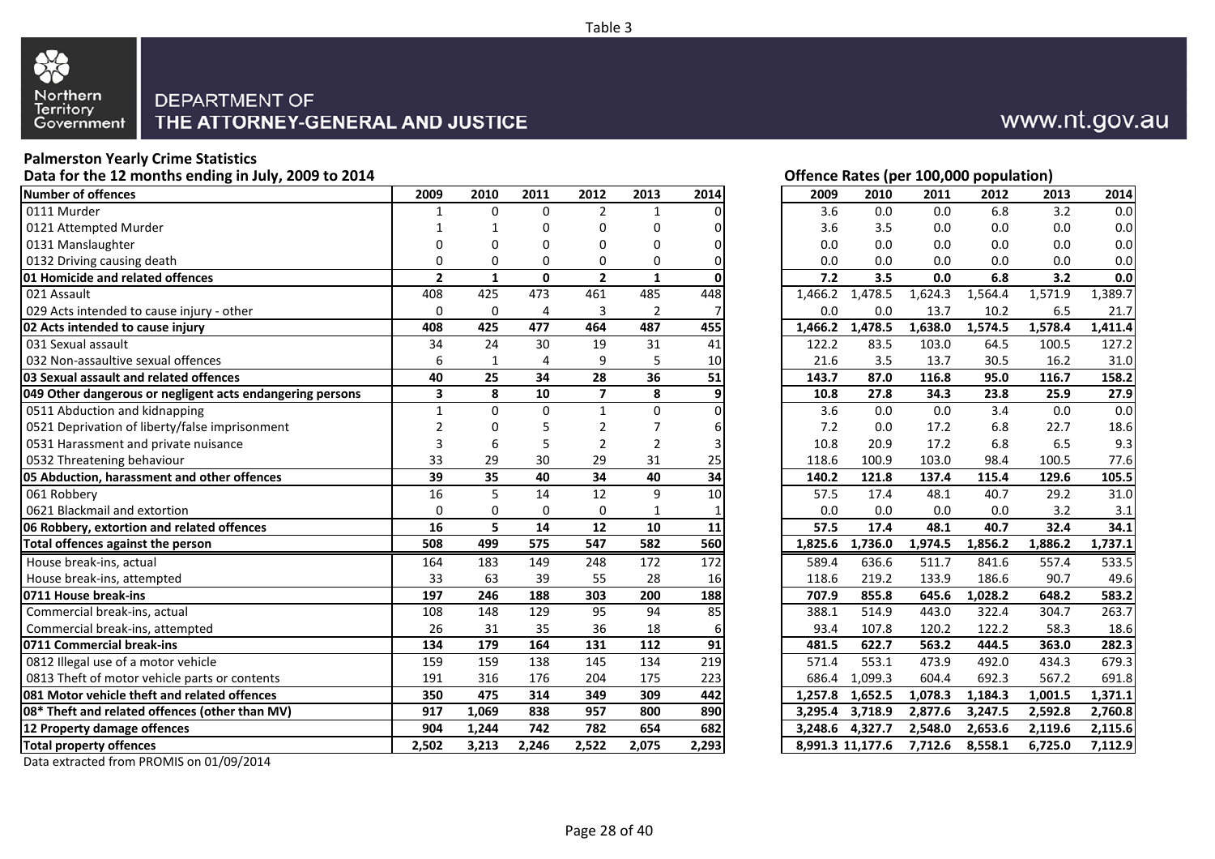Table 3

DEPARTMENT OF THE ATTORNEY-GENERAL AND JUSTICE

www.nt.gov.au

**Palmerston Yearly Crime Statistics**

**Data for the 12 months ending in July, 2009 to 2014**

| Number of offences | 2009 | 2010 | 2011 | 2012 | 2013 | 2014 |
|---|---|---|---|---|---|---|
| 0111 Murder | 1 | 0 | 0 | 2 | 1 | 0 |
| 0121 Attempted Murder | 1 | 1 | 0 | 0 | 0 | 0 |
| 0131 Manslaughter | 0 | 0 | 0 | 0 | 0 | 0 |
| 0132 Driving causing death | 0 | 0 | 0 | 0 | 0 | 0 |
| **01 Homicide and related offences** | **2** | **1** | **0** | **2** | **1** | **0** |
| 021 Assault | 408 | 425 | 473 | 461 | 485 | 448 |
| 029 Acts intended to cause injury - other | 0 | 0 | 4 | 3 | 2 | 7 |
| **02 Acts intended to cause injury** | **408** | **425** | **477** | **464** | **487** | **455** |
| 031 Sexual assault | 34 | 24 | 30 | 19 | 31 | 41 |
| 032 Non-assaultive sexual offences | 6 | 1 | 4 | 9 | 5 | 10 |
| **03 Sexual assault and related offences** | **40** | **25** | **34** | **28** | **36** | **51** |
| **049 Other dangerous or negligent acts endangering persons** | **3** | **8** | **10** | **7** | **8** | **9** |
| 0511 Abduction and kidnapping | 1 | 0 | 0 | 1 | 0 | 0 |
| 0521 Deprivation of liberty/false imprisonment | 2 | 0 | 5 | 2 | 7 | 6 |
| 0531 Harassment and private nuisance | 3 | 6 | 5 | 2 | 2 | 3 |
| 0532 Threatening behaviour | 33 | 29 | 30 | 29 | 31 | 25 |
| **05 Abduction, harassment and other offences** | **39** | **35** | **40** | **34** | **40** | **34** |
| 061 Robbery | 16 | 5 | 14 | 12 | 9 | 10 |
| 0621 Blackmail and extortion | 0 | 0 | 0 | 0 | 1 | 1 |
| **06 Robbery, extortion and related offences** | **16** | **5** | **14** | **12** | **10** | **11** |
| **Total offences against the person** | **508** | **499** | **575** | **547** | **582** | **560** |
| House break-ins, actual | 164 | 183 | 149 | 248 | 172 | 172 |
| House break-ins, attempted | 33 | 63 | 39 | 55 | 28 | 16 |
| **0711 House break-ins** | **197** | **246** | **188** | **303** | **200** | **188** |
| Commercial break-ins, actual | 108 | 148 | 129 | 95 | 94 | 85 |
| Commercial break-ins, attempted | 26 | 31 | 35 | 36 | 18 | 6 |
| **0711 Commercial break-ins** | **134** | **179** | **164** | **131** | **112** | **91** |
| 0812 Illegal use of a motor vehicle | 159 | 159 | 138 | 145 | 134 | 219 |
| 0813 Theft of motor vehicle parts or contents | 191 | 316 | 176 | 204 | 175 | 223 |
| **081 Motor vehicle theft and related offences** | **350** | **475** | **314** | **349** | **309** | **442** |
| **08* Theft and related offences (other than MV)** | **917** | **1,069** | **838** | **957** | **800** | **890** |
| **12 Property damage offences** | **904** | **1,244** | **742** | **782** | **654** | **682** |
| **Total property offences** | **2,502** | **3,213** | **2,246** | **2,522** | **2,075** | **2,293** |

**Offence Rates (per 100,000 population)**

| Number of offences | 2009 | 2010 | 2011 | 2012 | 2013 | 2014 |
|---|---|---|---|---|---|---|
| 0111 Murder | 3.6 | 0.0 | 0.0 | 6.8 | 3.2 | 0.0 |
| 0121 Attempted Murder | 3.6 | 3.5 | 0.0 | 0.0 | 0.0 | 0.0 |
| 0131 Manslaughter | 0.0 | 0.0 | 0.0 | 0.0 | 0.0 | 0.0 |
| 0132 Driving causing death | 0.0 | 0.0 | 0.0 | 0.0 | 0.0 | 0.0 |
| **01 Homicide and related offences** | **7.2** | **3.5** | **0.0** | **6.8** | **3.2** | **0.0** |
| 021 Assault | 1,466.2 | 1,478.5 | 1,624.3 | 1,564.4 | 1,571.9 | 1,389.7 |
| 029 Acts intended to cause injury - other | 0.0 | 0.0 | 13.7 | 10.2 | 6.5 | 21.7 |
| **02 Acts intended to cause injury** | **1,466.2** | **1,478.5** | **1,638.0** | **1,574.5** | **1,578.4** | **1,411.4** |
| 031 Sexual assault | 122.2 | 83.5 | 103.0 | 64.5 | 100.5 | 127.2 |
| 032 Non-assaultive sexual offences | 21.6 | 3.5 | 13.7 | 30.5 | 16.2 | 31.0 |
| **03 Sexual assault and related offences** | **143.7** | **87.0** | **116.8** | **95.0** | **116.7** | **158.2** |
| **049 Other dangerous or negligent acts endangering persons** | **10.8** | **27.8** | **34.3** | **23.8** | **25.9** | **27.9** |
| 0511 Abduction and kidnapping | 3.6 | 0.0 | 0.0 | 3.4 | 0.0 | 0.0 |
| 0521 Deprivation of liberty/false imprisonment | 7.2 | 0.0 | 17.2 | 6.8 | 22.7 | 18.6 |
| 0531 Harassment and private nuisance | 10.8 | 20.9 | 17.2 | 6.8 | 6.5 | 9.3 |
| 0532 Threatening behaviour | 118.6 | 100.9 | 103.0 | 98.4 | 100.5 | 77.6 |
| **05 Abduction, harassment and other offences** | **140.2** | **121.8** | **137.4** | **115.4** | **129.6** | **105.5** |
| 061 Robbery | 57.5 | 17.4 | 48.1 | 40.7 | 29.2 | 31.0 |
| 0621 Blackmail and extortion | 0.0 | 0.0 | 0.0 | 0.0 | 3.2 | 3.1 |
| **06 Robbery, extortion and related offences** | **57.5** | **17.4** | **48.1** | **40.7** | **32.4** | **34.1** |
| **Total offences against the person** | **1,825.6** | **1,736.0** | **1,974.5** | **1,856.2** | **1,886.2** | **1,737.1** |
| House break-ins, actual | 589.4 | 636.6 | 511.7 | 841.6 | 557.4 | 533.5 |
| House break-ins, attempted | 118.6 | 219.2 | 133.9 | 186.6 | 90.7 | 49.6 |
| **0711 House break-ins** | **707.9** | **855.8** | **645.6** | **1,028.2** | **648.2** | **583.2** |
| Commercial break-ins, actual | 388.1 | 514.9 | 443.0 | 322.4 | 304.7 | 263.7 |
| Commercial break-ins, attempted | 93.4 | 107.8 | 120.2 | 122.2 | 58.3 | 18.6 |
| **0711 Commercial break-ins** | **481.5** | **622.7** | **563.2** | **444.5** | **363.0** | **282.3** |
| 0812 Illegal use of a motor vehicle | 571.4 | 553.1 | 473.9 | 492.0 | 434.3 | 679.3 |
| 0813 Theft of motor vehicle parts or contents | 686.4 | 1,099.3 | 604.4 | 692.3 | 567.2 | 691.8 |
| **081 Motor vehicle theft and related offences** | **1,257.8** | **1,652.5** | **1,078.3** | **1,184.3** | **1,001.5** | **1,371.1** |
| **08* Theft and related offences (other than MV)** | **3,295.4** | **3,718.9** | **2,877.6** | **3,247.5** | **2,592.8** | **2,760.8** |
| **12 Property damage offences** | **3,248.6** | **4,327.7** | **2,548.0** | **2,653.6** | **2,119.6** | **2,115.6** |
| **Total property offences** | **8,991.3** | **11,177.6** | **7,712.6** | **8,558.1** | **6,725.0** | **7,112.9** |

Data extracted from PROMIS on 01/09/2014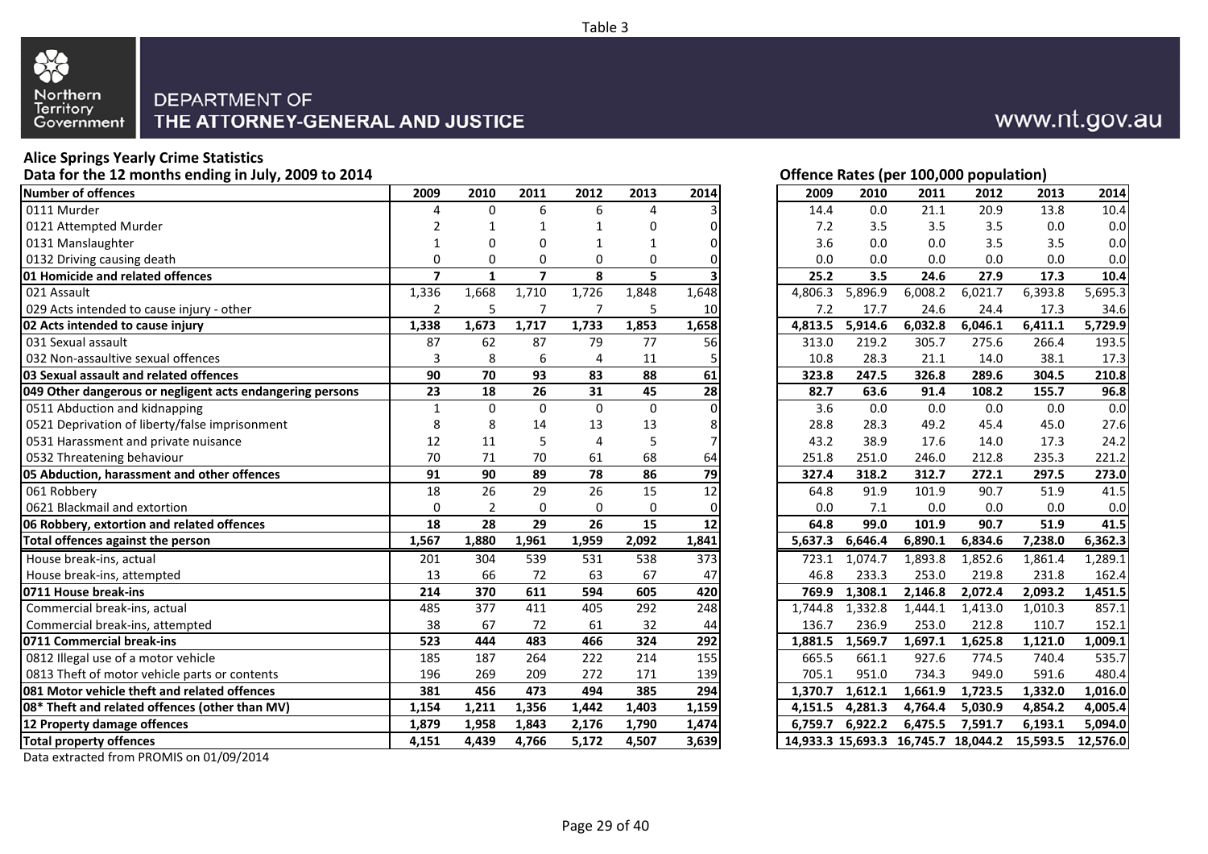Table 3

Northern Territory Government

DEPARTMENT OF THE ATTORNEY-GENERAL AND JUSTICE

www.nt.gov.au

## Alice Springs Yearly Crime Statistics

**Data for the 12 months ending in July, 2009 to 2014**

| Number of offences | 2009 | 2010 | 2011 | 2012 | 2013 | 2014 |
|---|---|---|---|---|---|---|
| 0111 Murder | 4 | 0 | 6 | 6 | 4 | 3 |
| 0121 Attempted Murder | 2 | 1 | 1 | 1 | 0 | 0 |
| 0131 Manslaughter | 1 | 0 | 0 | 1 | 1 | 0 |
| 0132 Driving causing death | 0 | 0 | 0 | 0 | 0 | 0 |
| **01 Homicide and related offences** | **7** | **1** | **7** | **8** | **5** | **3** |
| 021 Assault | 1,336 | 1,668 | 1,710 | 1,726 | 1,848 | 1,648 |
| 029 Acts intended to cause injury - other | 2 | 5 | 7 | 7 | 5 | 10 |
| **02 Acts intended to cause injury** | **1,338** | **1,673** | **1,717** | **1,733** | **1,853** | **1,658** |
| 031 Sexual assault | 87 | 62 | 87 | 79 | 77 | 56 |
| 032 Non-assaultive sexual offences | 3 | 8 | 6 | 4 | 11 | 5 |
| **03 Sexual assault and related offences** | **90** | **70** | **93** | **83** | **88** | **61** |
| **049 Other dangerous or negligent acts endangering persons** | **23** | **18** | **26** | **31** | **45** | **28** |
| 0511 Abduction and kidnapping | 1 | 0 | 0 | 0 | 0 | 0 |
| 0521 Deprivation of liberty/false imprisonment | 8 | 8 | 14 | 13 | 13 | 8 |
| 0531 Harassment and private nuisance | 12 | 11 | 5 | 4 | 5 | 7 |
| 0532 Threatening behaviour | 70 | 71 | 70 | 61 | 68 | 64 |
| **05 Abduction, harassment and other offences** | **91** | **90** | **89** | **78** | **86** | **79** |
| 061 Robbery | 18 | 26 | 29 | 26 | 15 | 12 |
| 0621 Blackmail and extortion | 0 | 2 | 0 | 0 | 0 | 0 |
| **06 Robbery, extortion and related offences** | **18** | **28** | **29** | **26** | **15** | **12** |
| **Total offences against the person** | **1,567** | **1,880** | **1,961** | **1,959** | **2,092** | **1,841** |
| House break-ins, actual | 201 | 304 | 539 | 531 | 538 | 373 |
| House break-ins, attempted | 13 | 66 | 72 | 63 | 67 | 47 |
| **0711 House break-ins** | **214** | **370** | **611** | **594** | **605** | **420** |
| Commercial break-ins, actual | 485 | 377 | 411 | 405 | 292 | 248 |
| Commercial break-ins, attempted | 38 | 67 | 72 | 61 | 32 | 44 |
| **0711 Commercial break-ins** | **523** | **444** | **483** | **466** | **324** | **292** |
| 0812 Illegal use of a motor vehicle | 185 | 187 | 264 | 222 | 214 | 155 |
| 0813 Theft of motor vehicle parts or contents | 196 | 269 | 209 | 272 | 171 | 139 |
| **081 Motor vehicle theft and related offences** | **381** | **456** | **473** | **494** | **385** | **294** |
| **08* Theft and related offences (other than MV)** | **1,154** | **1,211** | **1,356** | **1,442** | **1,403** | **1,159** |
| **12 Property damage offences** | **1,879** | **1,958** | **1,843** | **2,176** | **1,790** | **1,474** |
| **Total property offences** | **4,151** | **4,439** | **4,766** | **5,172** | **4,507** | **3,639** |

**Offence Rates (per 100,000 population)**

| Offence | 2009 | 2010 | 2011 | 2012 | 2013 | 2014 |
|---|---|---|---|---|---|---|
| 0111 Murder | 14.4 | 0.0 | 21.1 | 20.9 | 13.8 | 10.4 |
| 0121 Attempted Murder | 7.2 | 3.5 | 3.5 | 3.5 | 0.0 | 0.0 |
| 0131 Manslaughter | 3.6 | 0.0 | 0.0 | 3.5 | 3.5 | 0.0 |
| 0132 Driving causing death | 0.0 | 0.0 | 0.0 | 0.0 | 0.0 | 0.0 |
| **01 Homicide and related offences** | **25.2** | **3.5** | **24.6** | **27.9** | **17.3** | **10.4** |
| 021 Assault | 4,806.3 | 5,896.9 | 6,008.2 | 6,021.7 | 6,393.8 | 5,695.3 |
| 029 Acts intended to cause injury - other | 7.2 | 17.7 | 24.6 | 24.4 | 17.3 | 34.6 |
| **02 Acts intended to cause injury** | **4,813.5** | **5,914.6** | **6,032.8** | **6,046.1** | **6,411.1** | **5,729.9** |
| 031 Sexual assault | 313.0 | 219.2 | 305.7 | 275.6 | 266.4 | 193.5 |
| 032 Non-assaultive sexual offences | 10.8 | 28.3 | 21.1 | 14.0 | 38.1 | 17.3 |
| **03 Sexual assault and related offences** | **323.8** | **247.5** | **326.8** | **289.6** | **304.5** | **210.8** |
| **049 Other dangerous or negligent acts endangering persons** | **82.7** | **63.6** | **91.4** | **108.2** | **155.7** | **96.8** |
| 0511 Abduction and kidnapping | 3.6 | 0.0 | 0.0 | 0.0 | 0.0 | 0.0 |
| 0521 Deprivation of liberty/false imprisonment | 28.8 | 28.3 | 49.2 | 45.4 | 45.0 | 27.6 |
| 0531 Harassment and private nuisance | 43.2 | 38.9 | 17.6 | 14.0 | 17.3 | 24.2 |
| 0532 Threatening behaviour | 251.8 | 251.0 | 246.0 | 212.8 | 235.3 | 221.2 |
| **05 Abduction, harassment and other offences** | **327.4** | **318.2** | **312.7** | **272.1** | **297.5** | **273.0** |
| 061 Robbery | 64.8 | 91.9 | 101.9 | 90.7 | 51.9 | 41.5 |
| 0621 Blackmail and extortion | 0.0 | 7.1 | 0.0 | 0.0 | 0.0 | 0.0 |
| **06 Robbery, extortion and related offences** | **64.8** | **99.0** | **101.9** | **90.7** | **51.9** | **41.5** |
| **Total offences against the person** | **5,637.3** | **6,646.4** | **6,890.1** | **6,834.6** | **7,238.0** | **6,362.3** |
| House break-ins, actual | 723.1 | 1,074.7 | 1,893.8 | 1,852.6 | 1,861.4 | 1,289.1 |
| House break-ins, attempted | 46.8 | 233.3 | 253.0 | 219.8 | 231.8 | 162.4 |
| **0711 House break-ins** | **769.9** | **1,308.1** | **2,146.8** | **2,072.4** | **2,093.2** | **1,451.5** |
| Commercial break-ins, actual | 1,744.8 | 1,332.8 | 1,444.1 | 1,413.0 | 1,010.3 | 857.1 |
| Commercial break-ins, attempted | 136.7 | 236.9 | 253.0 | 212.8 | 110.7 | 152.1 |
| **0711 Commercial break-ins** | **1,881.5** | **1,569.7** | **1,697.1** | **1,625.8** | **1,121.0** | **1,009.1** |
| 0812 Illegal use of a motor vehicle | 665.5 | 661.1 | 927.6 | 774.5 | 740.4 | 535.7 |
| 0813 Theft of motor vehicle parts or contents | 705.1 | 951.0 | 734.3 | 949.0 | 591.6 | 480.4 |
| **081 Motor vehicle theft and related offences** | **1,370.7** | **1,612.1** | **1,661.9** | **1,723.5** | **1,332.0** | **1,016.0** |
| **08* Theft and related offences (other than MV)** | **4,151.5** | **4,281.3** | **4,764.4** | **5,030.9** | **4,854.2** | **4,005.4** |
| **12 Property damage offences** | **6,759.7** | **6,922.2** | **6,475.5** | **7,591.7** | **6,193.1** | **5,094.0** |
| **Total property offences** | **14,933.3** | **15,693.3** | **16,745.7** | **18,044.2** | **15,593.5** | **12,576.0** |

Data extracted from PROMIS on 01/09/2014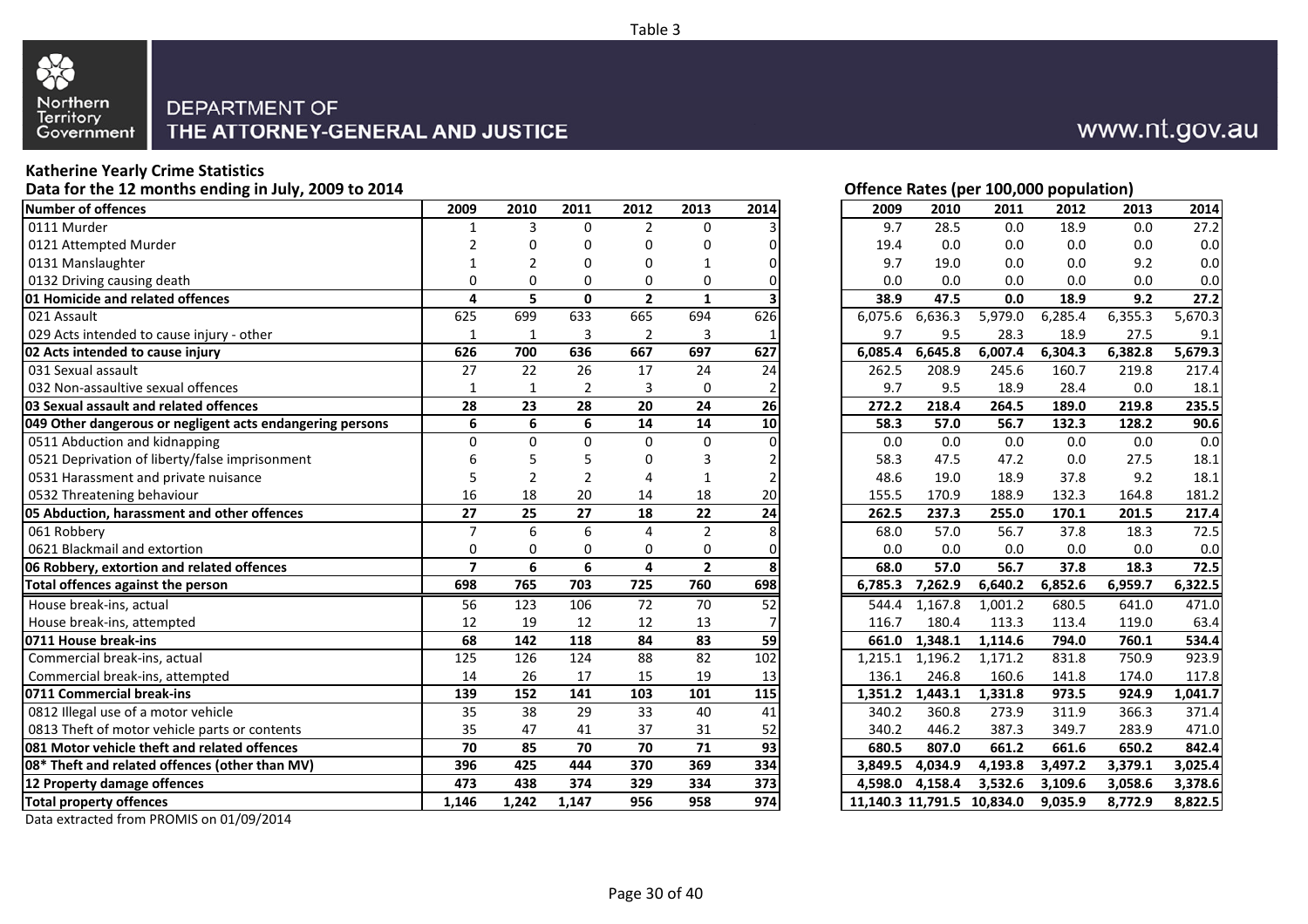Table 3

Northern Territory Government

DEPARTMENT OF THE ATTORNEY-GENERAL AND JUSTICE

www.nt.gov.au

## Katherine Yearly Crime Statistics

**Data for the 12 months ending in July, 2009 to 2014**

**Offence Rates (per 100,000 population)**

| Number of offences | 2009 | 2010 | 2011 | 2012 | 2013 | 2014 | 2009 | 2010 | 2011 | 2012 | 2013 | 2014 |
|---|---|---|---|---|---|---|---|---|---|---|---|---|
| 0111 Murder | 1 | 3 | 0 | 2 | 0 | 3 | 9.7 | 28.5 | 0.0 | 18.9 | 0.0 | 27.2 |
| 0121 Attempted Murder | 2 | 0 | 0 | 0 | 0 | 0 | 19.4 | 0.0 | 0.0 | 0.0 | 0.0 | 0.0 |
| 0131 Manslaughter | 1 | 2 | 0 | 0 | 1 | 0 | 9.7 | 19.0 | 0.0 | 0.0 | 9.2 | 0.0 |
| 0132 Driving causing death | 0 | 0 | 0 | 0 | 0 | 0 | 0.0 | 0.0 | 0.0 | 0.0 | 0.0 | 0.0 |
| **01 Homicide and related offences** | **4** | **5** | **0** | **2** | **1** | **3** | **38.9** | **47.5** | **0.0** | **18.9** | **9.2** | **27.2** |
| 021 Assault | 625 | 699 | 633 | 665 | 694 | 626 | 6,075.6 | 6,636.3 | 5,979.0 | 6,285.4 | 6,355.3 | 5,670.3 |
| 029 Acts intended to cause injury - other | 1 | 1 | 3 | 2 | 3 | 1 | 9.7 | 9.5 | 28.3 | 18.9 | 27.5 | 9.1 |
| **02 Acts intended to cause injury** | **626** | **700** | **636** | **667** | **697** | **627** | **6,085.4** | **6,645.8** | **6,007.4** | **6,304.3** | **6,382.8** | **5,679.3** |
| 031 Sexual assault | 27 | 22 | 26 | 17 | 24 | 24 | 262.5 | 208.9 | 245.6 | 160.7 | 219.8 | 217.4 |
| 032 Non-assaultive sexual offences | 1 | 1 | 2 | 3 | 0 | 2 | 9.7 | 9.5 | 18.9 | 28.4 | 0.0 | 18.1 |
| **03 Sexual assault and related offences** | **28** | **23** | **28** | **20** | **24** | **26** | **272.2** | **218.4** | **264.5** | **189.0** | **219.8** | **235.5** |
| **049 Other dangerous or negligent acts endangering persons** | **6** | **6** | **6** | **14** | **14** | **10** | **58.3** | **57.0** | **56.7** | **132.3** | **128.2** | **90.6** |
| 0511 Abduction and kidnapping | 0 | 0 | 0 | 0 | 0 | 0 | 0.0 | 0.0 | 0.0 | 0.0 | 0.0 | 0.0 |
| 0521 Deprivation of liberty/false imprisonment | 6 | 5 | 5 | 0 | 3 | 2 | 58.3 | 47.5 | 47.2 | 0.0 | 27.5 | 18.1 |
| 0531 Harassment and private nuisance | 5 | 2 | 2 | 4 | 1 | 2 | 48.6 | 19.0 | 18.9 | 37.8 | 9.2 | 18.1 |
| 0532 Threatening behaviour | 16 | 18 | 20 | 14 | 18 | 20 | 155.5 | 170.9 | 188.9 | 132.3 | 164.8 | 181.2 |
| **05 Abduction, harassment and other offences** | **27** | **25** | **27** | **18** | **22** | **24** | **262.5** | **237.3** | **255.0** | **170.1** | **201.5** | **217.4** |
| 061 Robbery | 7 | 6 | 6 | 4 | 2 | 8 | 68.0 | 57.0 | 56.7 | 37.8 | 18.3 | 72.5 |
| 0621 Blackmail and extortion | 0 | 0 | 0 | 0 | 0 | 0 | 0.0 | 0.0 | 0.0 | 0.0 | 0.0 | 0.0 |
| **06 Robbery, extortion and related offences** | **7** | **6** | **6** | **4** | **2** | **8** | **68.0** | **57.0** | **56.7** | **37.8** | **18.3** | **72.5** |
| **Total offences against the person** | **698** | **765** | **703** | **725** | **760** | **698** | **6,785.3** | **7,262.9** | **6,640.2** | **6,852.6** | **6,959.7** | **6,322.5** |
| House break-ins, actual | 56 | 123 | 106 | 72 | 70 | 52 | 544.4 | 1,167.8 | 1,001.2 | 680.5 | 641.0 | 471.0 |
| House break-ins, attempted | 12 | 19 | 12 | 12 | 13 | 7 | 116.7 | 180.4 | 113.3 | 113.4 | 119.0 | 63.4 |
| **0711 House break-ins** | **68** | **142** | **118** | **84** | **83** | **59** | **661.0** | **1,348.1** | **1,114.6** | **794.0** | **760.1** | **534.4** |
| Commercial break-ins, actual | 125 | 126 | 124 | 88 | 82 | 102 | 1,215.1 | 1,196.2 | 1,171.2 | 831.8 | 750.9 | 923.9 |
| Commercial break-ins, attempted | 14 | 26 | 17 | 15 | 19 | 13 | 136.1 | 246.8 | 160.6 | 141.8 | 174.0 | 117.8 |
| **0711 Commercial break-ins** | **139** | **152** | **141** | **103** | **101** | **115** | **1,351.2** | **1,443.1** | **1,331.8** | **973.5** | **924.9** | **1,041.7** |
| 0812 Illegal use of a motor vehicle | 35 | 38 | 29 | 33 | 40 | 41 | 340.2 | 360.8 | 273.9 | 311.9 | 366.3 | 371.4 |
| 0813 Theft of motor vehicle parts or contents | 35 | 47 | 41 | 37 | 31 | 52 | 340.2 | 446.2 | 387.3 | 349.7 | 283.9 | 471.0 |
| **081 Motor vehicle theft and related offences** | **70** | **85** | **70** | **70** | **71** | **93** | **680.5** | **807.0** | **661.2** | **661.6** | **650.2** | **842.4** |
| **08* Theft and related offences (other than MV)** | **396** | **425** | **444** | **370** | **369** | **334** | **3,849.5** | **4,034.9** | **4,193.8** | **3,497.2** | **3,379.1** | **3,025.4** |
| **12 Property damage offences** | **473** | **438** | **374** | **329** | **334** | **373** | **4,598.0** | **4,158.4** | **3,532.6** | **3,109.6** | **3,058.6** | **3,378.6** |
| **Total property offences** | **1,146** | **1,242** | **1,147** | **956** | **958** | **974** | **11,140.3** | **11,791.5** | **10,834.0** | **9,035.9** | **8,772.9** | **8,822.5** |

Data extracted from PROMIS on 01/09/2014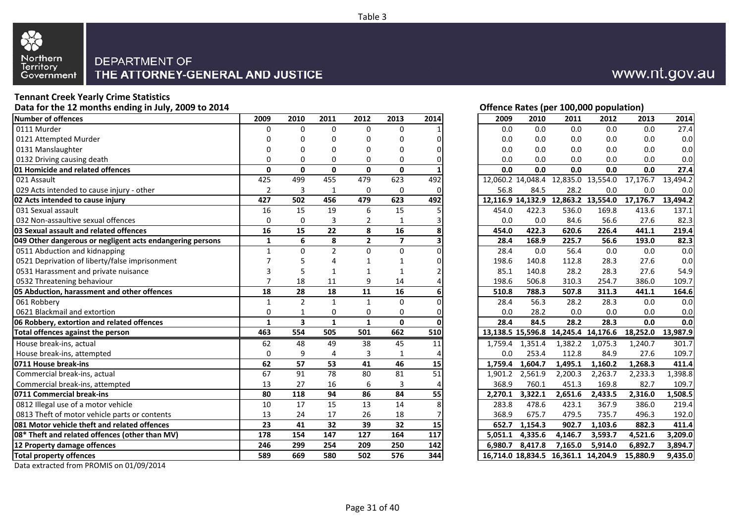Table 3

Northern Territory Government

DEPARTMENT OF THE ATTORNEY-GENERAL AND JUSTICE

www.nt.gov.au

## Tennant Creek Yearly Crime Statistics

### Data for the 12 months ending in July, 2009 to 2014

| Number of offences | 2009 | 2010 | 2011 | 2012 | 2013 | 2014 |
|---|---|---|---|---|---|---|
| 0111 Murder | 0 | 0 | 0 | 0 | 0 | 1 |
| 0121 Attempted Murder | 0 | 0 | 0 | 0 | 0 | 0 |
| 0131 Manslaughter | 0 | 0 | 0 | 0 | 0 | 0 |
| 0132 Driving causing death | 0 | 0 | 0 | 0 | 0 | 0 |
| **01 Homicide and related offences** | **0** | **0** | **0** | **0** | **0** | **1** |
| 021 Assault | 425 | 499 | 455 | 479 | 623 | 492 |
| 029 Acts intended to cause injury - other | 2 | 3 | 1 | 0 | 0 | 0 |
| **02 Acts intended to cause injury** | **427** | **502** | **456** | **479** | **623** | **492** |
| 031 Sexual assault | 16 | 15 | 19 | 6 | 15 | 5 |
| 032 Non-assaultive sexual offences | 0 | 0 | 3 | 2 | 1 | 3 |
| **03 Sexual assault and related offences** | **16** | **15** | **22** | **8** | **16** | **8** |
| **049 Other dangerous or negligent acts endangering persons** | **1** | **6** | **8** | **2** | **7** | **3** |
| 0511 Abduction and kidnapping | 1 | 0 | 2 | 0 | 0 | 0 |
| 0521 Deprivation of liberty/false imprisonment | 7 | 5 | 4 | 1 | 1 | 0 |
| 0531 Harassment and private nuisance | 3 | 5 | 1 | 1 | 1 | 2 |
| 0532 Threatening behaviour | 7 | 18 | 11 | 9 | 14 | 4 |
| **05 Abduction, harassment and other offences** | **18** | **28** | **18** | **11** | **16** | **6** |
| 061 Robbery | 1 | 2 | 1 | 1 | 0 | 0 |
| 0621 Blackmail and extortion | 0 | 1 | 0 | 0 | 0 | 0 |
| **06 Robbery, extortion and related offences** | **1** | **3** | **1** | **1** | **0** | **0** |
| **Total offences against the person** | **463** | **554** | **505** | **501** | **662** | **510** |
| House break-ins, actual | 62 | 48 | 49 | 38 | 45 | 11 |
| House break-ins, attempted | 0 | 9 | 4 | 3 | 1 | 4 |
| **0711 House break-ins** | **62** | **57** | **53** | **41** | **46** | **15** |
| Commercial break-ins, actual | 67 | 91 | 78 | 80 | 81 | 51 |
| Commercial break-ins, attempted | 13 | 27 | 16 | 6 | 3 | 4 |
| **0711 Commercial break-ins** | **80** | **118** | **94** | **86** | **84** | **55** |
| 0812 Illegal use of a motor vehicle | 10 | 17 | 15 | 13 | 14 | 8 |
| 0813 Theft of motor vehicle parts or contents | 13 | 24 | 17 | 26 | 18 | 7 |
| **081 Motor vehicle theft and related offences** | **23** | **41** | **32** | **39** | **32** | **15** |
| **08* Theft and related offences (other than MV)** | **178** | **154** | **147** | **127** | **164** | **117** |
| **12 Property damage offences** | **246** | **299** | **254** | **209** | **250** | **142** |
| **Total property offences** | **589** | **669** | **580** | **502** | **576** | **344** |

### Offence Rates (per 100,000 population)

| Number of offences | 2009 | 2010 | 2011 | 2012 | 2013 | 2014 |
|---|---|---|---|---|---|---|
| 0111 Murder | 0.0 | 0.0 | 0.0 | 0.0 | 0.0 | 27.4 |
| 0121 Attempted Murder | 0.0 | 0.0 | 0.0 | 0.0 | 0.0 | 0.0 |
| 0131 Manslaughter | 0.0 | 0.0 | 0.0 | 0.0 | 0.0 | 0.0 |
| 0132 Driving causing death | 0.0 | 0.0 | 0.0 | 0.0 | 0.0 | 0.0 |
| **01 Homicide and related offences** | **0.0** | **0.0** | **0.0** | **0.0** | **0.0** | **27.4** |
| 021 Assault | 12,060.2 | 14,048.4 | 12,835.0 | 13,554.0 | 17,176.7 | 13,494.2 |
| 029 Acts intended to cause injury - other | 56.8 | 84.5 | 28.2 | 0.0 | 0.0 | 0.0 |
| **02 Acts intended to cause injury** | **12,116.9** | **14,132.9** | **12,863.2** | **13,554.0** | **17,176.7** | **13,494.2** |
| 031 Sexual assault | 454.0 | 422.3 | 536.0 | 169.8 | 413.6 | 137.1 |
| 032 Non-assaultive sexual offences | 0.0 | 0.0 | 84.6 | 56.6 | 27.6 | 82.3 |
| **03 Sexual assault and related offences** | **454.0** | **422.3** | **620.6** | **226.4** | **441.1** | **219.4** |
| **049 Other dangerous or negligent acts endangering persons** | **28.4** | **168.9** | **225.7** | **56.6** | **193.0** | **82.3** |
| 0511 Abduction and kidnapping | 28.4 | 0.0 | 56.4 | 0.0 | 0.0 | 0.0 |
| 0521 Deprivation of liberty/false imprisonment | 198.6 | 140.8 | 112.8 | 28.3 | 27.6 | 0.0 |
| 0531 Harassment and private nuisance | 85.1 | 140.8 | 28.2 | 28.3 | 27.6 | 54.9 |
| 0532 Threatening behaviour | 198.6 | 506.8 | 310.3 | 254.7 | 386.0 | 109.7 |
| **05 Abduction, harassment and other offences** | **510.8** | **788.3** | **507.8** | **311.3** | **441.1** | **164.6** |
| 061 Robbery | 28.4 | 56.3 | 28.2 | 28.3 | 0.0 | 0.0 |
| 0621 Blackmail and extortion | 0.0 | 28.2 | 0.0 | 0.0 | 0.0 | 0.0 |
| **06 Robbery, extortion and related offences** | **28.4** | **84.5** | **28.2** | **28.3** | **0.0** | **0.0** |
| **Total offences against the person** | **13,138.5** | **15,596.8** | **14,245.4** | **14,176.6** | **18,252.0** | **13,987.9** |
| House break-ins, actual | 1,759.4 | 1,351.4 | 1,382.2 | 1,075.3 | 1,240.7 | 301.7 |
| House break-ins, attempted | 0.0 | 253.4 | 112.8 | 84.9 | 27.6 | 109.7 |
| **0711 House break-ins** | **1,759.4** | **1,604.7** | **1,495.1** | **1,160.2** | **1,268.3** | **411.4** |
| Commercial break-ins, actual | 1,901.2 | 2,561.9 | 2,200.3 | 2,263.7 | 2,233.3 | 1,398.8 |
| Commercial break-ins, attempted | 368.9 | 760.1 | 451.3 | 169.8 | 82.7 | 109.7 |
| **0711 Commercial break-ins** | **2,270.1** | **3,322.1** | **2,651.6** | **2,433.5** | **2,316.0** | **1,508.5** |
| 0812 Illegal use of a motor vehicle | 283.8 | 478.6 | 423.1 | 367.9 | 386.0 | 219.4 |
| 0813 Theft of motor vehicle parts or contents | 368.9 | 675.7 | 479.5 | 735.7 | 496.3 | 192.0 |
| **081 Motor vehicle theft and related offences** | **652.7** | **1,154.3** | **902.7** | **1,103.6** | **882.3** | **411.4** |
| **08* Theft and related offences (other than MV)** | **5,051.1** | **4,335.6** | **4,146.7** | **3,593.7** | **4,521.6** | **3,209.0** |
| **12 Property damage offences** | **6,980.7** | **8,417.8** | **7,165.0** | **5,914.0** | **6,892.7** | **3,894.7** |
| **Total property offences** | **16,714.0** | **18,834.5** | **16,361.1** | **14,204.9** | **15,880.9** | **9,435.0** |

Data extracted from PROMIS on 01/09/2014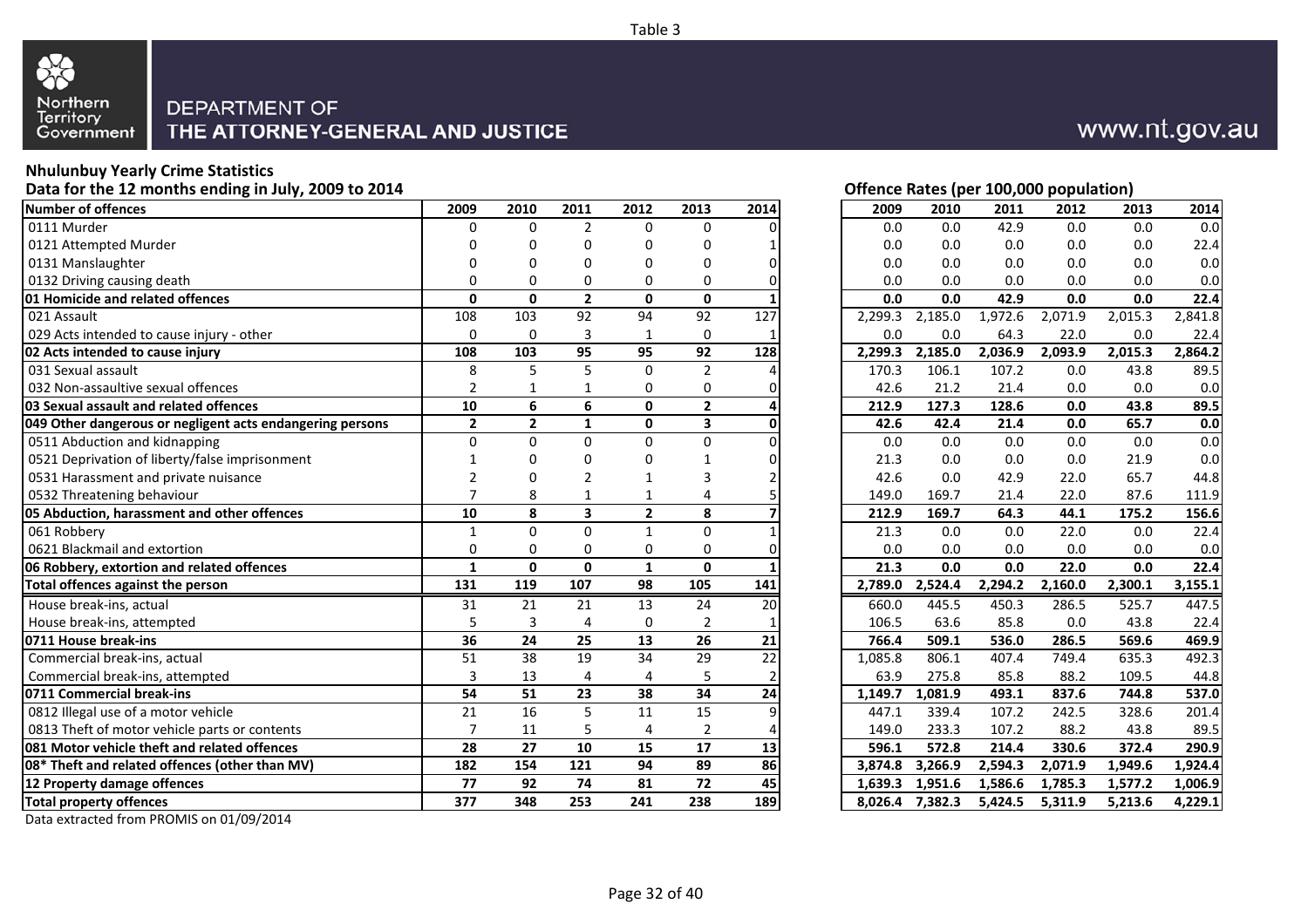Table 3

Northern Territory Government

DEPARTMENT OF THE ATTORNEY-GENERAL AND JUSTICE

www.nt.gov.au

**Nhulunbuy Yearly Crime Statistics**

**Data for the 12 months ending in July, 2009 to 2014**

**Offence Rates (per 100,000 population)**

| Number of offences | 2009 | 2010 | 2011 | 2012 | 2013 | 2014 | 2009 | 2010 | 2011 | 2012 | 2013 | 2014 |
|---|---|---|---|---|---|---|---|---|---|---|---|---|
| 0111 Murder | 0 | 0 | 2 | 0 | 0 | 0 | 0.0 | 0.0 | 42.9 | 0.0 | 0.0 | 0.0 |
| 0121 Attempted Murder | 0 | 0 | 0 | 0 | 0 | 1 | 0.0 | 0.0 | 0.0 | 0.0 | 0.0 | 22.4 |
| 0131 Manslaughter | 0 | 0 | 0 | 0 | 0 | 0 | 0.0 | 0.0 | 0.0 | 0.0 | 0.0 | 0.0 |
| 0132 Driving causing death | 0 | 0 | 0 | 0 | 0 | 0 | 0.0 | 0.0 | 0.0 | 0.0 | 0.0 | 0.0 |
| **01 Homicide and related offences** | **0** | **0** | **2** | **0** | **0** | **1** | **0.0** | **0.0** | **42.9** | **0.0** | **0.0** | **22.4** |
| 021 Assault | 108 | 103 | 92 | 94 | 92 | 127 | 2,299.3 | 2,185.0 | 1,972.6 | 2,071.9 | 2,015.3 | 2,841.8 |
| 029 Acts intended to cause injury - other | 0 | 0 | 3 | 1 | 0 | 1 | 0.0 | 0.0 | 64.3 | 22.0 | 0.0 | 22.4 |
| **02 Acts intended to cause injury** | **108** | **103** | **95** | **95** | **92** | **128** | **2,299.3** | **2,185.0** | **2,036.9** | **2,093.9** | **2,015.3** | **2,864.2** |
| 031 Sexual assault | 8 | 5 | 5 | 0 | 2 | 4 | 170.3 | 106.1 | 107.2 | 0.0 | 43.8 | 89.5 |
| 032 Non-assaultive sexual offences | 2 | 1 | 1 | 0 | 0 | 0 | 42.6 | 21.2 | 21.4 | 0.0 | 0.0 | 0.0 |
| **03 Sexual assault and related offences** | **10** | **6** | **6** | **0** | **2** | **4** | **212.9** | **127.3** | **128.6** | **0.0** | **43.8** | **89.5** |
| **049 Other dangerous or negligent acts endangering persons** | **2** | **2** | **1** | **0** | **3** | **0** | **42.6** | **42.4** | **21.4** | **0.0** | **65.7** | **0.0** |
| 0511 Abduction and kidnapping | 0 | 0 | 0 | 0 | 0 | 0 | 0.0 | 0.0 | 0.0 | 0.0 | 0.0 | 0.0 |
| 0521 Deprivation of liberty/false imprisonment | 1 | 0 | 0 | 0 | 1 | 0 | 21.3 | 0.0 | 0.0 | 0.0 | 21.9 | 0.0 |
| 0531 Harassment and private nuisance | 2 | 0 | 2 | 1 | 3 | 2 | 42.6 | 0.0 | 42.9 | 22.0 | 65.7 | 44.8 |
| 0532 Threatening behaviour | 7 | 8 | 1 | 1 | 4 | 5 | 149.0 | 169.7 | 21.4 | 22.0 | 87.6 | 111.9 |
| **05 Abduction, harassment and other offences** | **10** | **8** | **3** | **2** | **8** | **7** | **212.9** | **169.7** | **64.3** | **44.1** | **175.2** | **156.6** |
| 061 Robbery | 1 | 0 | 0 | 1 | 0 | 1 | 21.3 | 0.0 | 0.0 | 22.0 | 0.0 | 22.4 |
| 0621 Blackmail and extortion | 0 | 0 | 0 | 0 | 0 | 0 | 0.0 | 0.0 | 0.0 | 0.0 | 0.0 | 0.0 |
| **06 Robbery, extortion and related offences** | **1** | **0** | **0** | **1** | **0** | **1** | **21.3** | **0.0** | **0.0** | **22.0** | **0.0** | **22.4** |
| **Total offences against the person** | **131** | **119** | **107** | **98** | **105** | **141** | **2,789.0** | **2,524.4** | **2,294.2** | **2,160.0** | **2,300.1** | **3,155.1** |
| House break-ins, actual | 31 | 21 | 21 | 13 | 24 | 20 | 660.0 | 445.5 | 450.3 | 286.5 | 525.7 | 447.5 |
| House break-ins, attempted | 5 | 3 | 4 | 0 | 2 | 1 | 106.5 | 63.6 | 85.8 | 0.0 | 43.8 | 22.4 |
| **0711 House break-ins** | **36** | **24** | **25** | **13** | **26** | **21** | **766.4** | **509.1** | **536.0** | **286.5** | **569.6** | **469.9** |
| Commercial break-ins, actual | 51 | 38 | 19 | 34 | 29 | 22 | 1,085.8 | 806.1 | 407.4 | 749.4 | 635.3 | 492.3 |
| Commercial break-ins, attempted | 3 | 13 | 4 | 4 | 5 | 2 | 63.9 | 275.8 | 85.8 | 88.2 | 109.5 | 44.8 |
| **0711 Commercial break-ins** | **54** | **51** | **23** | **38** | **34** | **24** | **1,149.7** | **1,081.9** | **493.1** | **837.6** | **744.8** | **537.0** |
| 0812 Illegal use of a motor vehicle | 21 | 16 | 5 | 11 | 15 | 9 | 447.1 | 339.4 | 107.2 | 242.5 | 328.6 | 201.4 |
| 0813 Theft of motor vehicle parts or contents | 7 | 11 | 5 | 4 | 2 | 4 | 149.0 | 233.3 | 107.2 | 88.2 | 43.8 | 89.5 |
| **081 Motor vehicle theft and related offences** | **28** | **27** | **10** | **15** | **17** | **13** | **596.1** | **572.8** | **214.4** | **330.6** | **372.4** | **290.9** |
| **08* Theft and related offences (other than MV)** | **182** | **154** | **121** | **94** | **89** | **86** | **3,874.8** | **3,266.9** | **2,594.3** | **2,071.9** | **1,949.6** | **1,924.4** |
| **12 Property damage offences** | **77** | **92** | **74** | **81** | **72** | **45** | **1,639.3** | **1,951.6** | **1,586.6** | **1,785.3** | **1,577.2** | **1,006.9** |
| **Total property offences** | **377** | **348** | **253** | **241** | **238** | **189** | **8,026.4** | **7,382.3** | **5,424.5** | **5,311.9** | **5,213.6** | **4,229.1** |

Data extracted from PROMIS on 01/09/2014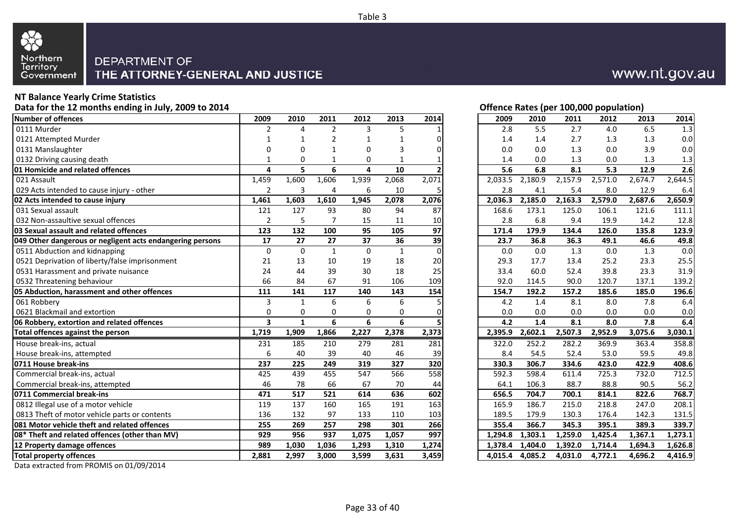Table 3

DEPARTMENT OF THE ATTORNEY-GENERAL AND JUSTICE

www.nt.gov.au

**NT Balance Yearly Crime Statistics**

**Data for the 12 months ending in July, 2009 to 2014**

**Offence Rates (per 100,000 population)**

| Number of offences | 2009 | 2010 | 2011 | 2012 | 2013 | 2014 | 2009 | 2010 | 2011 | 2012 | 2013 | 2014 |
|---|---|---|---|---|---|---|---|---|---|---|---|---|
| 0111 Murder | 2 | 4 | 2 | 3 | 5 | 1 | 2.8 | 5.5 | 2.7 | 4.0 | 6.5 | 1.3 |
| 0121 Attempted Murder | 1 | 1 | 2 | 1 | 1 | 0 | 1.4 | 1.4 | 2.7 | 1.3 | 1.3 | 0.0 |
| 0131 Manslaughter | 0 | 0 | 1 | 0 | 3 | 0 | 0.0 | 0.0 | 1.3 | 0.0 | 3.9 | 0.0 |
| 0132 Driving causing death | 1 | 0 | 1 | 0 | 1 | 1 | 1.4 | 0.0 | 1.3 | 0.0 | 1.3 | 1.3 |
| **01 Homicide and related offences** | **4** | **5** | **6** | **4** | **10** | **2** | **5.6** | **6.8** | **8.1** | **5.3** | **12.9** | **2.6** |
| 021 Assault | 1,459 | 1,600 | 1,606 | 1,939 | 2,068 | 2,071 | 2,033.5 | 2,180.9 | 2,157.9 | 2,571.0 | 2,674.7 | 2,644.5 |
| 029 Acts intended to cause injury - other | 2 | 3 | 4 | 6 | 10 | 5 | 2.8 | 4.1 | 5.4 | 8.0 | 12.9 | 6.4 |
| **02 Acts intended to cause injury** | **1,461** | **1,603** | **1,610** | **1,945** | **2,078** | **2,076** | **2,036.3** | **2,185.0** | **2,163.3** | **2,579.0** | **2,687.6** | **2,650.9** |
| 031 Sexual assault | 121 | 127 | 93 | 80 | 94 | 87 | 168.6 | 173.1 | 125.0 | 106.1 | 121.6 | 111.1 |
| 032 Non-assaultive sexual offences | 2 | 5 | 7 | 15 | 11 | 10 | 2.8 | 6.8 | 9.4 | 19.9 | 14.2 | 12.8 |
| **03 Sexual assault and related offences** | **123** | **132** | **100** | **95** | **105** | **97** | **171.4** | **179.9** | **134.4** | **126.0** | **135.8** | **123.9** |
| **049 Other dangerous or negligent acts endangering persons** | **17** | **27** | **27** | **37** | **36** | **39** | **23.7** | **36.8** | **36.3** | **49.1** | **46.6** | **49.8** |
| 0511 Abduction and kidnapping | 0 | 0 | 1 | 0 | 1 | 0 | 0.0 | 0.0 | 1.3 | 0.0 | 1.3 | 0.0 |
| 0521 Deprivation of liberty/false imprisonment | 21 | 13 | 10 | 19 | 18 | 20 | 29.3 | 17.7 | 13.4 | 25.2 | 23.3 | 25.5 |
| 0531 Harassment and private nuisance | 24 | 44 | 39 | 30 | 18 | 25 | 33.4 | 60.0 | 52.4 | 39.8 | 23.3 | 31.9 |
| 0532 Threatening behaviour | 66 | 84 | 67 | 91 | 106 | 109 | 92.0 | 114.5 | 90.0 | 120.7 | 137.1 | 139.2 |
| **05 Abduction, harassment and other offences** | **111** | **141** | **117** | **140** | **143** | **154** | **154.7** | **192.2** | **157.2** | **185.6** | **185.0** | **196.6** |
| 061 Robbery | 3 | 1 | 6 | 6 | 6 | 5 | 4.2 | 1.4 | 8.1 | 8.0 | 7.8 | 6.4 |
| 0621 Blackmail and extortion | 0 | 0 | 0 | 0 | 0 | 0 | 0.0 | 0.0 | 0.0 | 0.0 | 0.0 | 0.0 |
| **06 Robbery, extortion and related offences** | **3** | **1** | **6** | **6** | **6** | **5** | **4.2** | **1.4** | **8.1** | **8.0** | **7.8** | **6.4** |
| **Total offences against the person** | **1,719** | **1,909** | **1,866** | **2,227** | **2,378** | **2,373** | **2,395.9** | **2,602.1** | **2,507.3** | **2,952.9** | **3,075.6** | **3,030.1** |
| House break-ins, actual | 231 | 185 | 210 | 279 | 281 | 281 | 322.0 | 252.2 | 282.2 | 369.9 | 363.4 | 358.8 |
| House break-ins, attempted | 6 | 40 | 39 | 40 | 46 | 39 | 8.4 | 54.5 | 52.4 | 53.0 | 59.5 | 49.8 |
| **0711 House break-ins** | **237** | **225** | **249** | **319** | **327** | **320** | **330.3** | **306.7** | **334.6** | **423.0** | **422.9** | **408.6** |
| Commercial break-ins, actual | 425 | 439 | 455 | 547 | 566 | 558 | 592.3 | 598.4 | 611.4 | 725.3 | 732.0 | 712.5 |
| Commercial break-ins, attempted | 46 | 78 | 66 | 67 | 70 | 44 | 64.1 | 106.3 | 88.7 | 88.8 | 90.5 | 56.2 |
| **0711 Commercial break-ins** | **471** | **517** | **521** | **614** | **636** | **602** | **656.5** | **704.7** | **700.1** | **814.1** | **822.6** | **768.7** |
| 0812 Illegal use of a motor vehicle | 119 | 137 | 160 | 165 | 191 | 163 | 165.9 | 186.7 | 215.0 | 218.8 | 247.0 | 208.1 |
| 0813 Theft of motor vehicle parts or contents | 136 | 132 | 97 | 133 | 110 | 103 | 189.5 | 179.9 | 130.3 | 176.4 | 142.3 | 131.5 |
| **081 Motor vehicle theft and related offences** | **255** | **269** | **257** | **298** | **301** | **266** | **355.4** | **366.7** | **345.3** | **395.1** | **389.3** | **339.7** |
| **08* Theft and related offences (other than MV)** | **929** | **956** | **937** | **1,075** | **1,057** | **997** | **1,294.8** | **1,303.1** | **1,259.0** | **1,425.4** | **1,367.1** | **1,273.1** |
| **12 Property damage offences** | **989** | **1,030** | **1,036** | **1,293** | **1,310** | **1,274** | **1,378.4** | **1,404.0** | **1,392.0** | **1,714.4** | **1,694.3** | **1,626.8** |
| **Total property offences** | **2,881** | **2,997** | **3,000** | **3,599** | **3,631** | **3,459** | **4,015.4** | **4,085.2** | **4,031.0** | **4,772.1** | **4,696.2** | **4,416.9** |

Data extracted from PROMIS on 01/09/2014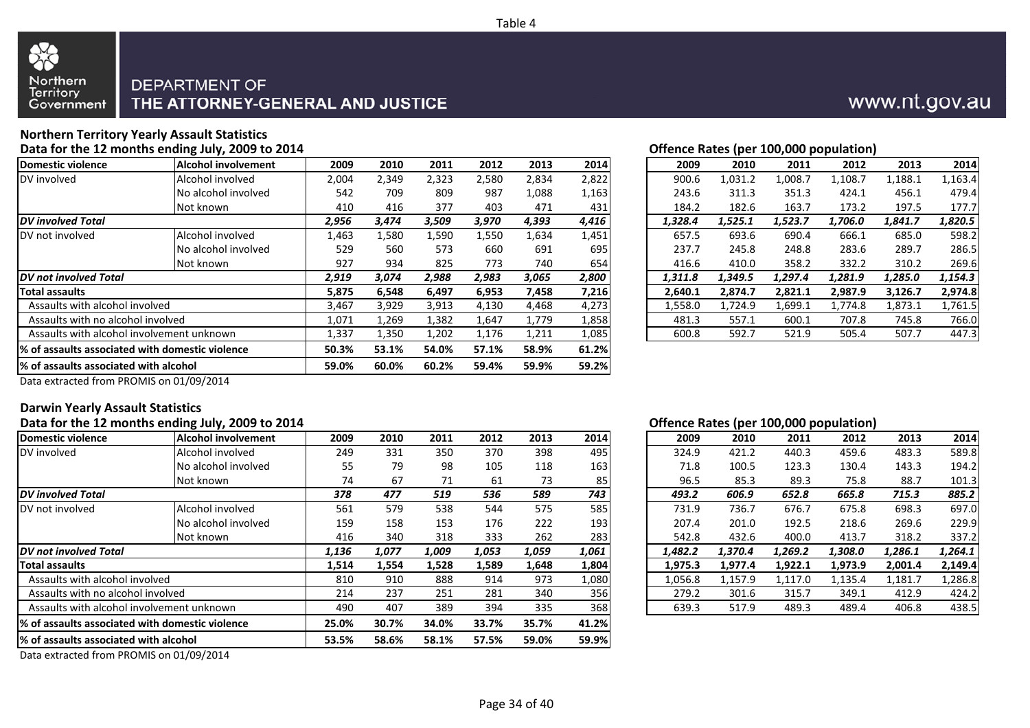Table 4

DEPARTMENT OF THE ATTORNEY-GENERAL AND JUSTICE

www.nt.gov.au

## Northern Territory Yearly Assault Statistics

**Data for the 12 months ending July, 2009 to 2014**

| Domestic violence | Alcohol involvement | 2009 | 2010 | 2011 | 2012 | 2013 | 2014 |
|---|---|---|---|---|---|---|---|
| DV involved | Alcohol involved | 2,004 | 2,349 | 2,323 | 2,580 | 2,834 | 2,822 |
| | No alcohol involved | 542 | 709 | 809 | 987 | 1,088 | 1,163 |
| | Not known | 410 | 416 | 377 | 403 | 471 | 431 |
| ***DV involved Total*** | | ***2,956*** | ***3,474*** | ***3,509*** | ***3,970*** | ***4,393*** | ***4,416*** |
| DV not involved | Alcohol involved | 1,463 | 1,580 | 1,590 | 1,550 | 1,634 | 1,451 |
| | No alcohol involved | 529 | 560 | 573 | 660 | 691 | 695 |
| | Not known | 927 | 934 | 825 | 773 | 740 | 654 |
| ***DV not involved Total*** | | ***2,919*** | ***3,074*** | ***2,988*** | ***2,983*** | ***3,065*** | ***2,800*** |
| **Total assaults** | | **5,875** | **6,548** | **6,497** | **6,953** | **7,458** | **7,216** |
| Assaults with alcohol involved | | 3,467 | 3,929 | 3,913 | 4,130 | 4,468 | 4,273 |
| Assaults with no alcohol involved | | 1,071 | 1,269 | 1,382 | 1,647 | 1,779 | 1,858 |
| Assaults with alcohol involvement unknown | | 1,337 | 1,350 | 1,202 | 1,176 | 1,211 | 1,085 |
| **% of assaults associated with domestic violence** | | **50.3%** | **53.1%** | **54.0%** | **57.1%** | **58.9%** | **61.2%** |
| **% of assaults associated with alcohol** | | **59.0%** | **60.0%** | **60.2%** | **59.4%** | **59.9%** | **59.2%** |

Data extracted from PROMIS on 01/09/2014

**Offence Rates (per 100,000 population)**

| Domestic violence | Alcohol involvement | 2009 | 2010 | 2011 | 2012 | 2013 | 2014 |
|---|---|---|---|---|---|---|---|
| DV involved | Alcohol involved | 900.6 | 1,031.2 | 1,008.7 | 1,108.7 | 1,188.1 | 1,163.4 |
| | No alcohol involved | 243.6 | 311.3 | 351.3 | 424.1 | 456.1 | 479.4 |
| | Not known | 184.2 | 182.6 | 163.7 | 173.2 | 197.5 | 177.7 |
| ***DV involved Total*** | | ***1,328.4*** | ***1,525.1*** | ***1,523.7*** | ***1,706.0*** | ***1,841.7*** | ***1,820.5*** |
| DV not involved | Alcohol involved | 657.5 | 693.6 | 690.4 | 666.1 | 685.0 | 598.2 |
| | No alcohol involved | 237.7 | 245.8 | 248.8 | 283.6 | 289.7 | 286.5 |
| | Not known | 416.6 | 410.0 | 358.2 | 332.2 | 310.2 | 269.6 |
| ***DV not involved Total*** | | ***1,311.8*** | ***1,349.5*** | ***1,297.4*** | ***1,281.9*** | ***1,285.0*** | ***1,154.3*** |
| **Total assaults** | | **2,640.1** | **2,874.7** | **2,821.1** | **2,987.9** | **3,126.7** | **2,974.8** |
| Assaults with alcohol involved | | 1,558.0 | 1,724.9 | 1,699.1 | 1,774.8 | 1,873.1 | 1,761.5 |
| Assaults with no alcohol involved | | 481.3 | 557.1 | 600.1 | 707.8 | 745.8 | 766.0 |
| Assaults with alcohol involvement unknown | | 600.8 | 592.7 | 521.9 | 505.4 | 507.7 | 447.3 |

## Darwin Yearly Assault Statistics

**Data for the 12 months ending July, 2009 to 2014**

| Domestic violence | Alcohol involvement | 2009 | 2010 | 2011 | 2012 | 2013 | 2014 |
|---|---|---|---|---|---|---|---|
| DV involved | Alcohol involved | 249 | 331 | 350 | 370 | 398 | 495 |
| | No alcohol involved | 55 | 79 | 98 | 105 | 118 | 163 |
| | Not known | 74 | 67 | 71 | 61 | 73 | 85 |
| ***DV involved Total*** | | ***378*** | ***477*** | ***519*** | ***536*** | ***589*** | ***743*** |
| DV not involved | Alcohol involved | 561 | 579 | 538 | 544 | 575 | 585 |
| | No alcohol involved | 159 | 158 | 153 | 176 | 222 | 193 |
| | Not known | 416 | 340 | 318 | 333 | 262 | 283 |
| ***DV not involved Total*** | | ***1,136*** | ***1,077*** | ***1,009*** | ***1,053*** | ***1,059*** | ***1,061*** |
| **Total assaults** | | **1,514** | **1,554** | **1,528** | **1,589** | **1,648** | **1,804** |
| Assaults with alcohol involved | | 810 | 910 | 888 | 914 | 973 | 1,080 |
| Assaults with no alcohol involved | | 214 | 237 | 251 | 281 | 340 | 356 |
| Assaults with alcohol involvement unknown | | 490 | 407 | 389 | 394 | 335 | 368 |
| **% of assaults associated with domestic violence** | | **25.0%** | **30.7%** | **34.0%** | **33.7%** | **35.7%** | **41.2%** |
| **% of assaults associated with alcohol** | | **53.5%** | **58.6%** | **58.1%** | **57.5%** | **59.0%** | **59.9%** |

Data extracted from PROMIS on 01/09/2014

**Offence Rates (per 100,000 population)**

| Domestic violence | Alcohol involvement | 2009 | 2010 | 2011 | 2012 | 2013 | 2014 |
|---|---|---|---|---|---|---|---|
| DV involved | Alcohol involved | 324.9 | 421.2 | 440.3 | 459.6 | 483.3 | 589.8 |
| | No alcohol involved | 71.8 | 100.5 | 123.3 | 130.4 | 143.3 | 194.2 |
| | Not known | 96.5 | 85.3 | 89.3 | 75.8 | 88.7 | 101.3 |
| ***DV involved Total*** | | ***493.2*** | ***606.9*** | ***652.8*** | ***665.8*** | ***715.3*** | ***885.2*** |
| DV not involved | Alcohol involved | 731.9 | 736.7 | 676.7 | 675.8 | 698.3 | 697.0 |
| | No alcohol involved | 207.4 | 201.0 | 192.5 | 218.6 | 269.6 | 229.9 |
| | Not known | 542.8 | 432.6 | 400.0 | 413.7 | 318.2 | 337.2 |
| ***DV not involved Total*** | | ***1,482.2*** | ***1,370.4*** | ***1,269.2*** | ***1,308.0*** | ***1,286.1*** | ***1,264.1*** |
| **Total assaults** | | **1,975.3** | **1,977.4** | **1,922.1** | **1,973.9** | **2,001.4** | **2,149.4** |
| Assaults with alcohol involved | | 1,056.8 | 1,157.9 | 1,117.0 | 1,135.4 | 1,181.7 | 1,286.8 |
| Assaults with no alcohol involved | | 279.2 | 301.6 | 315.7 | 349.1 | 412.9 | 424.2 |
| Assaults with alcohol involvement unknown | | 639.3 | 517.9 | 489.3 | 489.4 | 406.8 | 438.5 |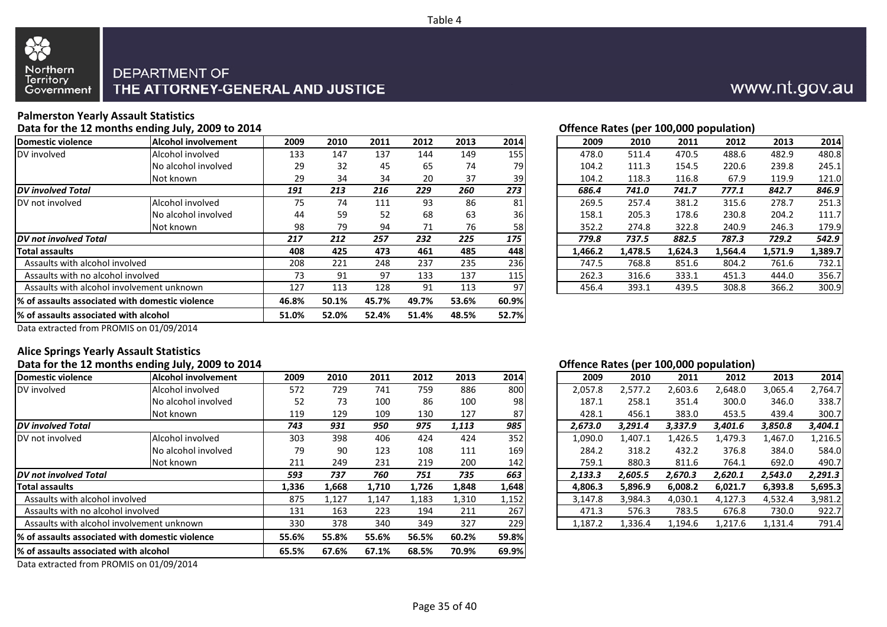Table 4

DEPARTMENT OF THE ATTORNEY-GENERAL AND JUSTICE

www.nt.gov.au

## Palmerston Yearly Assault Statistics

**Data for the 12 months ending July, 2009 to 2014**

| Domestic violence | Alcohol involvement | 2009 | 2010 | 2011 | 2012 | 2013 | 2014 |
|---|---|---|---|---|---|---|---|
| DV involved | Alcohol involved | 133 | 147 | 137 | 144 | 149 | 155 |
| | No alcohol involved | 29 | 32 | 45 | 65 | 74 | 79 |
| | Not known | 29 | 34 | 34 | 20 | 37 | 39 |
| ***DV involved Total*** | | ***191*** | ***213*** | ***216*** | ***229*** | ***260*** | ***273*** |
| DV not involved | Alcohol involved | 75 | 74 | 111 | 93 | 86 | 81 |
| | No alcohol involved | 44 | 59 | 52 | 68 | 63 | 36 |
| | Not known | 98 | 79 | 94 | 71 | 76 | 58 |
| ***DV not involved Total*** | | ***217*** | ***212*** | ***257*** | ***232*** | ***225*** | ***175*** |
| **Total assaults** | | **408** | **425** | **473** | **461** | **485** | **448** |
| Assaults with alcohol involved | | 208 | 221 | 248 | 237 | 235 | 236 |
| Assaults with no alcohol involved | | 73 | 91 | 97 | 133 | 137 | 115 |
| Assaults with alcohol involvement unknown | | 127 | 113 | 128 | 91 | 113 | 97 |
| **% of assaults associated with domestic violence** | | **46.8%** | **50.1%** | **45.7%** | **49.7%** | **53.6%** | **60.9%** |
| **% of assaults associated with alcohol** | | **51.0%** | **52.0%** | **52.4%** | **51.4%** | **48.5%** | **52.7%** |

Data extracted from PROMIS on 01/09/2014

**Offence Rates (per 100,000 population)**

| Domestic violence | Alcohol involvement | 2009 | 2010 | 2011 | 2012 | 2013 | 2014 |
|---|---|---|---|---|---|---|---|
| DV involved | Alcohol involved | 478.0 | 511.4 | 470.5 | 488.6 | 482.9 | 480.8 |
| | No alcohol involved | 104.2 | 111.3 | 154.5 | 220.6 | 239.8 | 245.1 |
| | Not known | 104.2 | 118.3 | 116.8 | 67.9 | 119.9 | 121.0 |
| ***DV involved Total*** | | ***686.4*** | ***741.0*** | ***741.7*** | ***777.1*** | ***842.7*** | ***846.9*** |
| DV not involved | Alcohol involved | 269.5 | 257.4 | 381.2 | 315.6 | 278.7 | 251.3 |
| | No alcohol involved | 158.1 | 205.3 | 178.6 | 230.8 | 204.2 | 111.7 |
| | Not known | 352.2 | 274.8 | 322.8 | 240.9 | 246.3 | 179.9 |
| ***DV not involved Total*** | | ***779.8*** | ***737.5*** | ***882.5*** | ***787.3*** | ***729.2*** | ***542.9*** |
| **Total assaults** | | **1,466.2** | **1,478.5** | **1,624.3** | **1,564.4** | **1,571.9** | **1,389.7** |
| Assaults with alcohol involved | | 747.5 | 768.8 | 851.6 | 804.2 | 761.6 | 732.1 |
| Assaults with no alcohol involved | | 262.3 | 316.6 | 333.1 | 451.3 | 444.0 | 356.7 |
| Assaults with alcohol involvement unknown | | 456.4 | 393.1 | 439.5 | 308.8 | 366.2 | 300.9 |

## Alice Springs Yearly Assault Statistics

**Data for the 12 months ending July, 2009 to 2014**

| Domestic violence | Alcohol involvement | 2009 | 2010 | 2011 | 2012 | 2013 | 2014 |
|---|---|---|---|---|---|---|---|
| DV involved | Alcohol involved | 572 | 729 | 741 | 759 | 886 | 800 |
| | No alcohol involved | 52 | 73 | 100 | 86 | 100 | 98 |
| | Not known | 119 | 129 | 109 | 130 | 127 | 87 |
| ***DV involved Total*** | | ***743*** | ***931*** | ***950*** | ***975*** | ***1,113*** | ***985*** |
| DV not involved | Alcohol involved | 303 | 398 | 406 | 424 | 424 | 352 |
| | No alcohol involved | 79 | 90 | 123 | 108 | 111 | 169 |
| | Not known | 211 | 249 | 231 | 219 | 200 | 142 |
| ***DV not involved Total*** | | ***593*** | ***737*** | ***760*** | ***751*** | ***735*** | ***663*** |
| **Total assaults** | | **1,336** | **1,668** | **1,710** | **1,726** | **1,848** | **1,648** |
| Assaults with alcohol involved | | 875 | 1,127 | 1,147 | 1,183 | 1,310 | 1,152 |
| Assaults with no alcohol involved | | 131 | 163 | 223 | 194 | 211 | 267 |
| Assaults with alcohol involvement unknown | | 330 | 378 | 340 | 349 | 327 | 229 |
| **% of assaults associated with domestic violence** | | **55.6%** | **55.8%** | **55.6%** | **56.5%** | **60.2%** | **59.8%** |
| **% of assaults associated with alcohol** | | **65.5%** | **67.6%** | **67.1%** | **68.5%** | **70.9%** | **69.9%** |

Data extracted from PROMIS on 01/09/2014

**Offence Rates (per 100,000 population)**

| Domestic violence | Alcohol involvement | 2009 | 2010 | 2011 | 2012 | 2013 | 2014 |
|---|---|---|---|---|---|---|---|
| DV involved | Alcohol involved | 2,057.8 | 2,577.2 | 2,603.6 | 2,648.0 | 3,065.4 | 2,764.7 |
| | No alcohol involved | 187.1 | 258.1 | 351.4 | 300.0 | 346.0 | 338.7 |
| | Not known | 428.1 | 456.1 | 383.0 | 453.5 | 439.4 | 300.7 |
| ***DV involved Total*** | | ***2,673.0*** | ***3,291.4*** | ***3,337.9*** | ***3,401.6*** | ***3,850.8*** | ***3,404.1*** |
| DV not involved | Alcohol involved | 1,090.0 | 1,407.1 | 1,426.5 | 1,479.3 | 1,467.0 | 1,216.5 |
| | No alcohol involved | 284.2 | 318.2 | 432.2 | 376.8 | 384.0 | 584.0 |
| | Not known | 759.1 | 880.3 | 811.6 | 764.1 | 692.0 | 490.7 |
| ***DV not involved Total*** | | ***2,133.3*** | ***2,605.5*** | ***2,670.3*** | ***2,620.1*** | ***2,543.0*** | ***2,291.3*** |
| **Total assaults** | | **4,806.3** | **5,896.9** | **6,008.2** | **6,021.7** | **6,393.8** | **5,695.3** |
| Assaults with alcohol involved | | 3,147.8 | 3,984.3 | 4,030.1 | 4,127.3 | 4,532.4 | 3,981.2 |
| Assaults with no alcohol involved | | 471.3 | 576.3 | 783.5 | 676.8 | 730.0 | 922.7 |
| Assaults with alcohol involvement unknown | | 1,187.2 | 1,336.4 | 1,194.6 | 1,217.6 | 1,131.4 | 791.4 |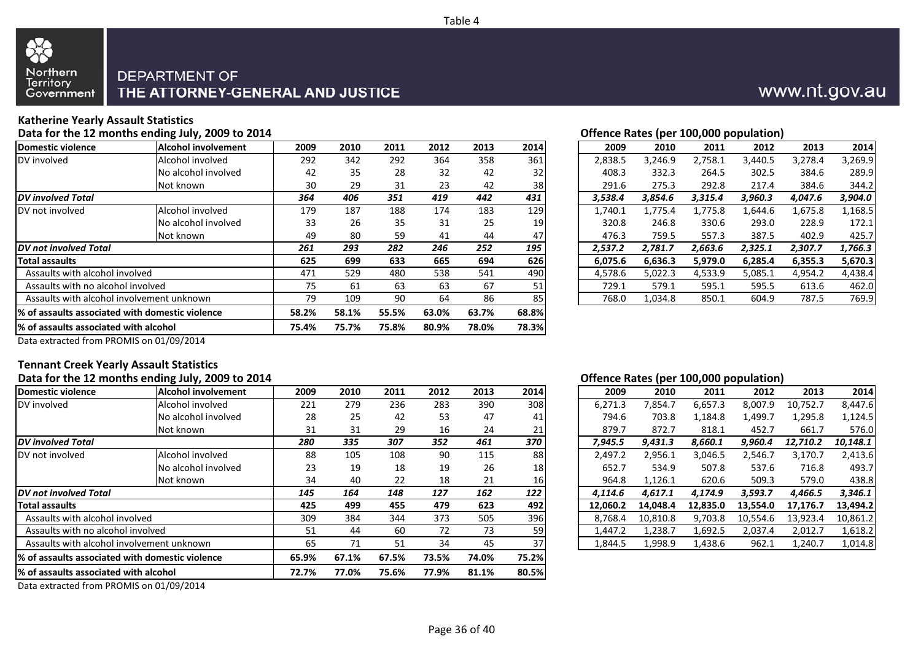Table 4

Northern Territory Government

DEPARTMENT OF THE ATTORNEY-GENERAL AND JUSTICE

www.nt.gov.au

## Katherine Yearly Assault Statistics

### Data for the 12 months ending July, 2009 to 2014

| Domestic violence | Alcohol involvement | 2009 | 2010 | 2011 | 2012 | 2013 | 2014 |
|---|---|---|---|---|---|---|---|
| DV involved | Alcohol involved | 292 | 342 | 292 | 364 | 358 | 361 |
| | No alcohol involved | 42 | 35 | 28 | 32 | 42 | 32 |
| | Not known | 30 | 29 | 31 | 23 | 42 | 38 |
| ***DV involved Total*** | | ***364*** | ***406*** | ***351*** | ***419*** | ***442*** | ***431*** |
| DV not involved | Alcohol involved | 179 | 187 | 188 | 174 | 183 | 129 |
| | No alcohol involved | 33 | 26 | 35 | 31 | 25 | 19 |
| | Not known | 49 | 80 | 59 | 41 | 44 | 47 |
| ***DV not involved Total*** | | ***261*** | ***293*** | ***282*** | ***246*** | ***252*** | ***195*** |
| **Total assaults** | | **625** | **699** | **633** | **665** | **694** | **626** |
| Assaults with alcohol involved | | 471 | 529 | 480 | 538 | 541 | 490 |
| Assaults with no alcohol involved | | 75 | 61 | 63 | 63 | 67 | 51 |
| Assaults with alcohol involvement unknown | | 79 | 109 | 90 | 64 | 86 | 85 |
| **% of assaults associated with domestic violence** | | **58.2%** | **58.1%** | **55.5%** | **63.0%** | **63.7%** | **68.8%** |
| **% of assaults associated with alcohol** | | **75.4%** | **75.7%** | **75.8%** | **80.9%** | **78.0%** | **78.3%** |

Data extracted from PROMIS on 01/09/2014

### Offence Rates (per 100,000 population)

| Domestic violence | Alcohol involvement | 2009 | 2010 | 2011 | 2012 | 2013 | 2014 |
|---|---|---|---|---|---|---|---|
| DV involved | Alcohol involved | 2,838.5 | 3,246.9 | 2,758.1 | 3,440.5 | 3,278.4 | 3,269.9 |
| | No alcohol involved | 408.3 | 332.3 | 264.5 | 302.5 | 384.6 | 289.9 |
| | Not known | 291.6 | 275.3 | 292.8 | 217.4 | 384.6 | 344.2 |
| ***DV involved Total*** | | ***3,538.4*** | ***3,854.6*** | ***3,315.4*** | ***3,960.3*** | ***4,047.6*** | ***3,904.0*** |
| DV not involved | Alcohol involved | 1,740.1 | 1,775.4 | 1,775.8 | 1,644.6 | 1,675.8 | 1,168.5 |
| | No alcohol involved | 320.8 | 246.8 | 330.6 | 293.0 | 228.9 | 172.1 |
| | Not known | 476.3 | 759.5 | 557.3 | 387.5 | 402.9 | 425.7 |
| ***DV not involved Total*** | | ***2,537.2*** | ***2,781.7*** | ***2,663.6*** | ***2,325.1*** | ***2,307.7*** | ***1,766.3*** |
| **Total assaults** | | **6,075.6** | **6,636.3** | **5,979.0** | **6,285.4** | **6,355.3** | **5,670.3** |
| Assaults with alcohol involved | | 4,578.6 | 5,022.3 | 4,533.9 | 5,085.1 | 4,954.2 | 4,438.4 |
| Assaults with no alcohol involved | | 729.1 | 579.1 | 595.1 | 595.5 | 613.6 | 462.0 |
| Assaults with alcohol involvement unknown | | 768.0 | 1,034.8 | 850.1 | 604.9 | 787.5 | 769.9 |

## Tennant Creek Yearly Assault Statistics

### Data for the 12 months ending July, 2009 to 2014

| Domestic violence | Alcohol involvement | 2009 | 2010 | 2011 | 2012 | 2013 | 2014 |
|---|---|---|---|---|---|---|---|
| DV involved | Alcohol involved | 221 | 279 | 236 | 283 | 390 | 308 |
| | No alcohol involved | 28 | 25 | 42 | 53 | 47 | 41 |
| | Not known | 31 | 31 | 29 | 16 | 24 | 21 |
| ***DV involved Total*** | | ***280*** | ***335*** | ***307*** | ***352*** | ***461*** | ***370*** |
| DV not involved | Alcohol involved | 88 | 105 | 108 | 90 | 115 | 88 |
| | No alcohol involved | 23 | 19 | 18 | 19 | 26 | 18 |
| | Not known | 34 | 40 | 22 | 18 | 21 | 16 |
| ***DV not involved Total*** | | ***145*** | ***164*** | ***148*** | ***127*** | ***162*** | ***122*** |
| **Total assaults** | | **425** | **499** | **455** | **479** | **623** | **492** |
| Assaults with alcohol involved | | 309 | 384 | 344 | 373 | 505 | 396 |
| Assaults with no alcohol involved | | 51 | 44 | 60 | 72 | 73 | 59 |
| Assaults with alcohol involvement unknown | | 65 | 71 | 51 | 34 | 45 | 37 |
| **% of assaults associated with domestic violence** | | **65.9%** | **67.1%** | **67.5%** | **73.5%** | **74.0%** | **75.2%** |
| **% of assaults associated with alcohol** | | **72.7%** | **77.0%** | **75.6%** | **77.9%** | **81.1%** | **80.5%** |

Data extracted from PROMIS on 01/09/2014

### Offence Rates (per 100,000 population)

| Domestic violence | Alcohol involvement | 2009 | 2010 | 2011 | 2012 | 2013 | 2014 |
|---|---|---|---|---|---|---|---|
| DV involved | Alcohol involved | 6,271.3 | 7,854.7 | 6,657.3 | 8,007.9 | 10,752.7 | 8,447.6 |
| | No alcohol involved | 794.6 | 703.8 | 1,184.8 | 1,499.7 | 1,295.8 | 1,124.5 |
| | Not known | 879.7 | 872.7 | 818.1 | 452.7 | 661.7 | 576.0 |
| ***DV involved Total*** | | ***7,945.5*** | ***9,431.3*** | ***8,660.1*** | ***9,960.4*** | ***12,710.2*** | ***10,148.1*** |
| DV not involved | Alcohol involved | 2,497.2 | 2,956.1 | 3,046.5 | 2,546.7 | 3,170.7 | 2,413.6 |
| | No alcohol involved | 652.7 | 534.9 | 507.8 | 537.6 | 716.8 | 493.7 |
| | Not known | 964.8 | 1,126.1 | 620.6 | 509.3 | 579.0 | 438.8 |
| ***DV not involved Total*** | | ***4,114.6*** | ***4,617.1*** | ***4,174.9*** | ***3,593.7*** | ***4,466.5*** | ***3,346.1*** |
| **Total assaults** | | **12,060.2** | **14,048.4** | **12,835.0** | **13,554.0** | **17,176.7** | **13,494.2** |
| Assaults with alcohol involved | | 8,768.4 | 10,810.8 | 9,703.8 | 10,554.6 | 13,923.4 | 10,861.2 |
| Assaults with no alcohol involved | | 1,447.2 | 1,238.7 | 1,692.5 | 2,037.4 | 2,012.7 | 1,618.2 |
| Assaults with alcohol involvement unknown | | 1,844.5 | 1,998.9 | 1,438.6 | 962.1 | 1,240.7 | 1,014.8 |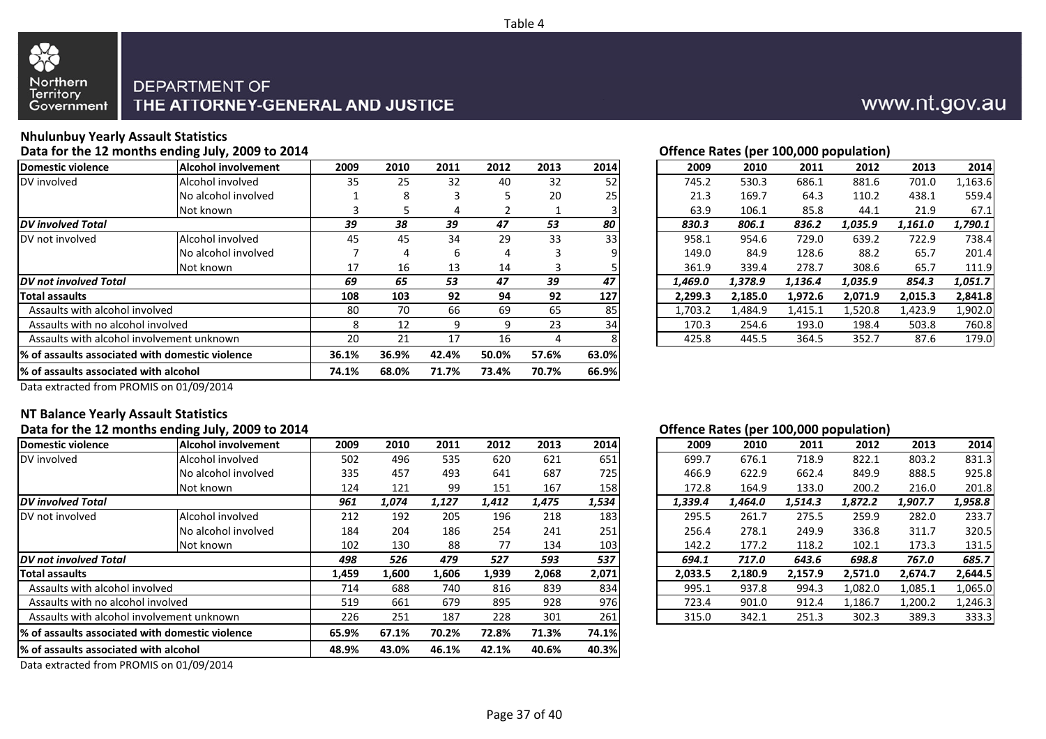Table 4

Northern Territory Government

DEPARTMENT OF THE ATTORNEY-GENERAL AND JUSTICE

www.nt.gov.au

## Nhulunbuy Yearly Assault Statistics

### Data for the 12 months ending July, 2009 to 2014

| Domestic violence | Alcohol involvement | 2009 | 2010 | 2011 | 2012 | 2013 | 2014 |
|---|---|---|---|---|---|---|---|
| DV involved | Alcohol involved | 35 | 25 | 32 | 40 | 32 | 52 |
| | No alcohol involved | 1 | 8 | 3 | 5 | 20 | 25 |
| | Not known | 3 | 5 | 4 | 2 | 1 | 3 |
| ***DV involved Total*** | | ***39*** | ***38*** | ***39*** | ***47*** | ***53*** | ***80*** |
| DV not involved | Alcohol involved | 45 | 45 | 34 | 29 | 33 | 33 |
| | No alcohol involved | 7 | 4 | 6 | 4 | 3 | 9 |
| | Not known | 17 | 16 | 13 | 14 | 3 | 5 |
| ***DV not involved Total*** | | ***69*** | ***65*** | ***53*** | ***47*** | ***39*** | ***47*** |
| **Total assaults** | | **108** | **103** | **92** | **94** | **92** | **127** |
| Assaults with alcohol involved | | 80 | 70 | 66 | 69 | 65 | 85 |
| Assaults with no alcohol involved | | 8 | 12 | 9 | 9 | 23 | 34 |
| Assaults with alcohol involvement unknown | | 20 | 21 | 17 | 16 | 4 | 8 |
| **% of assaults associated with domestic violence** | | **36.1%** | **36.9%** | **42.4%** | **50.0%** | **57.6%** | **63.0%** |
| **% of assaults associated with alcohol** | | **74.1%** | **68.0%** | **71.7%** | **73.4%** | **70.7%** | **66.9%** |

Data extracted from PROMIS on 01/09/2014

### Offence Rates (per 100,000 population)

| Domestic violence | Alcohol involvement | 2009 | 2010 | 2011 | 2012 | 2013 | 2014 |
|---|---|---|---|---|---|---|---|
| DV involved | Alcohol involved | 745.2 | 530.3 | 686.1 | 881.6 | 701.0 | 1,163.6 |
| | No alcohol involved | 21.3 | 169.7 | 64.3 | 110.2 | 438.1 | 559.4 |
| | Not known | 63.9 | 106.1 | 85.8 | 44.1 | 21.9 | 67.1 |
| ***DV involved Total*** | | ***830.3*** | ***806.1*** | ***836.2*** | ***1,035.9*** | ***1,161.0*** | ***1,790.1*** |
| DV not involved | Alcohol involved | 958.1 | 954.6 | 729.0 | 639.2 | 722.9 | 738.4 |
| | No alcohol involved | 149.0 | 84.9 | 128.6 | 88.2 | 65.7 | 201.4 |
| | Not known | 361.9 | 339.4 | 278.7 | 308.6 | 65.7 | 111.9 |
| ***DV not involved Total*** | | ***1,469.0*** | ***1,378.9*** | ***1,136.4*** | ***1,035.9*** | ***854.3*** | ***1,051.7*** |
| **Total assaults** | | **2,299.3** | **2,185.0** | **1,972.6** | **2,071.9** | **2,015.3** | **2,841.8** |
| Assaults with alcohol involved | | 1,703.2 | 1,484.9 | 1,415.1 | 1,520.8 | 1,423.9 | 1,902.0 |
| Assaults with no alcohol involved | | 170.3 | 254.6 | 193.0 | 198.4 | 503.8 | 760.8 |
| Assaults with alcohol involvement unknown | | 425.8 | 445.5 | 364.5 | 352.7 | 87.6 | 179.0 |

## NT Balance Yearly Assault Statistics

### Data for the 12 months ending July, 2009 to 2014

| Domestic violence | Alcohol involvement | 2009 | 2010 | 2011 | 2012 | 2013 | 2014 |
|---|---|---|---|---|---|---|---|
| DV involved | Alcohol involved | 502 | 496 | 535 | 620 | 621 | 651 |
| | No alcohol involved | 335 | 457 | 493 | 641 | 687 | 725 |
| | Not known | 124 | 121 | 99 | 151 | 167 | 158 |
| ***DV involved Total*** | | ***961*** | ***1,074*** | ***1,127*** | ***1,412*** | ***1,475*** | ***1,534*** |
| DV not involved | Alcohol involved | 212 | 192 | 205 | 196 | 218 | 183 |
| | No alcohol involved | 184 | 204 | 186 | 254 | 241 | 251 |
| | Not known | 102 | 130 | 88 | 77 | 134 | 103 |
| ***DV not involved Total*** | | ***498*** | ***526*** | ***479*** | ***527*** | ***593*** | ***537*** |
| **Total assaults** | | **1,459** | **1,600** | **1,606** | **1,939** | **2,068** | **2,071** |
| Assaults with alcohol involved | | 714 | 688 | 740 | 816 | 839 | 834 |
| Assaults with no alcohol involved | | 519 | 661 | 679 | 895 | 928 | 976 |
| Assaults with alcohol involvement unknown | | 226 | 251 | 187 | 228 | 301 | 261 |
| **% of assaults associated with domestic violence** | | **65.9%** | **67.1%** | **70.2%** | **72.8%** | **71.3%** | **74.1%** |
| **% of assaults associated with alcohol** | | **48.9%** | **43.0%** | **46.1%** | **42.1%** | **40.6%** | **40.3%** |

Data extracted from PROMIS on 01/09/2014

### Offence Rates (per 100,000 population)

| Domestic violence | Alcohol involvement | 2009 | 2010 | 2011 | 2012 | 2013 | 2014 |
|---|---|---|---|---|---|---|---|
| DV involved | Alcohol involved | 699.7 | 676.1 | 718.9 | 822.1 | 803.2 | 831.3 |
| | No alcohol involved | 466.9 | 622.9 | 662.4 | 849.9 | 888.5 | 925.8 |
| | Not known | 172.8 | 164.9 | 133.0 | 200.2 | 216.0 | 201.8 |
| ***DV involved Total*** | | ***1,339.4*** | ***1,464.0*** | ***1,514.3*** | ***1,872.2*** | ***1,907.7*** | ***1,958.8*** |
| DV not involved | Alcohol involved | 295.5 | 261.7 | 275.5 | 259.9 | 282.0 | 233.7 |
| | No alcohol involved | 256.4 | 278.1 | 249.9 | 336.8 | 311.7 | 320.5 |
| | Not known | 142.2 | 177.2 | 118.2 | 102.1 | 173.3 | 131.5 |
| ***DV not involved Total*** | | ***694.1*** | ***717.0*** | ***643.6*** | ***698.8*** | ***767.0*** | ***685.7*** |
| **Total assaults** | | **2,033.5** | **2,180.9** | **2,157.9** | **2,571.0** | **2,674.7** | **2,644.5** |
| Assaults with alcohol involved | | 995.1 | 937.8 | 994.3 | 1,082.0 | 1,085.1 | 1,065.0 |
| Assaults with no alcohol involved | | 723.4 | 901.0 | 912.4 | 1,186.7 | 1,200.2 | 1,246.3 |
| Assaults with alcohol involvement unknown | | 315.0 | 342.1 | 251.3 | 302.3 | 389.3 | 333.3 |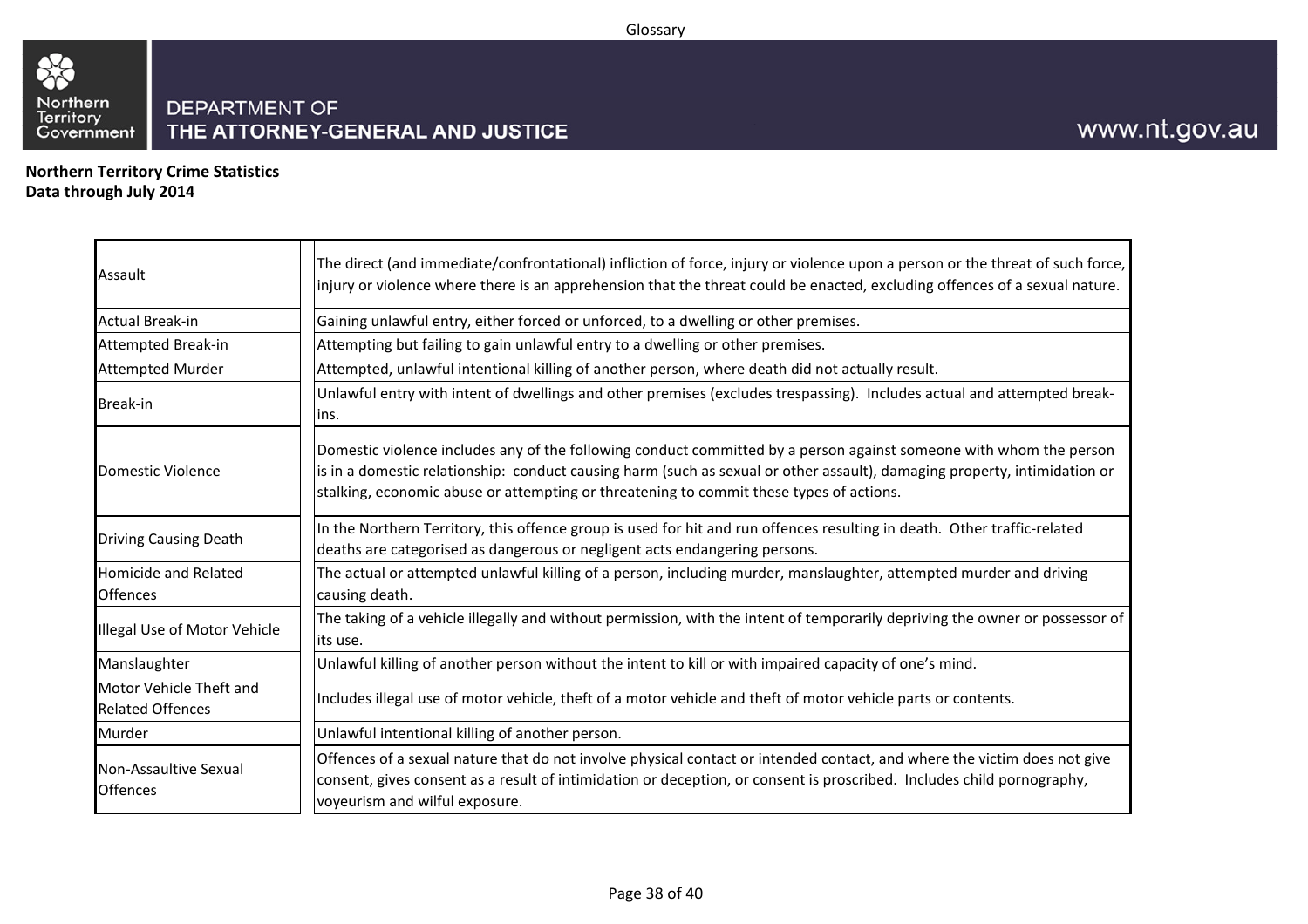**Northern Territory Crime Statistics**
**Data through July 2014**

| Term | Definition |
|---|---|
| Assault | The direct (and immediate/confrontational) infliction of force, injury or violence upon a person or the threat of such force, injury or violence where there is an apprehension that the threat could be enacted, excluding offences of a sexual nature. |
| Actual Break-in | Gaining unlawful entry, either forced or unforced, to a dwelling or other premises. |
| Attempted Break-in | Attempting but failing to gain unlawful entry to a dwelling or other premises. |
| Attempted Murder | Attempted, unlawful intentional killing of another person, where death did not actually result. |
| Break-in | Unlawful entry with intent of dwellings and other premises (excludes trespassing). Includes actual and attempted break-ins. |
| Domestic Violence | Domestic violence includes any of the following conduct committed by a person against someone with whom the person is in a domestic relationship: conduct causing harm (such as sexual or other assault), damaging property, intimidation or stalking, economic abuse or attempting or threatening to commit these types of actions. |
| Driving Causing Death | In the Northern Territory, this offence group is used for hit and run offences resulting in death. Other traffic-related deaths are categorised as dangerous or negligent acts endangering persons. |
| Homicide and Related Offences | The actual or attempted unlawful killing of a person, including murder, manslaughter, attempted murder and driving causing death. |
| Illegal Use of Motor Vehicle | The taking of a vehicle illegally and without permission, with the intent of temporarily depriving the owner or possessor of its use. |
| Manslaughter | Unlawful killing of another person without the intent to kill or with impaired capacity of one's mind. |
| Motor Vehicle Theft and Related Offences | Includes illegal use of motor vehicle, theft of a motor vehicle and theft of motor vehicle parts or contents. |
| Murder | Unlawful intentional killing of another person. |
| Non-Assaultive Sexual Offences | Offences of a sexual nature that do not involve physical contact or intended contact, and where the victim does not give consent, gives consent as a result of intimidation or deception, or consent is proscribed. Includes child pornography, voyeurism and wilful exposure. |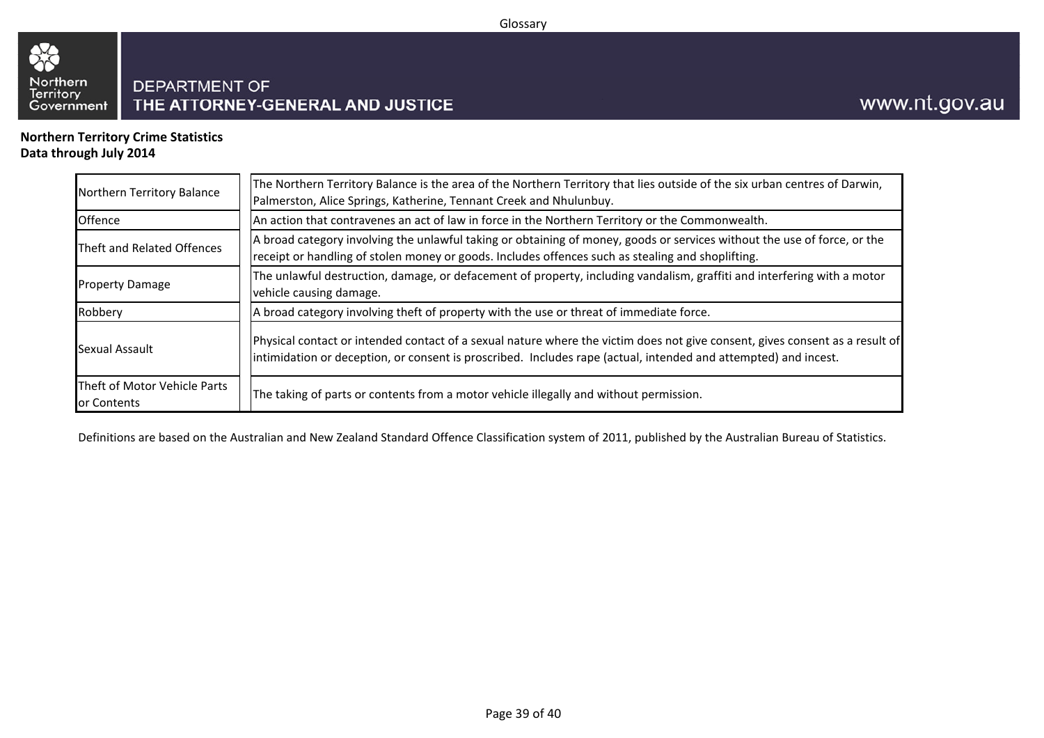Glossary

DEPARTMENT OF THE ATTORNEY-GENERAL AND JUSTICE

**Northern Territory Crime Statistics**
**Data through July 2014**

| Term | Definition |
| --- | --- |
| Northern Territory Balance | The Northern Territory Balance is the area of the Northern Territory that lies outside of the six urban centres of Darwin, Palmerston, Alice Springs, Katherine, Tennant Creek and Nhulunbuy. |
| Offence | An action that contravenes an act of law in force in the Northern Territory or the Commonwealth. |
| Theft and Related Offences | A broad category involving the unlawful taking or obtaining of money, goods or services without the use of force, or the receipt or handling of stolen money or goods. Includes offences such as stealing and shoplifting. |
| Property Damage | The unlawful destruction, damage, or defacement of property, including vandalism, graffiti and interfering with a motor vehicle causing damage. |
| Robbery | A broad category involving theft of property with the use or threat of immediate force. |
| Sexual Assault | Physical contact or intended contact of a sexual nature where the victim does not give consent, gives consent as a result of intimidation or deception, or consent is proscribed. Includes rape (actual, intended and attempted) and incest. |
| Theft of Motor Vehicle Parts or Contents | The taking of parts or contents from a motor vehicle illegally and without permission. |

Definitions are based on the Australian and New Zealand Standard Offence Classification system of 2011, published by the Australian Bureau of Statistics.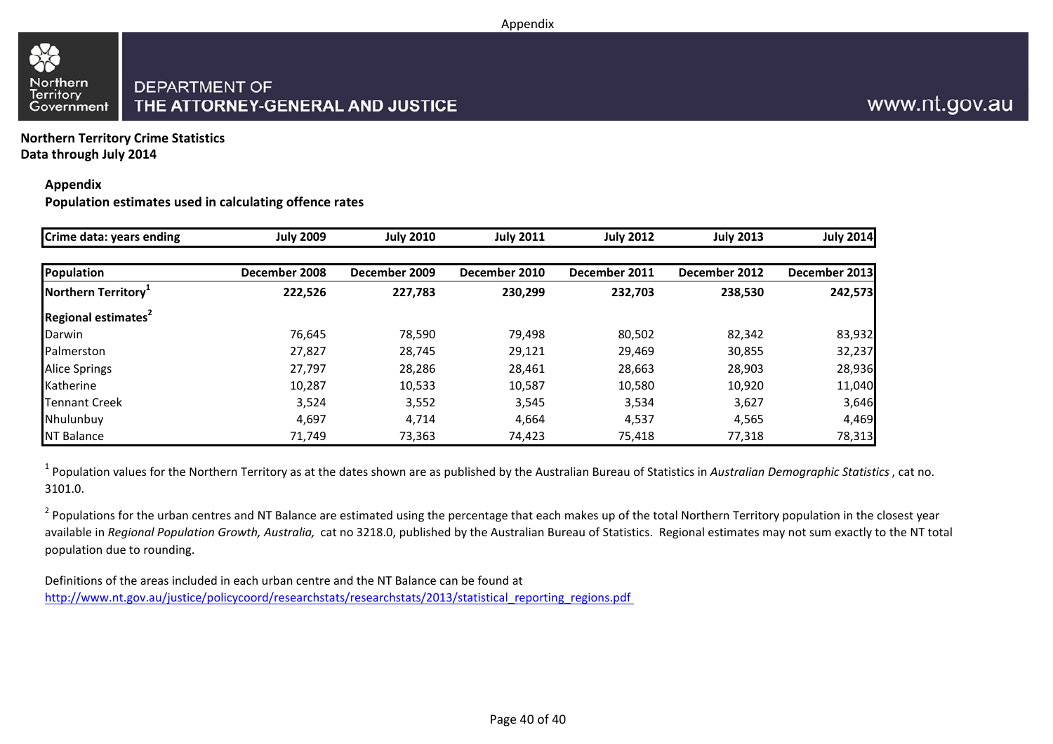DEPARTMENT OF
THE ATTORNEY-GENERAL AND JUSTICE

www.nt.gov.au

**Northern Territory Crime Statistics**
**Data through July 2014**

### Appendix

**Population estimates used in calculating offence rates**

| Crime data: years ending | July 2009 | July 2010 | July 2011 | July 2012 | July 2013 | July 2014 |
|---|---|---|---|---|---|---|
| **Population** | **December 2008** | **December 2009** | **December 2010** | **December 2011** | **December 2012** | **December 2013** |
| **Northern Territory[1]** | **222,526** | **227,783** | **230,299** | **232,703** | **238,530** | **242,573** |
| **Regional estimates[2]** | | | | | | |
| Darwin | 76,645 | 78,590 | 79,498 | 80,502 | 82,342 | 83,932 |
| Palmerston | 27,827 | 28,745 | 29,121 | 29,469 | 30,855 | 32,237 |
| Alice Springs | 27,797 | 28,286 | 28,461 | 28,663 | 28,903 | 28,936 |
| Katherine | 10,287 | 10,533 | 10,587 | 10,580 | 10,920 | 11,040 |
| Tennant Creek | 3,524 | 3,552 | 3,545 | 3,534 | 3,627 | 3,646 |
| Nhulunbuy | 4,697 | 4,714 | 4,664 | 4,537 | 4,565 | 4,469 |
| NT Balance | 71,749 | 73,363 | 74,423 | 75,418 | 77,318 | 78,313 |

[1] Population values for the Northern Territory as at the dates shown are as published by the Australian Bureau of Statistics in *Australian Demographic Statistics* , cat no. 3101.0.

[2] Populations for the urban centres and NT Balance are estimated using the percentage that each makes up of the total Northern Territory population in the closest year available in *Regional Population Growth, Australia,* cat no 3218.0, published by the Australian Bureau of Statistics. Regional estimates may not sum exactly to the NT total population due to rounding.

Definitions of the areas included in each urban centre and the NT Balance can be found at
http://www.nt.gov.au/justice/policycoord/researchstats/researchstats/2013/statistical_reporting_regions.pdf